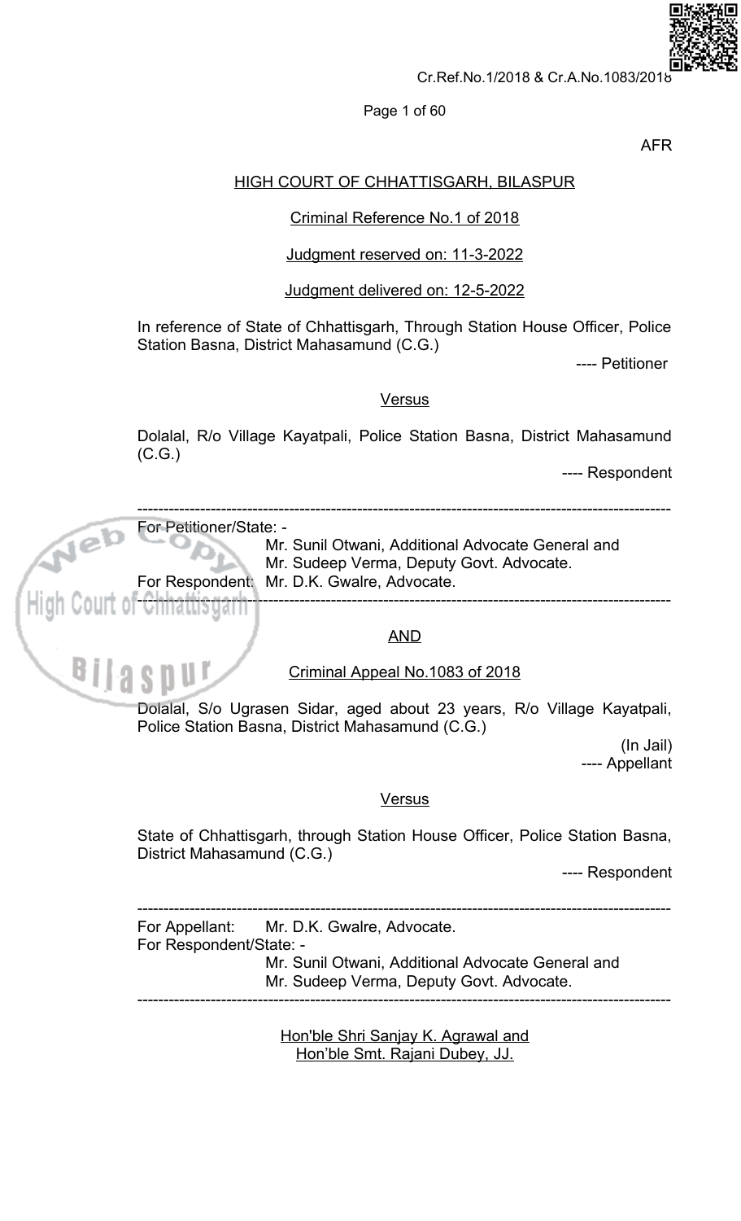AFR

## HIGH COURT OF CHHATTISGARH, BILASPUR

Criminal Reference No.1 of 2018

Judgment reserved on: 11-3-2022

Judgment delivered on: 12-5-2022

In reference of State of Chhattisgarh, Through Station House Officer, Police Station Basna, District Mahasamund (C.G.)

---- Petitioner

Versus

Dolalal, R/o Village Kayatpali, Police Station Basna, District Mahasamund (C.G.)

---- Respondent

---

For Petitioner/State: - Mr. Sunil Otwani, Additional Advocate General and Mr. Sudeep Verma, Deputy Govt. Advocate.

For Respondent: Mr. D.K. Gwalre, Advocate.

---

AND

Criminal Appeal No.1083 of 2018

Dolalal, S/o Ugrasen Sidar, aged about 23 years, R/o Village Kayatpali, Police Station Basna, District Mahasamund (C.G.)

(In Jail)

---- Appellant

Versus

State of Chhattisgarh, through Station House Officer, Police Station Basna, District Mahasamund (C.G.)

---- Respondent

---

For Appellant: Mr. D.K. Gwalre, Advocate.

For Respondent/State: - Mr. Sunil Otwani, Additional Advocate General and Mr. Sudeep Verma, Deputy Govt. Advocate.

---

Hon'ble Shri Sanjay K. Agrawal and
Hon'ble Smt. Rajani Dubey, JJ.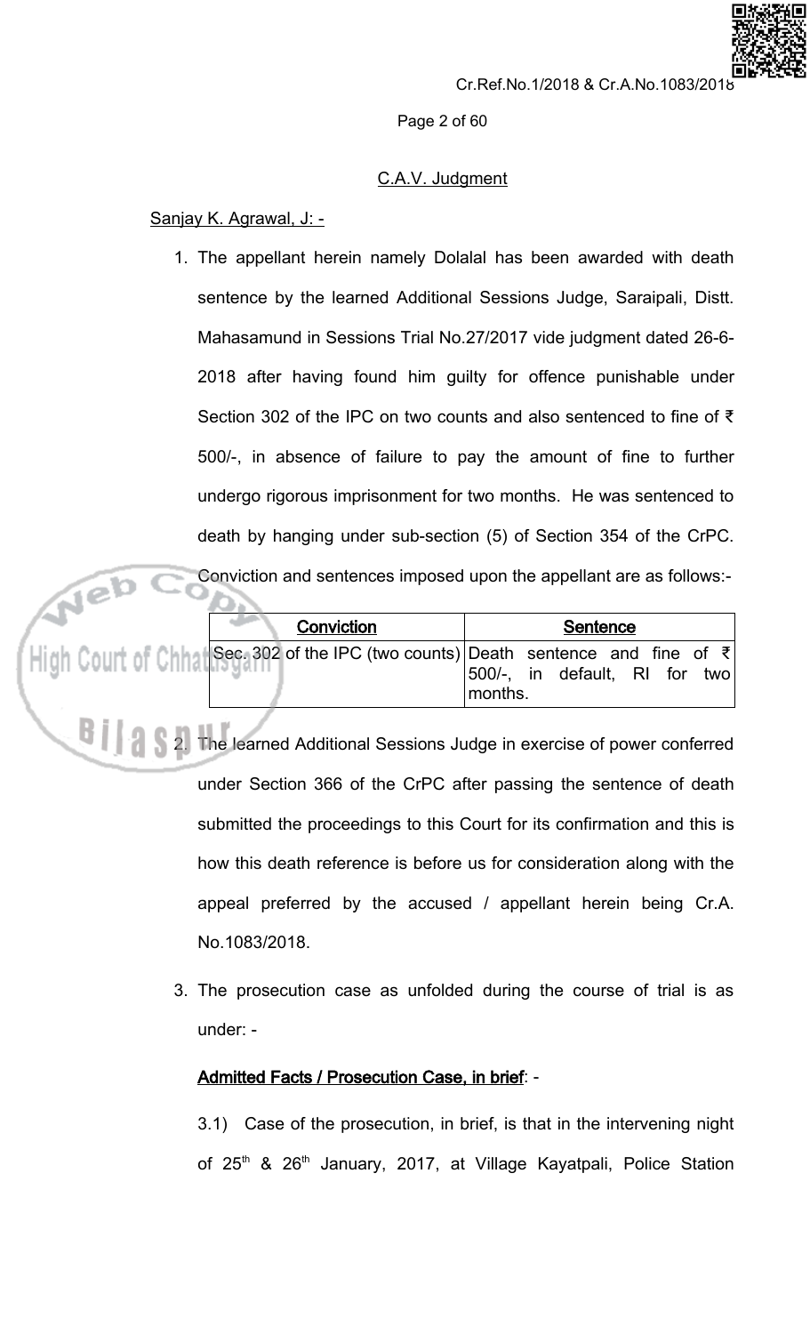C.A.V. Judgment

Sanjay K. Agrawal, J: -

1. The appellant herein namely Dolalal has been awarded with death sentence by the learned Additional Sessions Judge, Saraipali, Distt. Mahasamund in Sessions Trial No.27/2017 vide judgment dated 26-6-2018 after having found him guilty for offence punishable under Section 302 of the IPC on two counts and also sentenced to fine of ₹ 500/-, in absence of failure to pay the amount of fine to further undergo rigorous imprisonment for two months. He was sentenced to death by hanging under sub-section (5) of Section 354 of the CrPC. Conviction and sentences imposed upon the appellant are as follows:-

| Conviction | Sentence |
|---|---|
| Sec. 302 of the IPC (two counts) | Death sentence and fine of ₹ 500/-, in default, RI for two months. |

2. The learned Additional Sessions Judge in exercise of power conferred under Section 366 of the CrPC after passing the sentence of death submitted the proceedings to this Court for its confirmation and this is how this death reference is before us for consideration along with the appeal preferred by the accused / appellant herein being Cr.A. No.1083/2018.

3. The prosecution case as unfolded during the course of trial is as under: -

**Admitted Facts / Prosecution Case, in brief**: -

3.1) Case of the prosecution, in brief, is that in the intervening night of 25th & 26th January, 2017, at Village Kayatpali, Police Station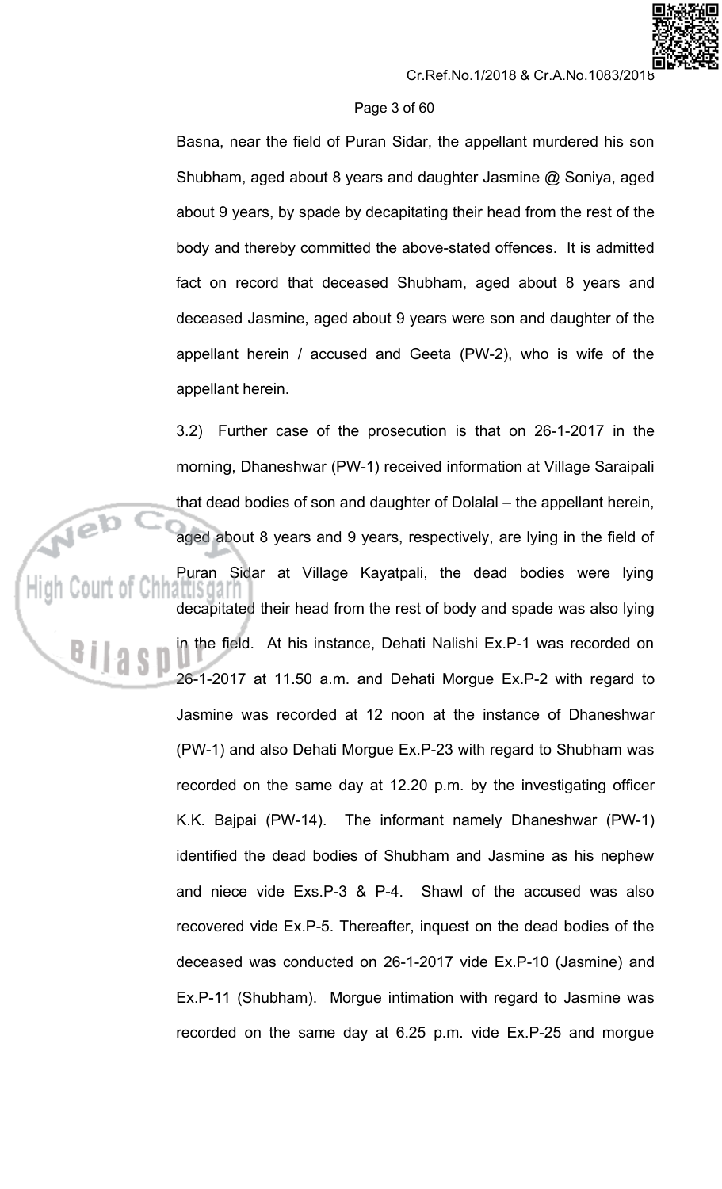Basna, near the field of Puran Sidar, the appellant murdered his son Shubham, aged about 8 years and daughter Jasmine @ Soniya, aged about 9 years, by spade by decapitating their head from the rest of the body and thereby committed the above-stated offences. It is admitted fact on record that deceased Shubham, aged about 8 years and deceased Jasmine, aged about 9 years were son and daughter of the appellant herein / accused and Geeta (PW-2), who is wife of the appellant herein.

3.2) Further case of the prosecution is that on 26-1-2017 in the morning, Dhaneshwar (PW-1) received information at Village Saraipali that dead bodies of son and daughter of Dolalal – the appellant herein, aged about 8 years and 9 years, respectively, are lying in the field of Puran Sidar at Village Kayatpali, the dead bodies were lying decapitated their head from the rest of body and spade was also lying in the field. At his instance, Dehati Nalishi Ex.P-1 was recorded on 26-1-2017 at 11.50 a.m. and Dehati Morgue Ex.P-2 with regard to Jasmine was recorded at 12 noon at the instance of Dhaneshwar (PW-1) and also Dehati Morgue Ex.P-23 with regard to Shubham was recorded on the same day at 12.20 p.m. by the investigating officer K.K. Bajpai (PW-14). The informant namely Dhaneshwar (PW-1) identified the dead bodies of Shubham and Jasmine as his nephew and niece vide Exs.P-3 & P-4. Shawl of the accused was also recovered vide Ex.P-5. Thereafter, inquest on the dead bodies of the deceased was conducted on 26-1-2017 vide Ex.P-10 (Jasmine) and Ex.P-11 (Shubham). Morgue intimation with regard to Jasmine was recorded on the same day at 6.25 p.m. vide Ex.P-25 and morgue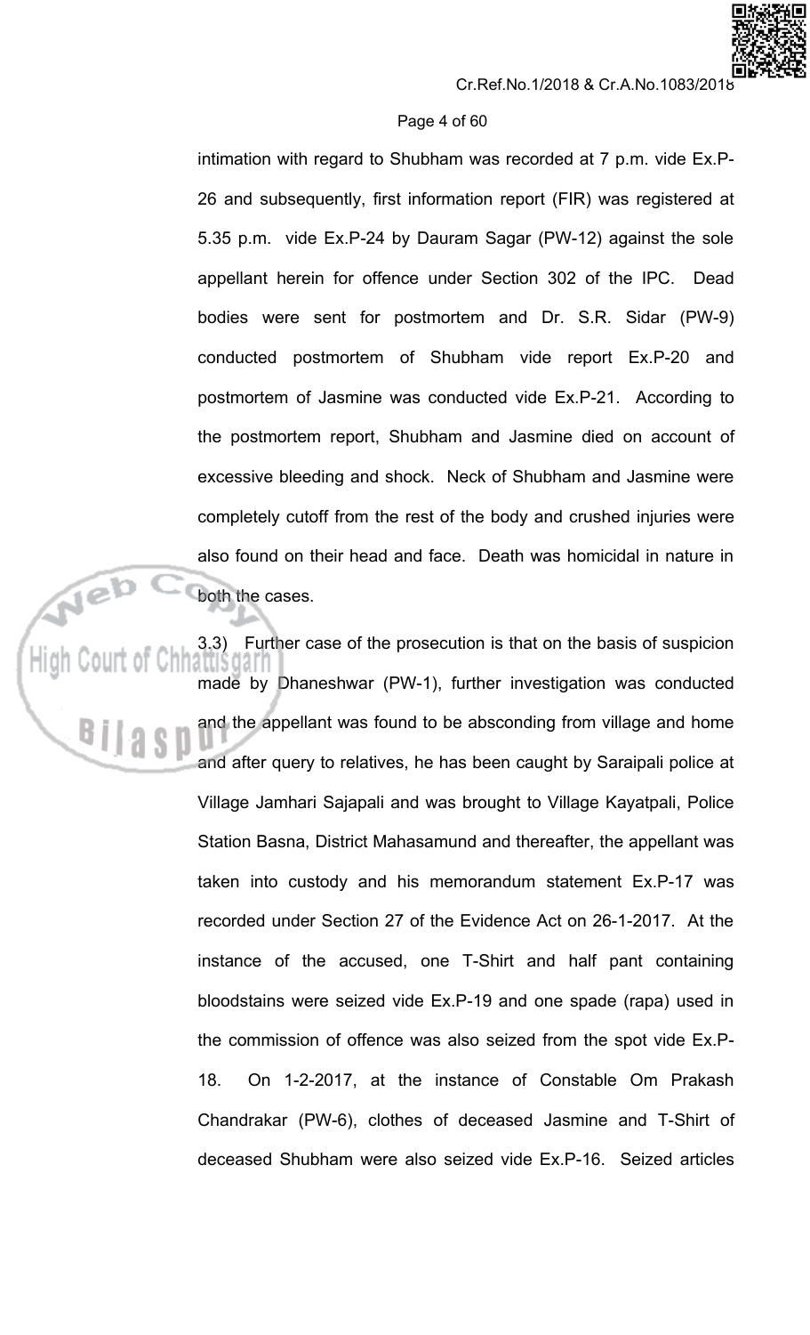intimation with regard to Shubham was recorded at 7 p.m. vide Ex.P-26 and subsequently, first information report (FIR) was registered at 5.35 p.m. vide Ex.P-24 by Dauram Sagar (PW-12) against the sole appellant herein for offence under Section 302 of the IPC. Dead bodies were sent for postmortem and Dr. S.R. Sidar (PW-9) conducted postmortem of Shubham vide report Ex.P-20 and postmortem of Jasmine was conducted vide Ex.P-21. According to the postmortem report, Shubham and Jasmine died on account of excessive bleeding and shock. Neck of Shubham and Jasmine were completely cutoff from the rest of the body and crushed injuries were also found on their head and face. Death was homicidal in nature in both the cases.

3.3) Further case of the prosecution is that on the basis of suspicion made by Dhaneshwar (PW-1), further investigation was conducted and the appellant was found to be absconding from village and home and after query to relatives, he has been caught by Saraipali police at Village Jamhari Sajapali and was brought to Village Kayatpali, Police Station Basna, District Mahasamund and thereafter, the appellant was taken into custody and his memorandum statement Ex.P-17 was recorded under Section 27 of the Evidence Act on 26-1-2017. At the instance of the accused, one T-Shirt and half pant containing bloodstains were seized vide Ex.P-19 and one spade (rapa) used in the commission of offence was also seized from the spot vide Ex.P-18. On 1-2-2017, at the instance of Constable Om Prakash Chandrakar (PW-6), clothes of deceased Jasmine and T-Shirt of deceased Shubham were also seized vide Ex.P-16. Seized articles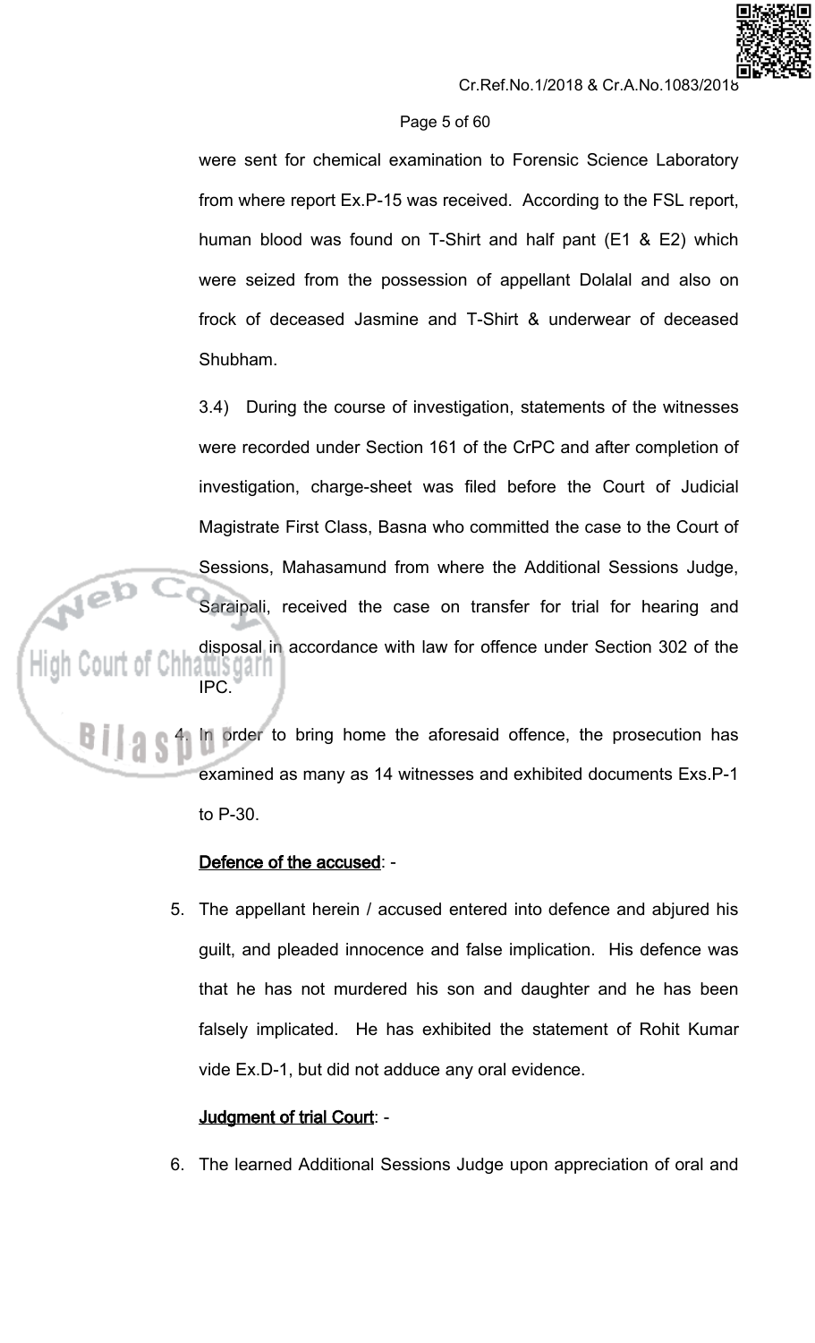were sent for chemical examination to Forensic Science Laboratory from where report Ex.P-15 was received. According to the FSL report, human blood was found on T-Shirt and half pant (E1 & E2) which were seized from the possession of appellant Dolalal and also on frock of deceased Jasmine and T-Shirt & underwear of deceased Shubham.

3.4) During the course of investigation, statements of the witnesses were recorded under Section 161 of the CrPC and after completion of investigation, charge-sheet was filed before the Court of Judicial Magistrate First Class, Basna who committed the case to the Court of Sessions, Mahasamund from where the Additional Sessions Judge, Saraipali, received the case on transfer for trial for hearing and disposal in accordance with law for offence under Section 302 of the IPC.

4. In order to bring home the aforesaid offence, the prosecution has examined as many as 14 witnesses and exhibited documents Exs.P-1 to P-30.

**Defence of the accused**: -

5. The appellant herein / accused entered into defence and abjured his guilt, and pleaded innocence and false implication. His defence was that he has not murdered his son and daughter and he has been falsely implicated. He has exhibited the statement of Rohit Kumar vide Ex.D-1, but did not adduce any oral evidence.

**Judgment of trial Court**: -

6. The learned Additional Sessions Judge upon appreciation of oral and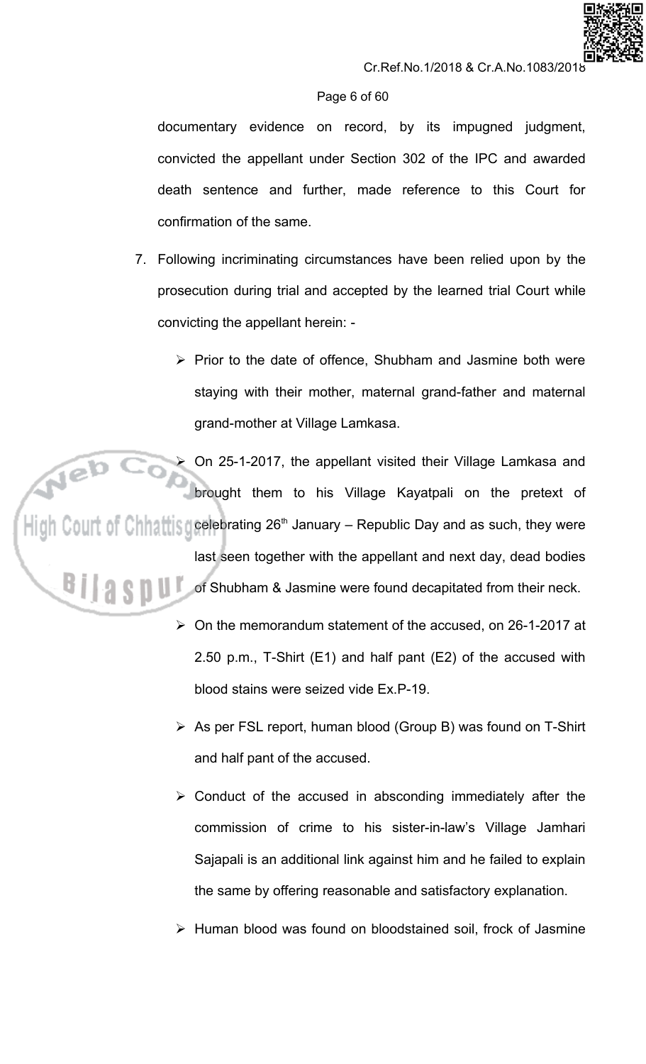documentary evidence on record, by its impugned judgment, convicted the appellant under Section 302 of the IPC and awarded death sentence and further, made reference to this Court for confirmation of the same.

7. Following incriminating circumstances have been relied upon by the prosecution during trial and accepted by the learned trial Court while convicting the appellant herein: -

   - Prior to the date of offence, Shubham and Jasmine both were staying with their mother, maternal grand-father and maternal grand-mother at Village Lamkasa.
   - On 25-1-2017, the appellant visited their Village Lamkasa and brought them to his Village Kayatpali on the pretext of celebrating 26th January – Republic Day and as such, they were last seen together with the appellant and next day, dead bodies of Shubham & Jasmine were found decapitated from their neck.
   - On the memorandum statement of the accused, on 26-1-2017 at 2.50 p.m., T-Shirt (E1) and half pant (E2) of the accused with blood stains were seized vide Ex.P-19.
   - As per FSL report, human blood (Group B) was found on T-Shirt and half pant of the accused.
   - Conduct of the accused in absconding immediately after the commission of crime to his sister-in-law's Village Jamhari Sajapali is an additional link against him and he failed to explain the same by offering reasonable and satisfactory explanation.
   - Human blood was found on bloodstained soil, frock of Jasmine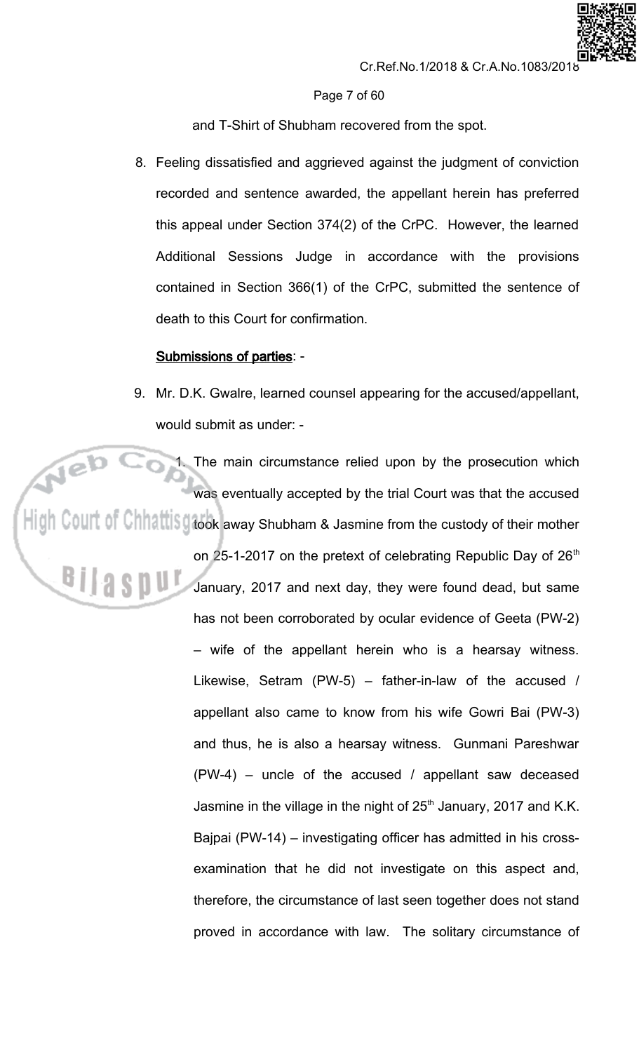and T-Shirt of Shubham recovered from the spot.

8. Feeling dissatisfied and aggrieved against the judgment of conviction recorded and sentence awarded, the appellant herein has preferred this appeal under Section 374(2) of the CrPC. However, the learned Additional Sessions Judge in accordance with the provisions contained in Section 366(1) of the CrPC, submitted the sentence of death to this Court for confirmation.

**Submissions of parties**: -

9. Mr. D.K. Gwalre, learned counsel appearing for the accused/appellant, would submit as under: -

   1. The main circumstance relied upon by the prosecution which was eventually accepted by the trial Court was that the accused took away Shubham & Jasmine from the custody of their mother on 25-1-2017 on the pretext of celebrating Republic Day of 26th January, 2017 and next day, they were found dead, but same has not been corroborated by ocular evidence of Geeta (PW-2) – wife of the appellant herein who is a hearsay witness. Likewise, Setram (PW-5) – father-in-law of the accused / appellant also came to know from his wife Gowri Bai (PW-3) and thus, he is also a hearsay witness. Gunmani Pareshwar (PW-4) – uncle of the accused / appellant saw deceased Jasmine in the village in the night of 25th January, 2017 and K.K. Bajpai (PW-14) – investigating officer has admitted in his cross-examination that he did not investigate on this aspect and, therefore, the circumstance of last seen together does not stand proved in accordance with law. The solitary circumstance of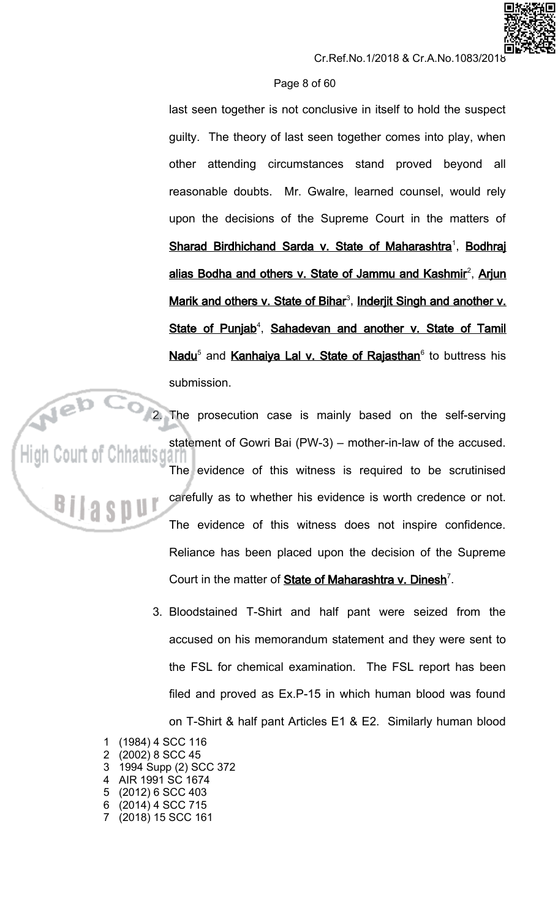last seen together is not conclusive in itself to hold the suspect guilty. The theory of last seen together comes into play, when other attending circumstances stand proved beyond all reasonable doubts. Mr. Gwalre, learned counsel, would rely upon the decisions of the Supreme Court in the matters of **Sharad Birdhichand Sarda v. State of Maharashtra**[1], **Bodhraj alias Bodha and others v. State of Jammu and Kashmir**[2], **Arjun Marik and others v. State of Bihar**[3], **Inderjit Singh and another v. State of Punjab**[4], **Sahadevan and another v. State of Tamil Nadu**[5] and **Kanhaiya Lal v. State of Rajasthan**[6] to buttress his submission.

2. The prosecution case is mainly based on the self-serving statement of Gowri Bai (PW-3) – mother-in-law of the accused. The evidence of this witness is required to be scrutinised carefully as to whether his evidence is worth credence or not. The evidence of this witness does not inspire confidence. Reliance has been placed upon the decision of the Supreme Court in the matter of **State of Maharashtra v. Dinesh**[7].

3. Bloodstained T-Shirt and half pant were seized from the accused on his memorandum statement and they were sent to the FSL for chemical examination. The FSL report has been filed and proved as Ex.P-15 in which human blood was found on T-Shirt & half pant Articles E1 & E2. Similarly human blood

1 (1984) 4 SCC 116
2 (2002) 8 SCC 45
3 1994 Supp (2) SCC 372
4 AIR 1991 SC 1674
5 (2012) 6 SCC 403
6 (2014) 4 SCC 715
7 (2018) 15 SCC 161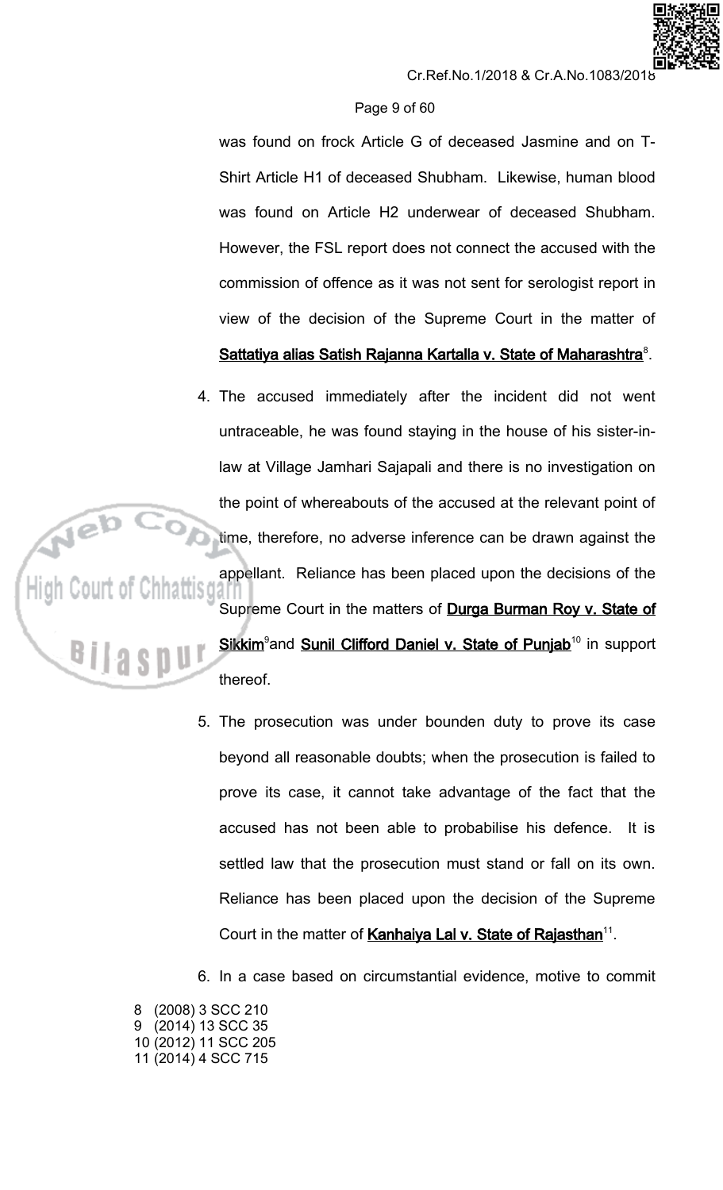was found on frock Article G of deceased Jasmine and on T-Shirt Article H1 of deceased Shubham. Likewise, human blood was found on Article H2 underwear of deceased Shubham. However, the FSL report does not connect the accused with the commission of offence as it was not sent for serologist report in view of the decision of the Supreme Court in the matter of **Sattatiya alias Satish Rajanna Kartalla v. State of Maharashtra**[8].

4. The accused immediately after the incident did not went untraceable, he was found staying in the house of his sister-in-law at Village Jamhari Sajapali and there is no investigation on the point of whereabouts of the accused at the relevant point of time, therefore, no adverse inference can be drawn against the appellant. Reliance has been placed upon the decisions of the Supreme Court in the matters of **Durga Burman Roy v. State of Sikkim**[9]and **Sunil Clifford Daniel v. State of Punjab**[10] in support thereof.

5. The prosecution was under bounden duty to prove its case beyond all reasonable doubts; when the prosecution is failed to prove its case, it cannot take advantage of the fact that the accused has not been able to probabilise his defence. It is settled law that the prosecution must stand or fall on its own. Reliance has been placed upon the decision of the Supreme Court in the matter of **Kanhaiya Lal v. State of Rajasthan**[11].

6. In a case based on circumstantial evidence, motive to commit

8 (2008) 3 SCC 210
9 (2014) 13 SCC 35
10 (2012) 11 SCC 205
11 (2014) 4 SCC 715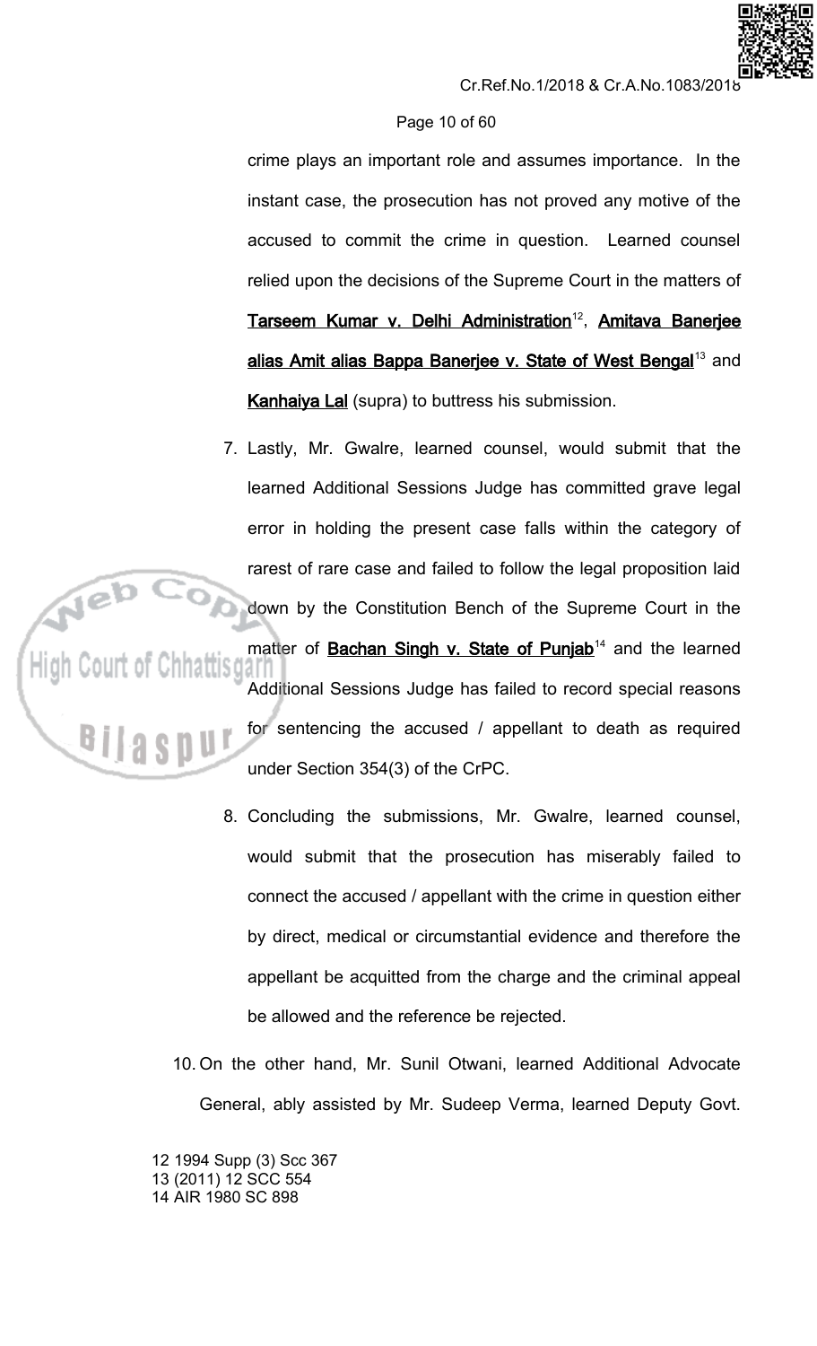crime plays an important role and assumes importance. In the instant case, the prosecution has not proved any motive of the accused to commit the crime in question. Learned counsel relied upon the decisions of the Supreme Court in the matters of **Tarseem Kumar v. Delhi Administration**[12], **Amitava Banerjee alias Amit alias Bappa Banerjee v. State of West Bengal**[13] and **Kanhaiya Lal** (supra) to buttress his submission.

7. Lastly, Mr. Gwalre, learned counsel, would submit that the learned Additional Sessions Judge has committed grave legal error in holding the present case falls within the category of rarest of rare case and failed to follow the legal proposition laid down by the Constitution Bench of the Supreme Court in the matter of **Bachan Singh v. State of Punjab**[14] and the learned Additional Sessions Judge has failed to record special reasons for sentencing the accused / appellant to death as required under Section 354(3) of the CrPC.

8. Concluding the submissions, Mr. Gwalre, learned counsel, would submit that the prosecution has miserably failed to connect the accused / appellant with the crime in question either by direct, medical or circumstantial evidence and therefore the appellant be acquitted from the charge and the criminal appeal be allowed and the reference be rejected.

10. On the other hand, Mr. Sunil Otwani, learned Additional Advocate General, ably assisted by Mr. Sudeep Verma, learned Deputy Govt.

12 1994 Supp (3) Scc 367
13 (2011) 12 SCC 554
14 AIR 1980 SC 898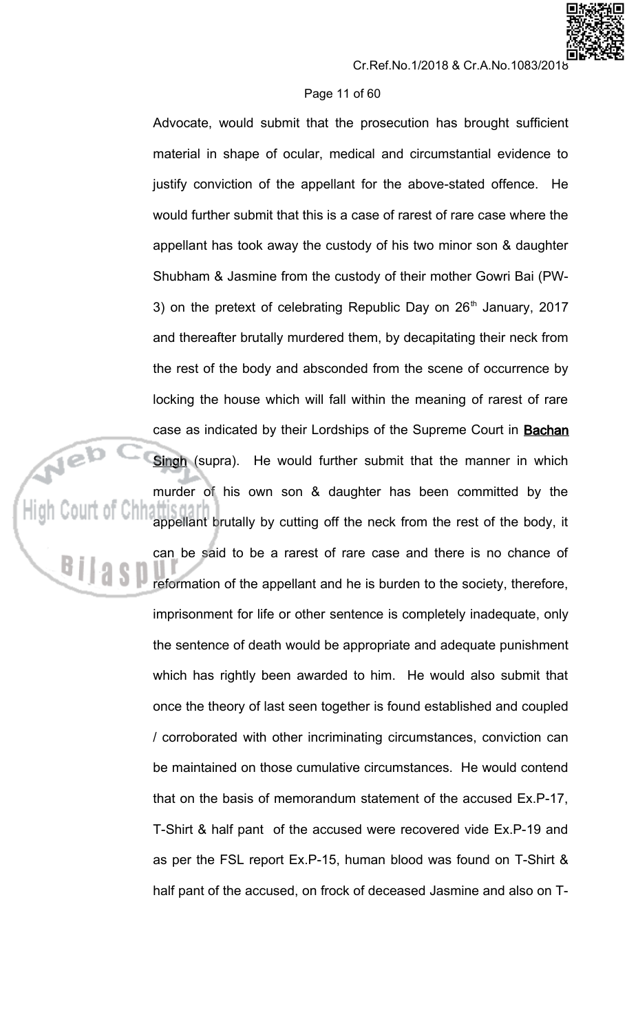Advocate, would submit that the prosecution has brought sufficient material in shape of ocular, medical and circumstantial evidence to justify conviction of the appellant for the above-stated offence. He would further submit that this is a case of rarest of rare case where the appellant has took away the custody of his two minor son & daughter Shubham & Jasmine from the custody of their mother Gowri Bai (PW-3) on the pretext of celebrating Republic Day on 26th January, 2017 and thereafter brutally murdered them, by decapitating their neck from the rest of the body and absconded from the scene of occurrence by locking the house which will fall within the meaning of rarest of rare case as indicated by their Lordships of the Supreme Court in **Bachan Singh** (supra). He would further submit that the manner in which murder of his own son & daughter has been committed by the appellant brutally by cutting off the neck from the rest of the body, it can be said to be a rarest of rare case and there is no chance of reformation of the appellant and he is burden to the society, therefore, imprisonment for life or other sentence is completely inadequate, only the sentence of death would be appropriate and adequate punishment which has rightly been awarded to him. He would also submit that once the theory of last seen together is found established and coupled / corroborated with other incriminating circumstances, conviction can be maintained on those cumulative circumstances. He would contend that on the basis of memorandum statement of the accused Ex.P-17, T-Shirt & half pant of the accused were recovered vide Ex.P-19 and as per the FSL report Ex.P-15, human blood was found on T-Shirt & half pant of the accused, on frock of deceased Jasmine and also on T-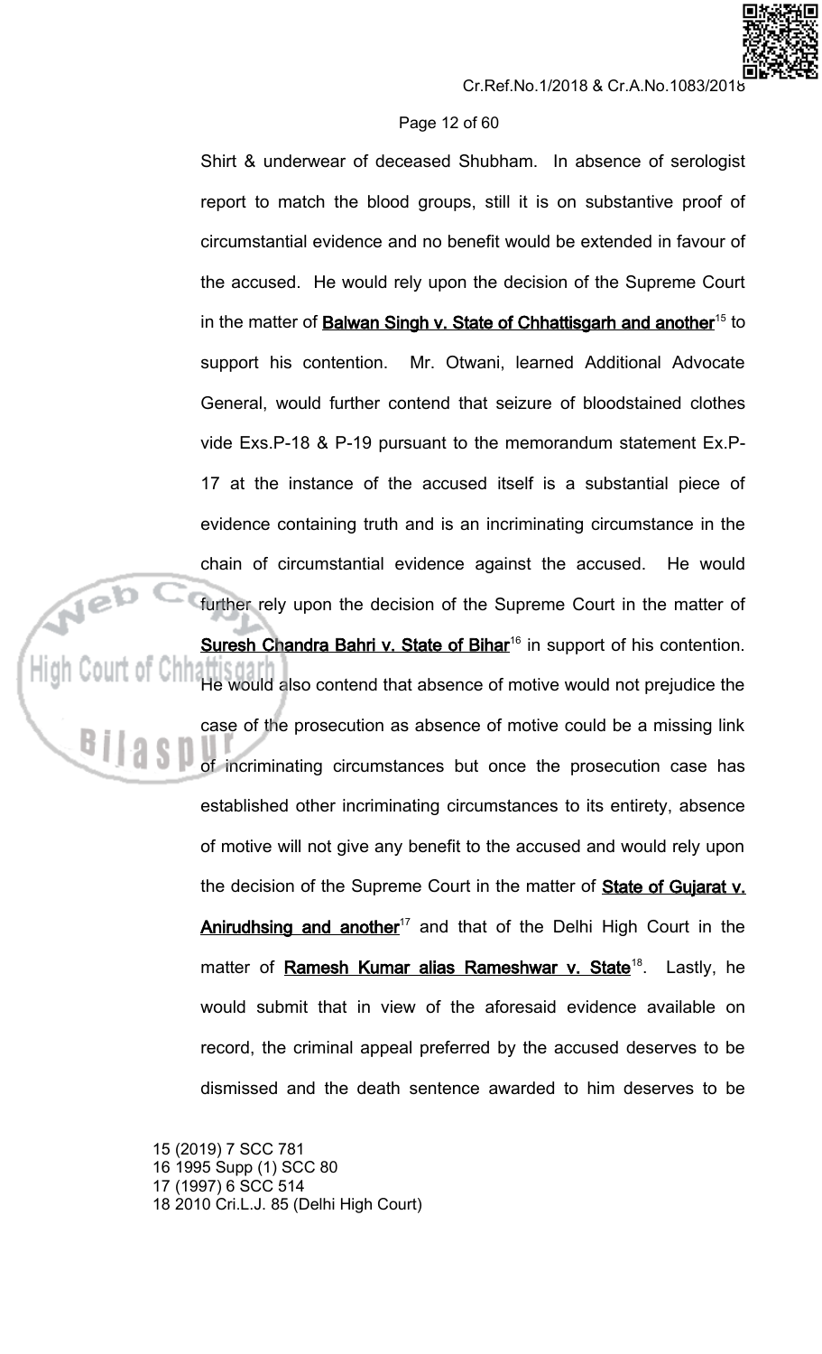Shirt & underwear of deceased Shubham. In absence of serologist report to match the blood groups, still it is on substantive proof of circumstantial evidence and no benefit would be extended in favour of the accused. He would rely upon the decision of the Supreme Court in the matter of **Balwan Singh v. State of Chhattisgarh and another**[15] to support his contention. Mr. Otwani, learned Additional Advocate General, would further contend that seizure of bloodstained clothes vide Exs.P-18 & P-19 pursuant to the memorandum statement Ex.P-17 at the instance of the accused itself is a substantial piece of evidence containing truth and is an incriminating circumstance in the chain of circumstantial evidence against the accused. He would further rely upon the decision of the Supreme Court in the matter of **Suresh Chandra Bahri v. State of Bihar**[16] in support of his contention. He would also contend that absence of motive would not prejudice the case of the prosecution as absence of motive could be a missing link of incriminating circumstances but once the prosecution case has established other incriminating circumstances to its entirety, absence of motive will not give any benefit to the accused and would rely upon the decision of the Supreme Court in the matter of **State of Gujarat v. Anirudhsing and another**[17] and that of the Delhi High Court in the matter of **Ramesh Kumar alias Rameshwar v. State**[18]. Lastly, he would submit that in view of the aforesaid evidence available on record, the criminal appeal preferred by the accused deserves to be dismissed and the death sentence awarded to him deserves to be

15 (2019) 7 SCC 781
16 1995 Supp (1) SCC 80
17 (1997) 6 SCC 514
18 2010 Cri.L.J. 85 (Delhi High Court)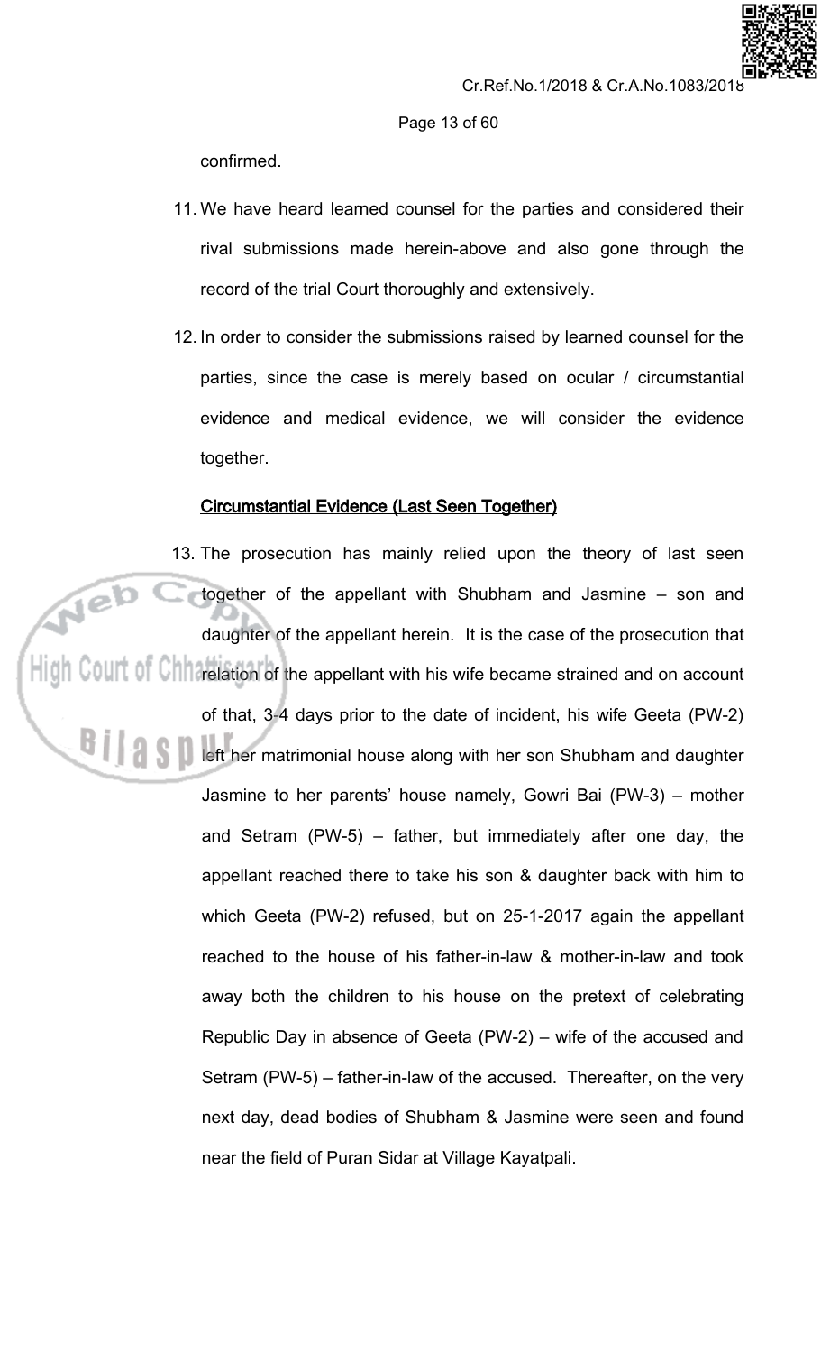confirmed.

11. We have heard learned counsel for the parties and considered their rival submissions made herein-above and also gone through the record of the trial Court thoroughly and extensively.

12. In order to consider the submissions raised by learned counsel for the parties, since the case is merely based on ocular / circumstantial evidence and medical evidence, we will consider the evidence together.

**Circumstantial Evidence (Last Seen Together)**

13. The prosecution has mainly relied upon the theory of last seen together of the appellant with Shubham and Jasmine – son and daughter of the appellant herein. It is the case of the prosecution that relation of the appellant with his wife became strained and on account of that, 3-4 days prior to the date of incident, his wife Geeta (PW-2) left her matrimonial house along with her son Shubham and daughter Jasmine to her parents' house namely, Gowri Bai (PW-3) – mother and Setram (PW-5) – father, but immediately after one day, the appellant reached there to take his son & daughter back with him to which Geeta (PW-2) refused, but on 25-1-2017 again the appellant reached to the house of his father-in-law & mother-in-law and took away both the children to his house on the pretext of celebrating Republic Day in absence of Geeta (PW-2) – wife of the accused and Setram (PW-5) – father-in-law of the accused. Thereafter, on the very next day, dead bodies of Shubham & Jasmine were seen and found near the field of Puran Sidar at Village Kayatpali.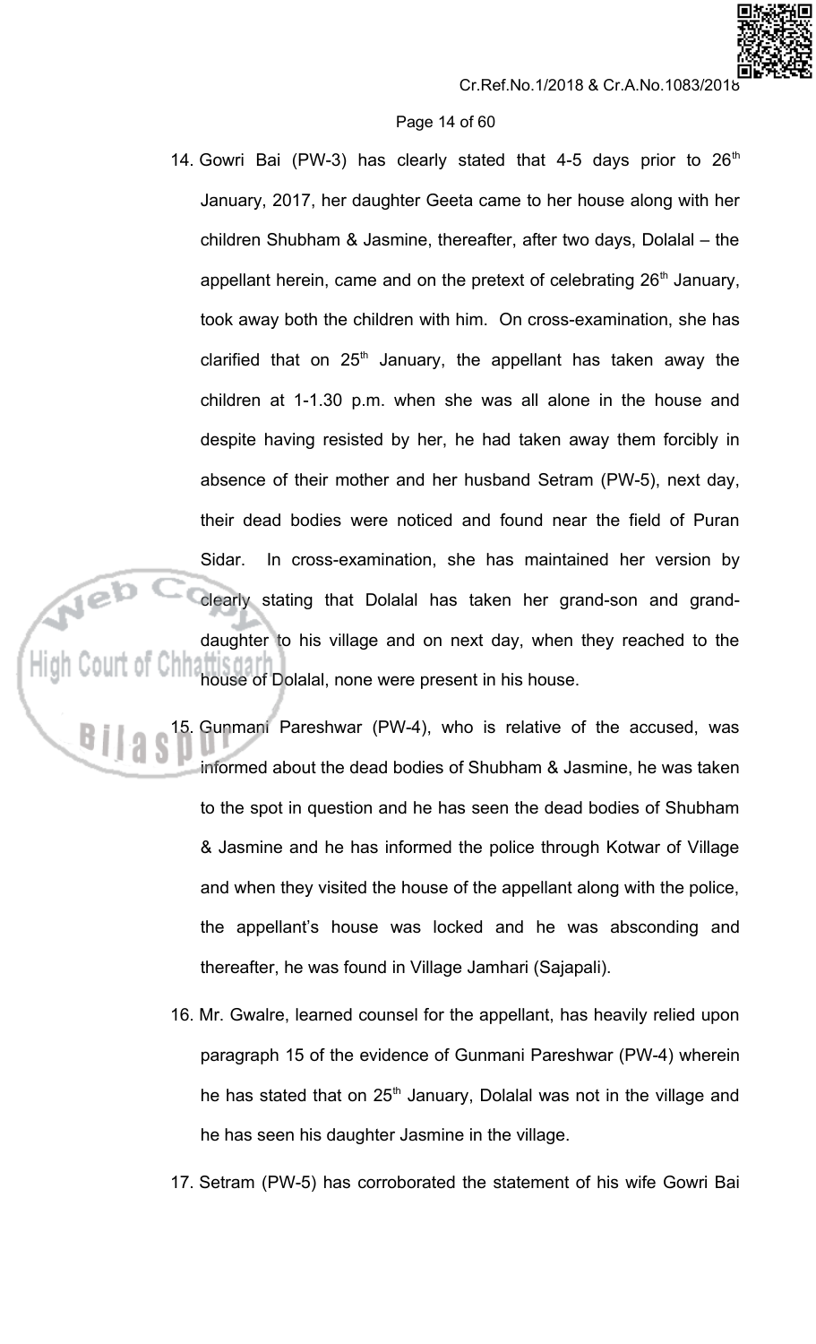14. Gowri Bai (PW-3) has clearly stated that 4-5 days prior to 26th January, 2017, her daughter Geeta came to her house along with her children Shubham & Jasmine, thereafter, after two days, Dolalal – the appellant herein, came and on the pretext of celebrating 26th January, took away both the children with him. On cross-examination, she has clarified that on 25th January, the appellant has taken away the children at 1-1.30 p.m. when she was all alone in the house and despite having resisted by her, he had taken away them forcibly in absence of their mother and her husband Setram (PW-5), next day, their dead bodies were noticed and found near the field of Puran Sidar. In cross-examination, she has maintained her version by clearly stating that Dolalal has taken her grand-son and grand-daughter to his village and on next day, when they reached to the house of Dolalal, none were present in his house.

15. Gunmani Pareshwar (PW-4), who is relative of the accused, was informed about the dead bodies of Shubham & Jasmine, he was taken to the spot in question and he has seen the dead bodies of Shubham & Jasmine and he has informed the police through Kotwar of Village and when they visited the house of the appellant along with the police, the appellant's house was locked and he was absconding and thereafter, he was found in Village Jamhari (Sajapali).

16. Mr. Gwalre, learned counsel for the appellant, has heavily relied upon paragraph 15 of the evidence of Gunmani Pareshwar (PW-4) wherein he has stated that on 25th January, Dolalal was not in the village and he has seen his daughter Jasmine in the village.

17. Setram (PW-5) has corroborated the statement of his wife Gowri Bai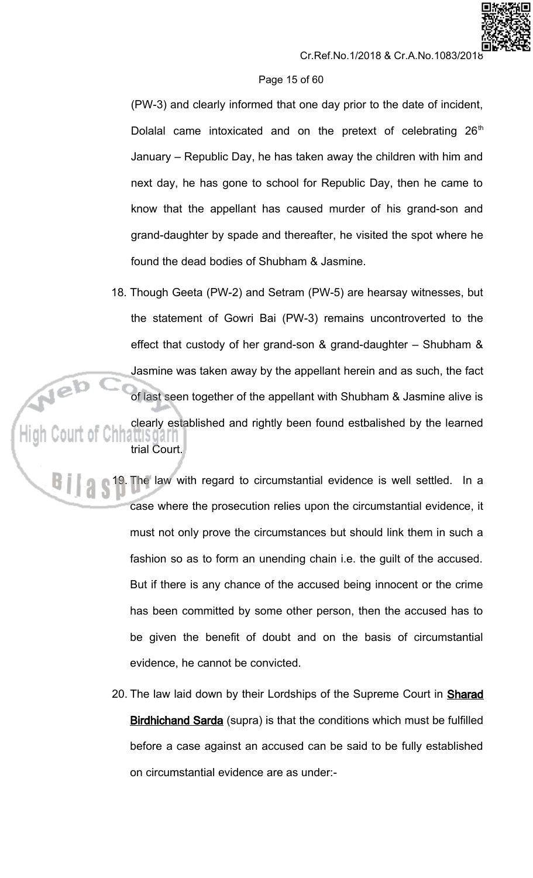(PW-3) and clearly informed that one day prior to the date of incident, Dolalal came intoxicated and on the pretext of celebrating 26th January – Republic Day, he has taken away the children with him and next day, he has gone to school for Republic Day, then he came to know that the appellant has caused murder of his grand-son and grand-daughter by spade and thereafter, he visited the spot where he found the dead bodies of Shubham & Jasmine.

18. Though Geeta (PW-2) and Setram (PW-5) are hearsay witnesses, but the statement of Gowri Bai (PW-3) remains uncontroverted to the effect that custody of her grand-son & grand-daughter – Shubham & Jasmine was taken away by the appellant herein and as such, the fact of last seen together of the appellant with Shubham & Jasmine alive is clearly established and rightly been found estbalished by the learned trial Court.

19. The law with regard to circumstantial evidence is well settled. In a case where the prosecution relies upon the circumstantial evidence, it must not only prove the circumstances but should link them in such a fashion so as to form an unending chain i.e. the guilt of the accused. But if there is any chance of the accused being innocent or the crime has been committed by some other person, then the accused has to be given the benefit of doubt and on the basis of circumstantial evidence, he cannot be convicted.

20. The law laid down by their Lordships of the Supreme Court in **Sharad Birdhichand Sarda** (supra) is that the conditions which must be fulfilled before a case against an accused can be said to be fully established on circumstantial evidence are as under:-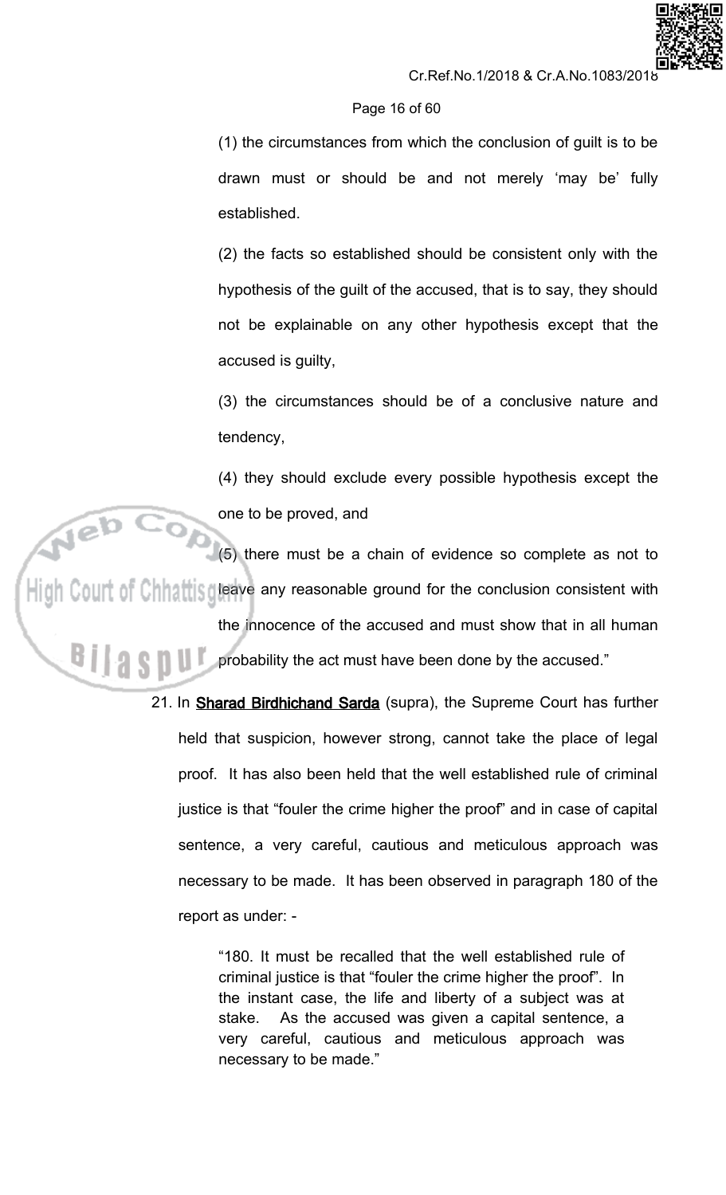(1) the circumstances from which the conclusion of guilt is to be drawn must or should be and not merely 'may be' fully established.

(2) the facts so established should be consistent only with the hypothesis of the guilt of the accused, that is to say, they should not be explainable on any other hypothesis except that the accused is guilty,

(3) the circumstances should be of a conclusive nature and tendency,

(4) they should exclude every possible hypothesis except the one to be proved, and

(5) there must be a chain of evidence so complete as not to leave any reasonable ground for the conclusion consistent with the innocence of the accused and must show that in all human probability the act must have been done by the accused."

21. In **Sharad Birdhichand Sarda** (supra), the Supreme Court has further held that suspicion, however strong, cannot take the place of legal proof. It has also been held that the well established rule of criminal justice is that "fouler the crime higher the proof" and in case of capital sentence, a very careful, cautious and meticulous approach was necessary to be made. It has been observed in paragraph 180 of the report as under: -

> "180. It must be recalled that the well established rule of criminal justice is that "fouler the crime higher the proof". In the instant case, the life and liberty of a subject was at stake. As the accused was given a capital sentence, a very careful, cautious and meticulous approach was necessary to be made."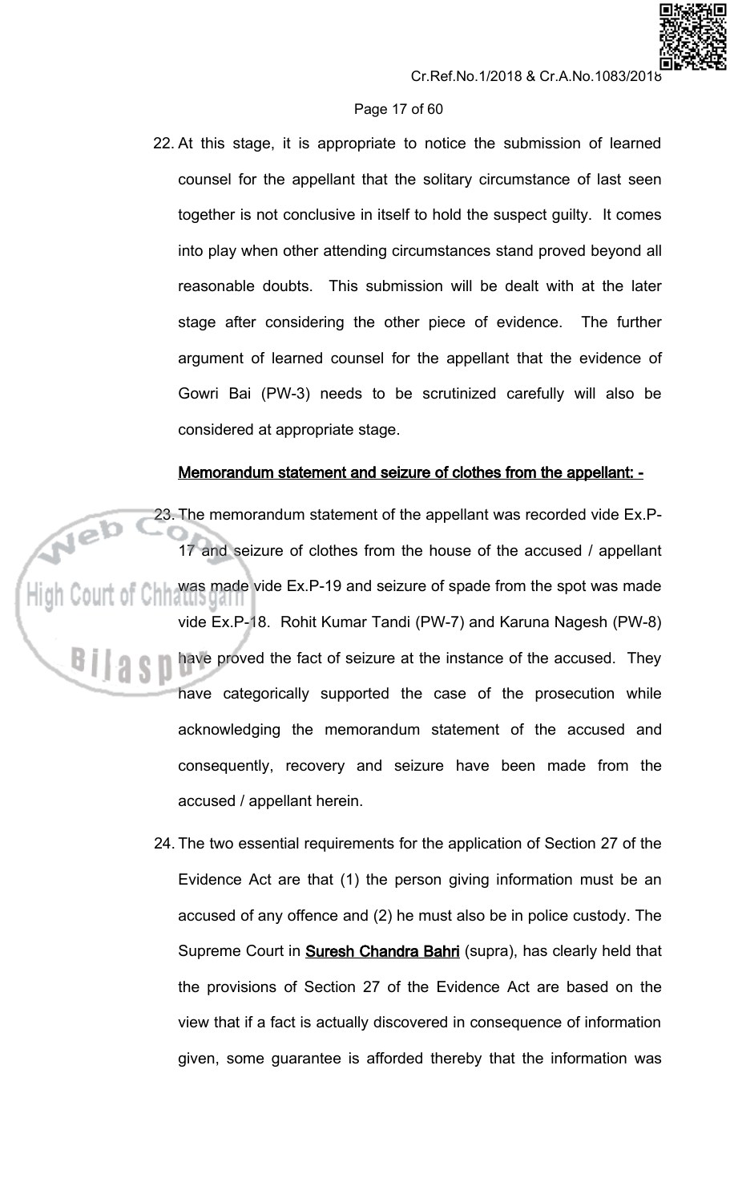22. At this stage, it is appropriate to notice the submission of learned counsel for the appellant that the solitary circumstance of last seen together is not conclusive in itself to hold the suspect guilty. It comes into play when other attending circumstances stand proved beyond all reasonable doubts. This submission will be dealt with at the later stage after considering the other piece of evidence. The further argument of learned counsel for the appellant that the evidence of Gowri Bai (PW-3) needs to be scrutinized carefully will also be considered at appropriate stage.

**Memorandum statement and seizure of clothes from the appellant: -**

23. The memorandum statement of the appellant was recorded vide Ex.P-17 and seizure of clothes from the house of the accused / appellant was made vide Ex.P-19 and seizure of spade from the spot was made vide Ex.P-18. Rohit Kumar Tandi (PW-7) and Karuna Nagesh (PW-8) have proved the fact of seizure at the instance of the accused. They have categorically supported the case of the prosecution while acknowledging the memorandum statement of the accused and consequently, recovery and seizure have been made from the accused / appellant herein.

24. The two essential requirements for the application of Section 27 of the Evidence Act are that (1) the person giving information must be an accused of any offence and (2) he must also be in police custody. The Supreme Court in **Suresh Chandra Bahri** (supra), has clearly held that the provisions of Section 27 of the Evidence Act are based on the view that if a fact is actually discovered in consequence of information given, some guarantee is afforded thereby that the information was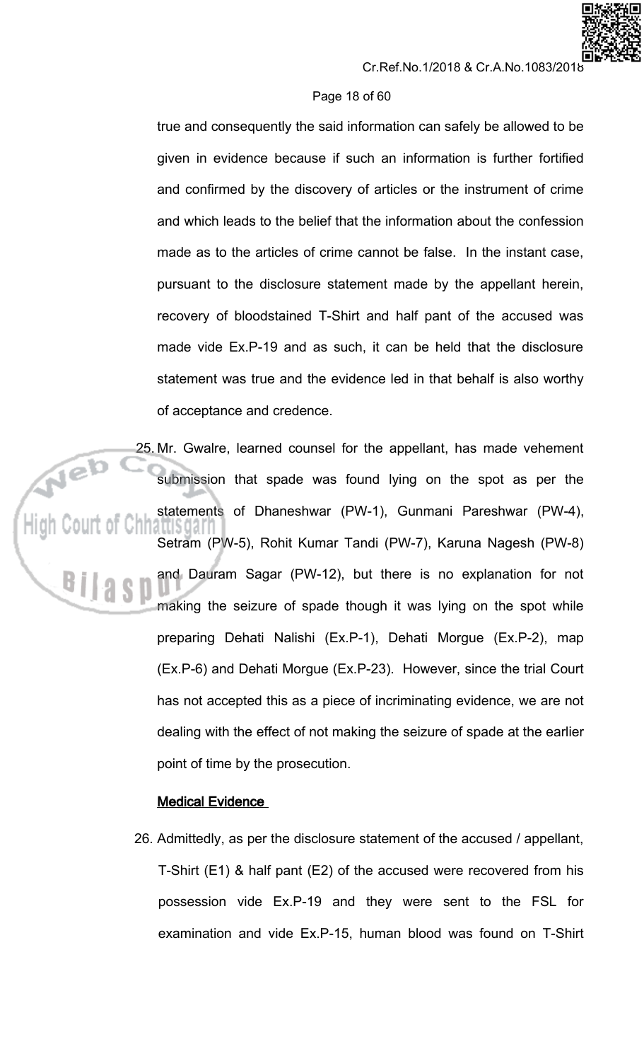true and consequently the said information can safely be allowed to be given in evidence because if such an information is further fortified and confirmed by the discovery of articles or the instrument of crime and which leads to the belief that the information about the confession made as to the articles of crime cannot be false. In the instant case, pursuant to the disclosure statement made by the appellant herein, recovery of bloodstained T-Shirt and half pant of the accused was made vide Ex.P-19 and as such, it can be held that the disclosure statement was true and the evidence led in that behalf is also worthy of acceptance and credence.

25. Mr. Gwalre, learned counsel for the appellant, has made vehement submission that spade was found lying on the spot as per the statements of Dhaneshwar (PW-1), Gunmani Pareshwar (PW-4), Setram (PW-5), Rohit Kumar Tandi (PW-7), Karuna Nagesh (PW-8) and Dauram Sagar (PW-12), but there is no explanation for not making the seizure of spade though it was lying on the spot while preparing Dehati Nalishi (Ex.P-1), Dehati Morgue (Ex.P-2), map (Ex.P-6) and Dehati Morgue (Ex.P-23). However, since the trial Court has not accepted this as a piece of incriminating evidence, we are not dealing with the effect of not making the seizure of spade at the earlier point of time by the prosecution.

**Medical Evidence**

26. Admittedly, as per the disclosure statement of the accused / appellant, T-Shirt (E1) & half pant (E2) of the accused were recovered from his possession vide Ex.P-19 and they were sent to the FSL for examination and vide Ex.P-15, human blood was found on T-Shirt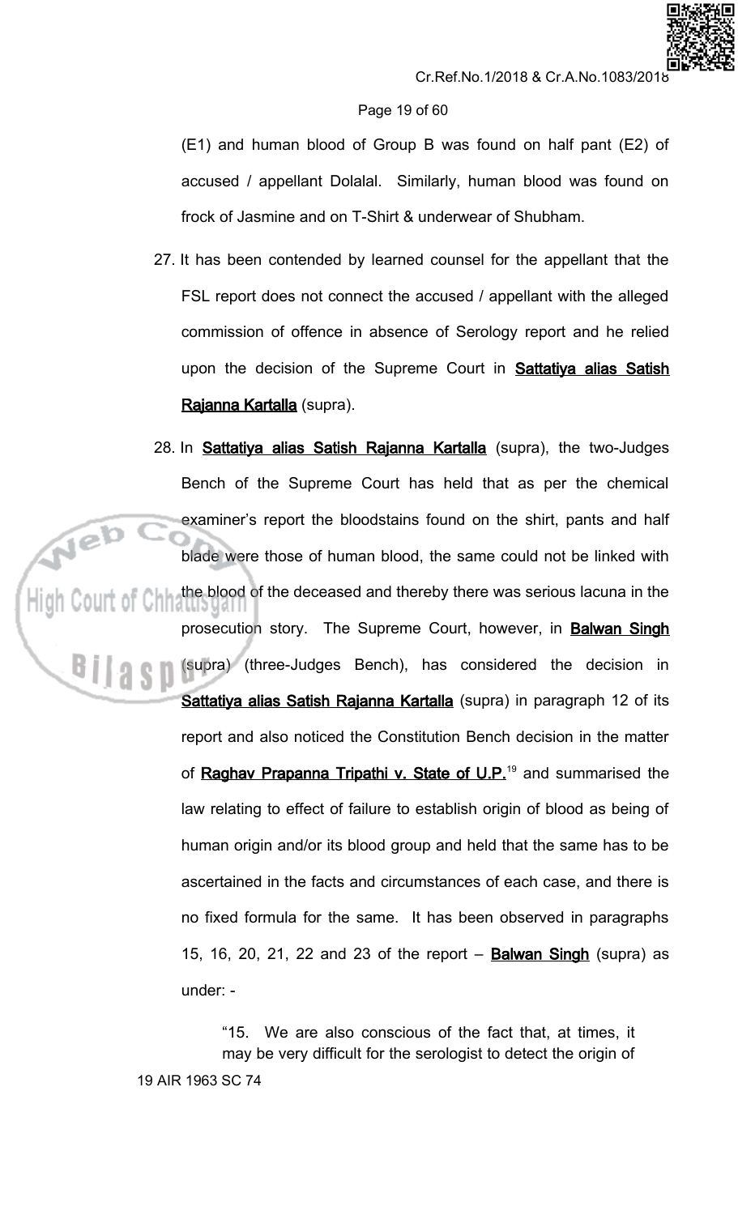(E1) and human blood of Group B was found on half pant (E2) of accused / appellant Dolalal. Similarly, human blood was found on frock of Jasmine and on T-Shirt & underwear of Shubham.

27. It has been contended by learned counsel for the appellant that the FSL report does not connect the accused / appellant with the alleged commission of offence in absence of Serology report and he relied upon the decision of the Supreme Court in **Sattatiya alias Satish Rajanna Kartalla** (supra).

28. In **Sattatiya alias Satish Rajanna Kartalla** (supra), the two-Judges Bench of the Supreme Court has held that as per the chemical examiner's report the bloodstains found on the shirt, pants and half blade were those of human blood, the same could not be linked with the blood of the deceased and thereby there was serious lacuna in the prosecution story. The Supreme Court, however, in **Balwan Singh** (supra) (three-Judges Bench), has considered the decision in **Sattatiya alias Satish Rajanna Kartalla** (supra) in paragraph 12 of its report and also noticed the Constitution Bench decision in the matter of **Raghav Prapanna Tripathi v. State of U.P.**[19] and summarised the law relating to effect of failure to establish origin of blood as being of human origin and/or its blood group and held that the same has to be ascertained in the facts and circumstances of each case, and there is no fixed formula for the same. It has been observed in paragraphs 15, 16, 20, 21, 22 and 23 of the report – **Balwan Singh** (supra) as under: -

> "15. We are also conscious of the fact that, at times, it may be very difficult for the serologist to detect the origin of

19 AIR 1963 SC 74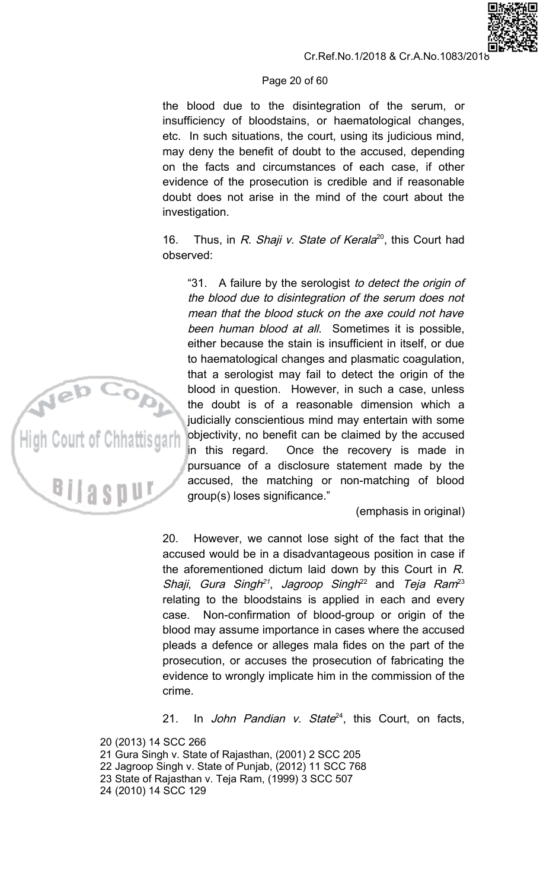the blood due to the disintegration of the serum, or insufficiency of bloodstains, or haematological changes, etc. In such situations, the court, using its judicious mind, may deny the benefit of doubt to the accused, depending on the facts and circumstances of each case, if other evidence of the prosecution is credible and if reasonable doubt does not arise in the mind of the court about the investigation.

16. Thus, in *R. Shaji v. State of Kerala*[20], this Court had observed:

> "31. A failure by the serologist *to detect the origin of the blood due to disintegration of the serum does not mean that the blood stuck on the axe could not have been human blood at all*. Sometimes it is possible, either because the stain is insufficient in itself, or due to haematological changes and plasmatic coagulation, that a serologist may fail to detect the origin of the blood in question. However, in such a case, unless the doubt is of a reasonable dimension which a judicially conscientious mind may entertain with some objectivity, no benefit can be claimed by the accused in this regard. Once the recovery is made in pursuance of a disclosure statement made by the accused, the matching or non-matching of blood group(s) loses significance."
>
> (emphasis in original)

20. However, we cannot lose sight of the fact that the accused would be in a disadvantageous position in case if the aforementioned dictum laid down by this Court in *R. Shaji*, *Gura Singh*[21], *Jagroop Singh*[22] and *Teja Ram*[23] relating to the bloodstains is applied in each and every case. Non-confirmation of blood-group or origin of the blood may assume importance in cases where the accused pleads a defence or alleges mala fides on the part of the prosecution, or accuses the prosecution of fabricating the evidence to wrongly implicate him in the commission of the crime.

21. In *John Pandian v. State*[24], this Court, on facts,

20 (2013) 14 SCC 266
21 Gura Singh v. State of Rajasthan, (2001) 2 SCC 205
22 Jagroop Singh v. State of Punjab, (2012) 11 SCC 768
23 State of Rajasthan v. Teja Ram, (1999) 3 SCC 507
24 (2010) 14 SCC 129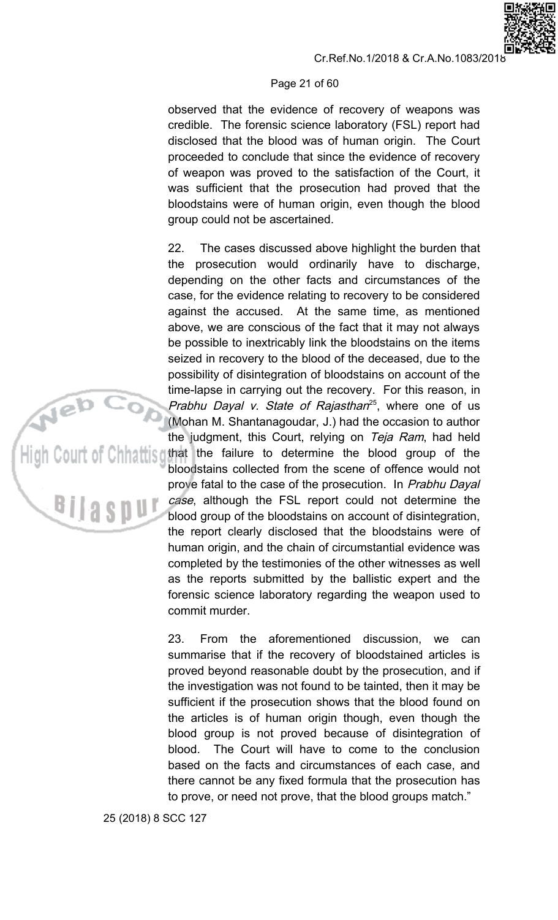observed that the evidence of recovery of weapons was credible. The forensic science laboratory (FSL) report had disclosed that the blood was of human origin. The Court proceeded to conclude that since the evidence of recovery of weapon was proved to the satisfaction of the Court, it was sufficient that the prosecution had proved that the bloodstains were of human origin, even though the blood group could not be ascertained.

22. The cases discussed above highlight the burden that the prosecution would ordinarily have to discharge, depending on the other facts and circumstances of the case, for the evidence relating to recovery to be considered against the accused. At the same time, as mentioned above, we are conscious of the fact that it may not always be possible to inextricably link the bloodstains on the items seized in recovery to the blood of the deceased, due to the possibility of disintegration of bloodstains on account of the time-lapse in carrying out the recovery. For this reason, in *Prabhu Dayal v. State of Rajasthan*[25], where one of us (Mohan M. Shantanagoudar, J.) had the occasion to author the judgment, this Court, relying on *Teja Ram*, had held that the failure to determine the blood group of the bloodstains collected from the scene of offence would not prove fatal to the case of the prosecution. In *Prabhu Dayal case*, although the FSL report could not determine the blood group of the bloodstains on account of disintegration, the report clearly disclosed that the bloodstains were of human origin, and the chain of circumstantial evidence was completed by the testimonies of the other witnesses as well as the reports submitted by the ballistic expert and the forensic science laboratory regarding the weapon used to commit murder.

23. From the aforementioned discussion, we can summarise that if the recovery of bloodstained articles is proved beyond reasonable doubt by the prosecution, and if the investigation was not found to be tainted, then it may be sufficient if the prosecution shows that the blood found on the articles is of human origin though, even though the blood group is not proved because of disintegration of blood. The Court will have to come to the conclusion based on the facts and circumstances of each case, and there cannot be any fixed formula that the prosecution has to prove, or need not prove, that the blood groups match."

25 (2018) 8 SCC 127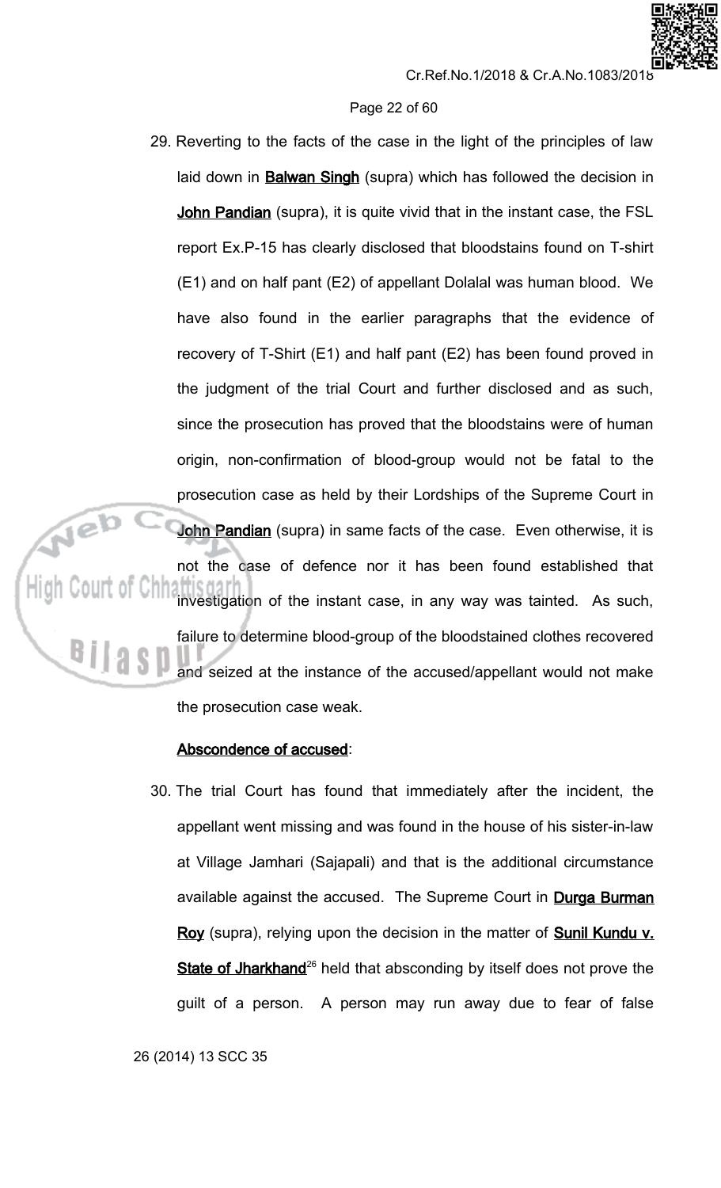29. Reverting to the facts of the case in the light of the principles of law laid down in **Balwan Singh** (supra) which has followed the decision in **John Pandian** (supra), it is quite vivid that in the instant case, the FSL report Ex.P-15 has clearly disclosed that bloodstains found on T-shirt (E1) and on half pant (E2) of appellant Dolalal was human blood. We have also found in the earlier paragraphs that the evidence of recovery of T-Shirt (E1) and half pant (E2) has been found proved in the judgment of the trial Court and further disclosed and as such, since the prosecution has proved that the bloodstains were of human origin, non-confirmation of blood-group would not be fatal to the prosecution case as held by their Lordships of the Supreme Court in **John Pandian** (supra) in same facts of the case. Even otherwise, it is not the case of defence nor it has been found established that investigation of the instant case, in any way was tainted. As such, failure to determine blood-group of the bloodstained clothes recovered and seized at the instance of the accused/appellant would not make the prosecution case weak.

**Abscondence of accused**:

30. The trial Court has found that immediately after the incident, the appellant went missing and was found in the house of his sister-in-law at Village Jamhari (Sajapali) and that is the additional circumstance available against the accused. The Supreme Court in **Durga Burman Roy** (supra), relying upon the decision in the matter of **Sunil Kundu v. State of Jharkhand**[26] held that absconding by itself does not prove the guilt of a person. A person may run away due to fear of false

26 (2014) 13 SCC 35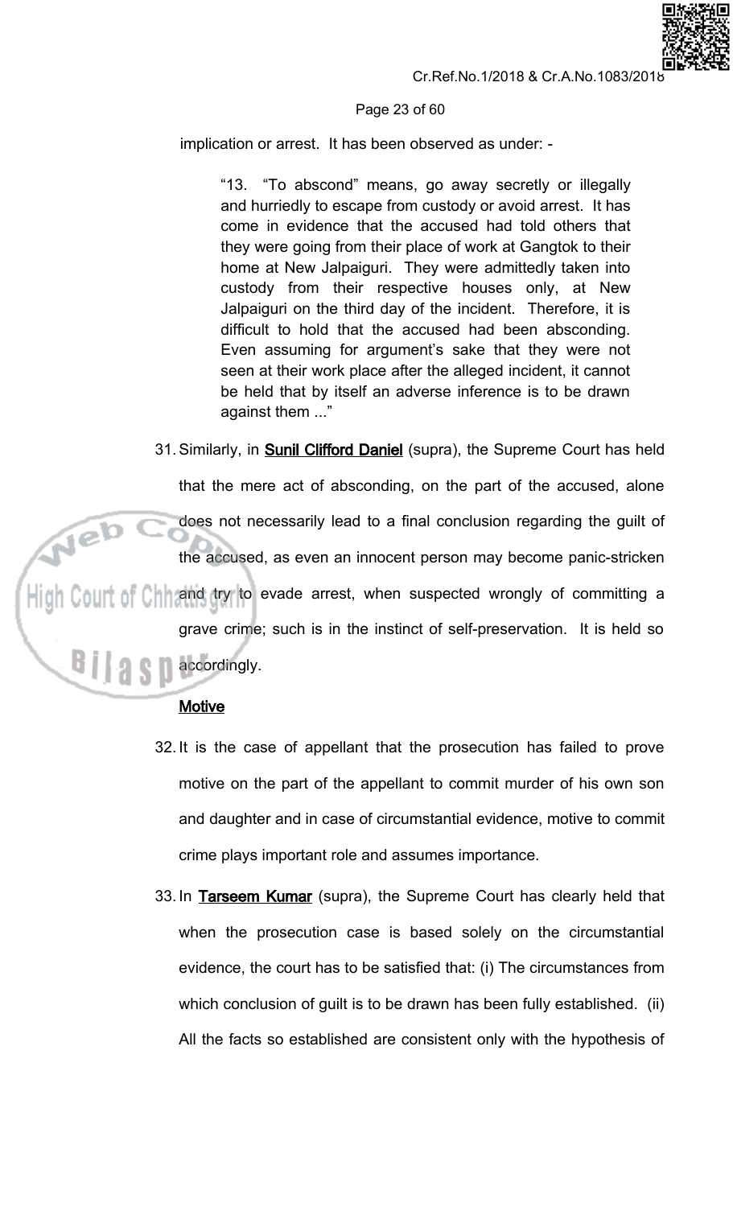implication or arrest. It has been observed as under: -

> "13. "To abscond" means, go away secretly or illegally and hurriedly to escape from custody or avoid arrest. It has come in evidence that the accused had told others that they were going from their place of work at Gangtok to their home at New Jalpaiguri. They were admittedly taken into custody from their respective houses only, at New Jalpaiguri on the third day of the incident. Therefore, it is difficult to hold that the accused had been absconding. Even assuming for argument's sake that they were not seen at their work place after the alleged incident, it cannot be held that by itself an adverse inference is to be drawn against them ..."

31. Similarly, in **Sunil Clifford Daniel** (supra), the Supreme Court has held that the mere act of absconding, on the part of the accused, alone does not necessarily lead to a final conclusion regarding the guilt of the accused, as even an innocent person may become panic-stricken and try to evade arrest, when suspected wrongly of committing a grave crime; such is in the instinct of self-preservation. It is held so accordingly.

**Motive**

32. It is the case of appellant that the prosecution has failed to prove motive on the part of the appellant to commit murder of his own son and daughter and in case of circumstantial evidence, motive to commit crime plays important role and assumes importance.

33. In **Tarseem Kumar** (supra), the Supreme Court has clearly held that when the prosecution case is based solely on the circumstantial evidence, the court has to be satisfied that: (i) The circumstances from which conclusion of guilt is to be drawn has been fully established. (ii) All the facts so established are consistent only with the hypothesis of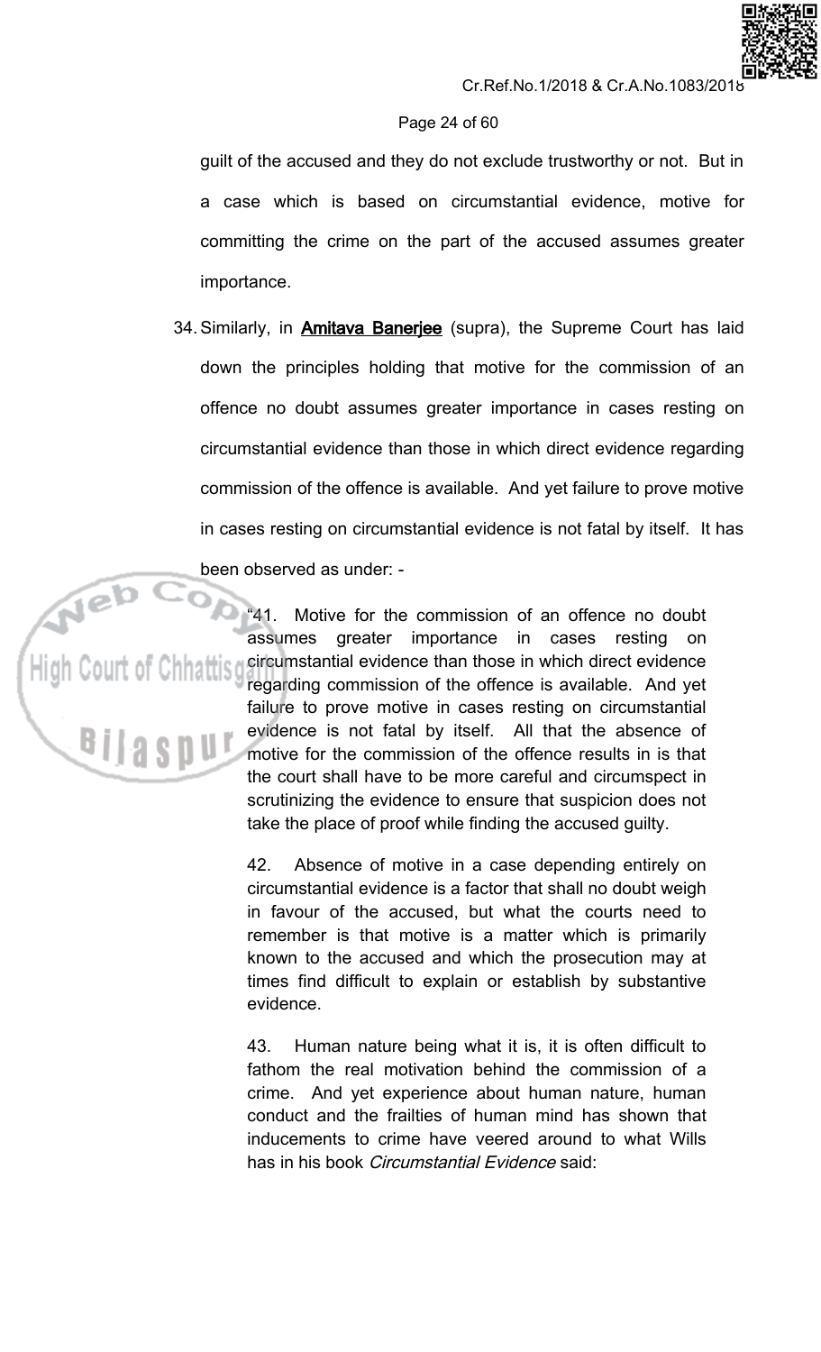guilt of the accused and they do not exclude trustworthy or not. But in a case which is based on circumstantial evidence, motive for committing the crime on the part of the accused assumes greater importance.

34. Similarly, in **Amitava Banerjee** (supra), the Supreme Court has laid down the principles holding that motive for the commission of an offence no doubt assumes greater importance in cases resting on circumstantial evidence than those in which direct evidence regarding commission of the offence is available. And yet failure to prove motive in cases resting on circumstantial evidence is not fatal by itself. It has been observed as under: -

> "41. Motive for the commission of an offence no doubt assumes greater importance in cases resting on circumstantial evidence than those in which direct evidence regarding commission of the offence is available. And yet failure to prove motive in cases resting on circumstantial evidence is not fatal by itself. All that the absence of motive for the commission of the offence results in is that the court shall have to be more careful and circumspect in scrutinizing the evidence to ensure that suspicion does not take the place of proof while finding the accused guilty.
>
> 42. Absence of motive in a case depending entirely on circumstantial evidence is a factor that shall no doubt weigh in favour of the accused, but what the courts need to remember is that motive is a matter which is primarily known to the accused and which the prosecution may at times find difficult to explain or establish by substantive evidence.
>
> 43. Human nature being what it is, it is often difficult to fathom the real motivation behind the commission of a crime. And yet experience about human nature, human conduct and the frailties of human mind has shown that inducements to crime have veered around to what Wills has in his book *Circumstantial Evidence* said: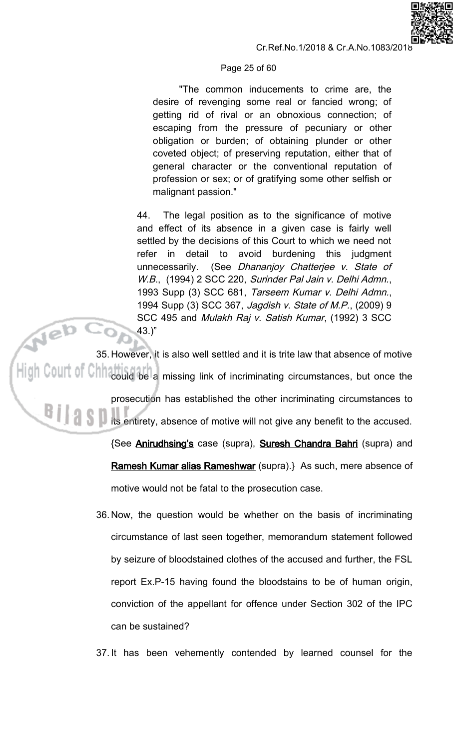"The common inducements to crime are, the desire of revenging some real or fancied wrong; of getting rid of rival or an obnoxious connection; of escaping from the pressure of pecuniary or other obligation or burden; of obtaining plunder or other coveted object; of preserving reputation, either that of general character or the conventional reputation of profession or sex; or of gratifying some other selfish or malignant passion."

44. The legal position as to the significance of motive and effect of its absence in a given case is fairly well settled by the decisions of this Court to which we need not refer in detail to avoid burdening this judgment unnecessarily. (See *Dhananjoy Chatterjee v. State of W.B.*, (1994) 2 SCC 220, *Surinder Pal Jain v. Delhi Admn.*, 1993 Supp (3) SCC 681, *Tarseem Kumar v. Delhi Admn.*, 1994 Supp (3) SCC 367, *Jagdish v. State of M.P.*, (2009) 9 SCC 495 and *Mulakh Raj v. Satish Kumar*, (1992) 3 SCC 43.)"

35. However, it is also well settled and it is trite law that absence of motive could be a missing link of incriminating circumstances, but once the prosecution has established the other incriminating circumstances to its entirety, absence of motive will not give any benefit to the accused. {See **Anirudhsing's** case (supra), **Suresh Chandra Bahri** (supra) and **Ramesh Kumar alias Rameshwar** (supra).} As such, mere absence of motive would not be fatal to the prosecution case.

36. Now, the question would be whether on the basis of incriminating circumstance of last seen together, memorandum statement followed by seizure of bloodstained clothes of the accused and further, the FSL report Ex.P-15 having found the bloodstains to be of human origin, conviction of the appellant for offence under Section 302 of the IPC can be sustained?

37. It has been vehemently contended by learned counsel for the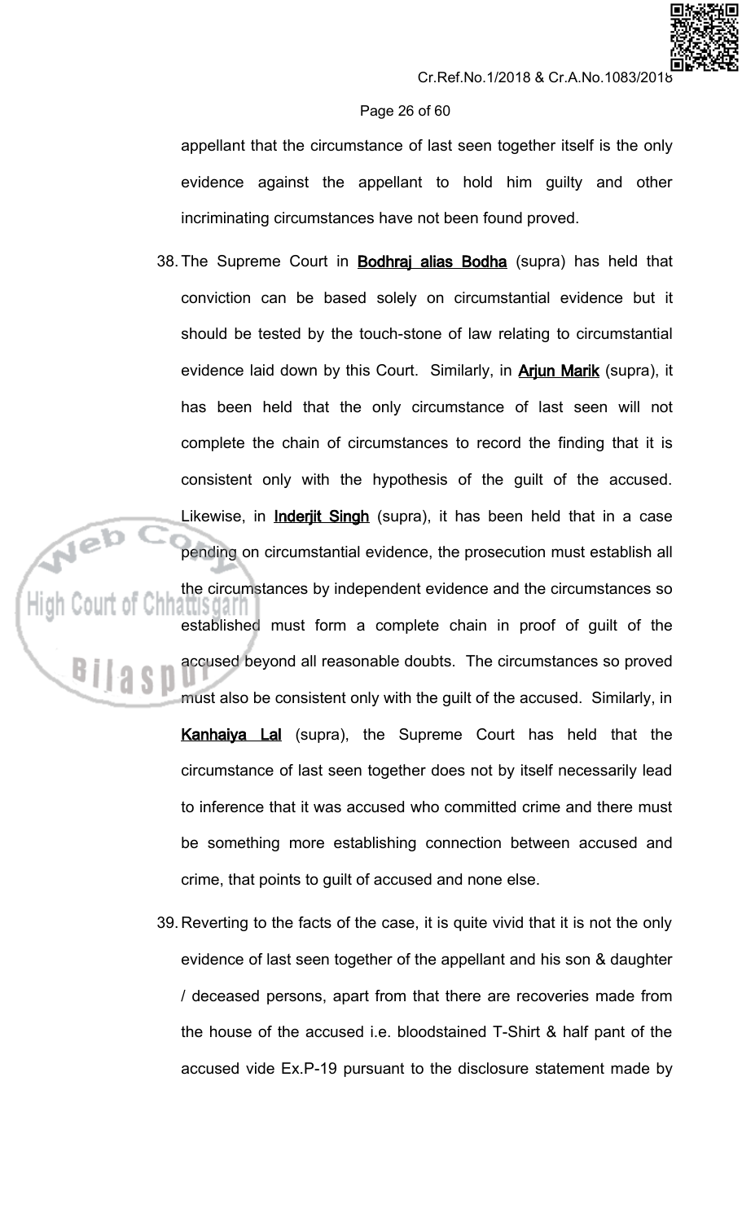appellant that the circumstance of last seen together itself is the only evidence against the appellant to hold him guilty and other incriminating circumstances have not been found proved.

38. The Supreme Court in **Bodhraj alias Bodha** (supra) has held that conviction can be based solely on circumstantial evidence but it should be tested by the touch-stone of law relating to circumstantial evidence laid down by this Court. Similarly, in **Arjun Marik** (supra), it has been held that the only circumstance of last seen will not complete the chain of circumstances to record the finding that it is consistent only with the hypothesis of the guilt of the accused. Likewise, in **Inderjit Singh** (supra), it has been held that in a case pending on circumstantial evidence, the prosecution must establish all the circumstances by independent evidence and the circumstances so established must form a complete chain in proof of guilt of the accused beyond all reasonable doubts. The circumstances so proved must also be consistent only with the guilt of the accused. Similarly, in **Kanhaiya Lal** (supra), the Supreme Court has held that the circumstance of last seen together does not by itself necessarily lead to inference that it was accused who committed crime and there must be something more establishing connection between accused and crime, that points to guilt of accused and none else.

39. Reverting to the facts of the case, it is quite vivid that it is not the only evidence of last seen together of the appellant and his son & daughter / deceased persons, apart from that there are recoveries made from the house of the accused i.e. bloodstained T-Shirt & half pant of the accused vide Ex.P-19 pursuant to the disclosure statement made by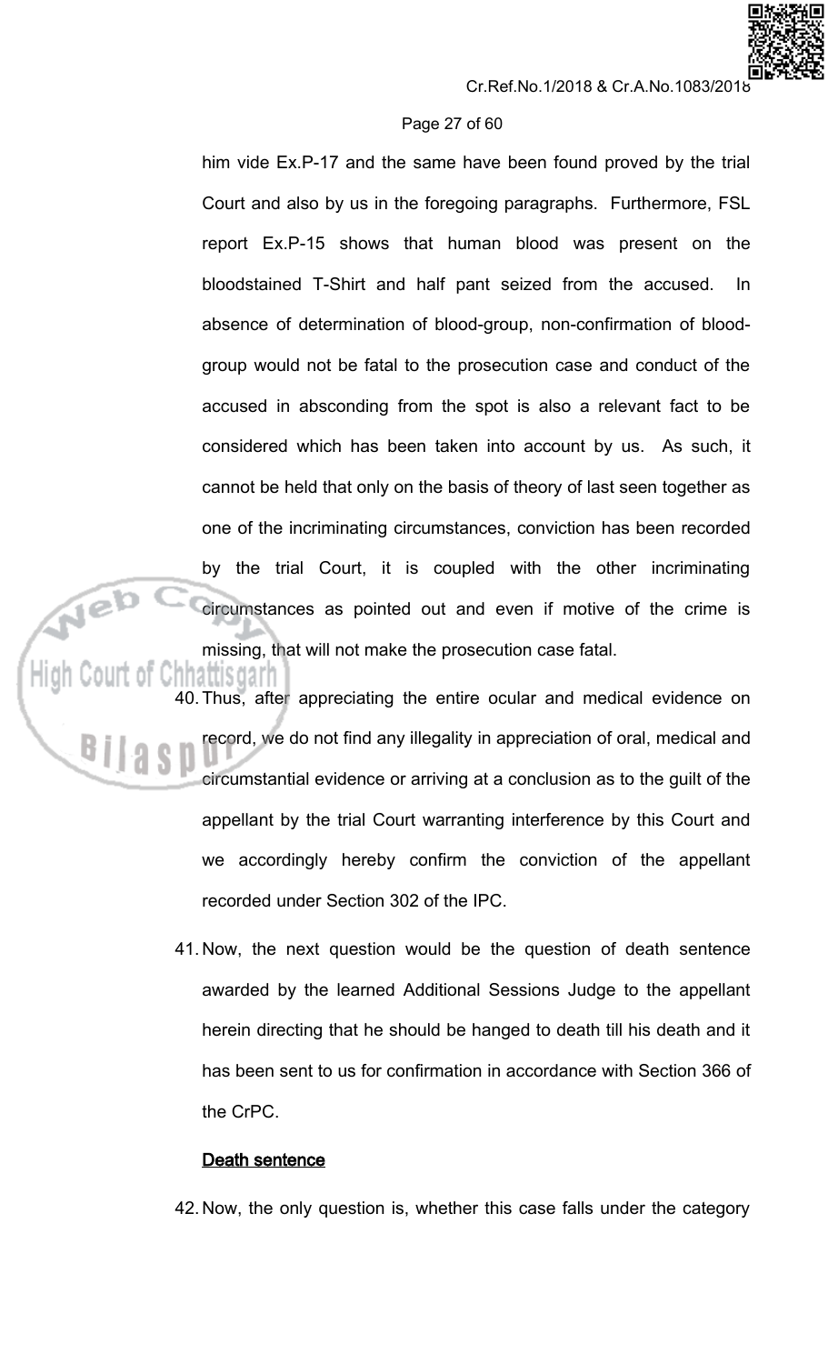him vide Ex.P-17 and the same have been found proved by the trial Court and also by us in the foregoing paragraphs. Furthermore, FSL report Ex.P-15 shows that human blood was present on the bloodstained T-Shirt and half pant seized from the accused. In absence of determination of blood-group, non-confirmation of blood-group would not be fatal to the prosecution case and conduct of the accused in absconding from the spot is also a relevant fact to be considered which has been taken into account by us. As such, it cannot be held that only on the basis of theory of last seen together as one of the incriminating circumstances, conviction has been recorded by the trial Court, it is coupled with the other incriminating circumstances as pointed out and even if motive of the crime is missing, that will not make the prosecution case fatal.

40. Thus, after appreciating the entire ocular and medical evidence on record, we do not find any illegality in appreciation of oral, medical and circumstantial evidence or arriving at a conclusion as to the guilt of the appellant by the trial Court warranting interference by this Court and we accordingly hereby confirm the conviction of the appellant recorded under Section 302 of the IPC.

41. Now, the next question would be the question of death sentence awarded by the learned Additional Sessions Judge to the appellant herein directing that he should be hanged to death till his death and it has been sent to us for confirmation in accordance with Section 366 of the CrPC.

**Death sentence**

42. Now, the only question is, whether this case falls under the category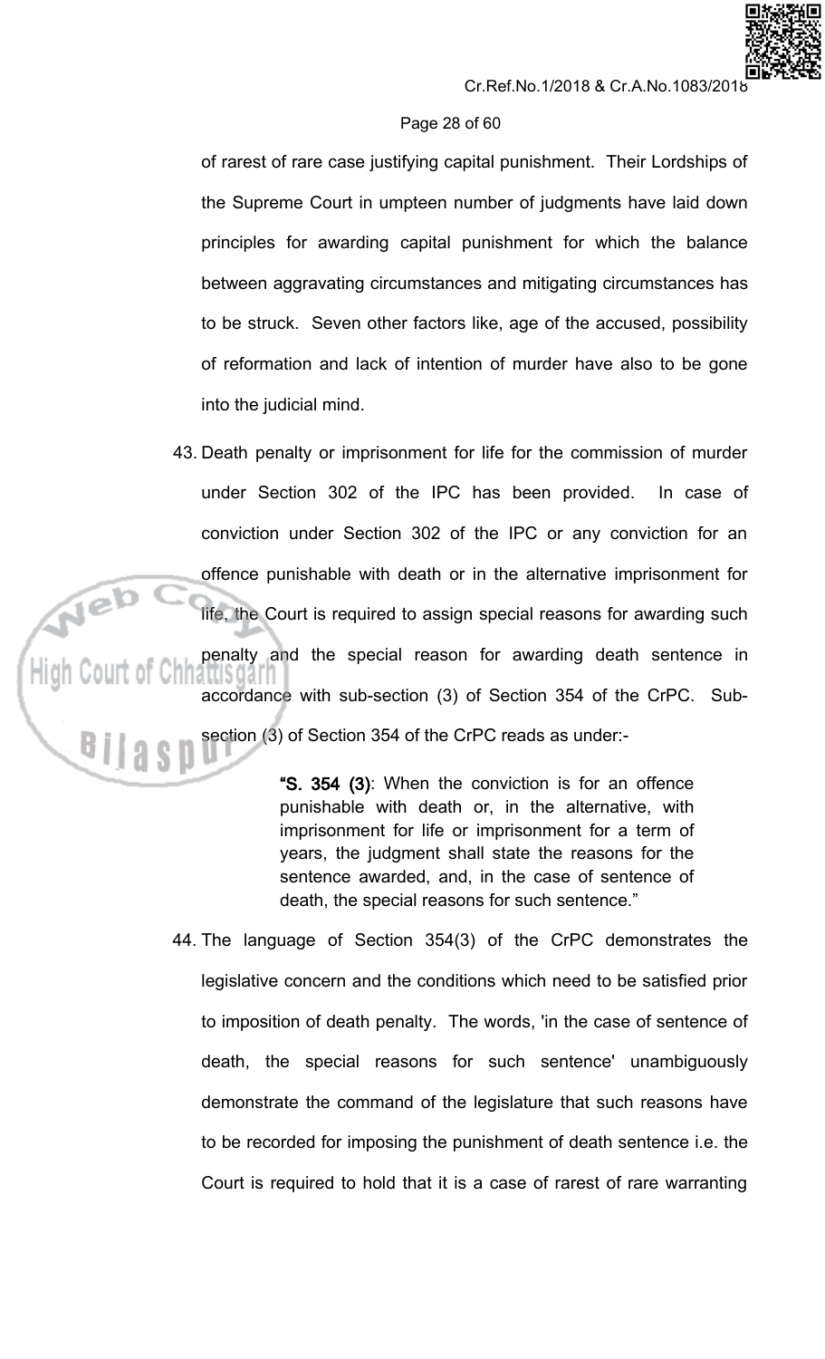of rarest of rare case justifying capital punishment. Their Lordships of the Supreme Court in umpteen number of judgments have laid down principles for awarding capital punishment for which the balance between aggravating circumstances and mitigating circumstances has to be struck. Seven other factors like, age of the accused, possibility of reformation and lack of intention of murder have also to be gone into the judicial mind.

43. Death penalty or imprisonment for life for the commission of murder under Section 302 of the IPC has been provided. In case of conviction under Section 302 of the IPC or any conviction for an offence punishable with death or in the alternative imprisonment for life, the Court is required to assign special reasons for awarding such penalty and the special reason for awarding death sentence in accordance with sub-section (3) of Section 354 of the CrPC. Sub-section (3) of Section 354 of the CrPC reads as under:-

> **"S. 354 (3)**: When the conviction is for an offence punishable with death or, in the alternative, with imprisonment for life or imprisonment for a term of years, the judgment shall state the reasons for the sentence awarded, and, in the case of sentence of death, the special reasons for such sentence."

44. The language of Section 354(3) of the CrPC demonstrates the legislative concern and the conditions which need to be satisfied prior to imposition of death penalty. The words, 'in the case of sentence of death, the special reasons for such sentence' unambiguously demonstrate the command of the legislature that such reasons have to be recorded for imposing the punishment of death sentence i.e. the Court is required to hold that it is a case of rarest of rare warranting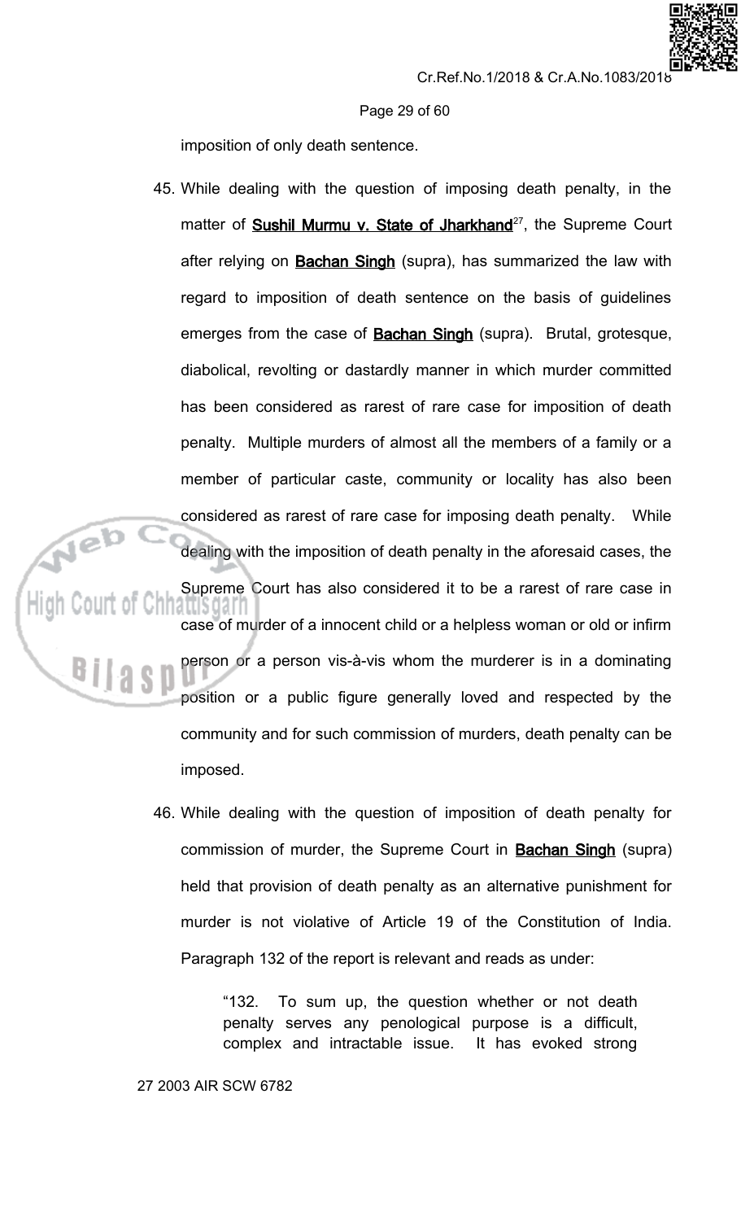imposition of only death sentence.

45. While dealing with the question of imposing death penalty, in the matter of **Sushil Murmu v. State of Jharkhand**[27], the Supreme Court after relying on **Bachan Singh** (supra), has summarized the law with regard to imposition of death sentence on the basis of guidelines emerges from the case of **Bachan Singh** (supra). Brutal, grotesque, diabolical, revolting or dastardly manner in which murder committed has been considered as rarest of rare case for imposition of death penalty. Multiple murders of almost all the members of a family or a member of particular caste, community or locality has also been considered as rarest of rare case for imposing death penalty. While dealing with the imposition of death penalty in the aforesaid cases, the Supreme Court has also considered it to be a rarest of rare case in case of murder of a innocent child or a helpless woman or old or infirm person or a person vis-à-vis whom the murderer is in a dominating position or a public figure generally loved and respected by the community and for such commission of murders, death penalty can be imposed.

46. While dealing with the question of imposition of death penalty for commission of murder, the Supreme Court in **Bachan Singh** (supra) held that provision of death penalty as an alternative punishment for murder is not violative of Article 19 of the Constitution of India. Paragraph 132 of the report is relevant and reads as under:

> "132. To sum up, the question whether or not death penalty serves any penological purpose is a difficult, complex and intractable issue. It has evoked strong

27 2003 AIR SCW 6782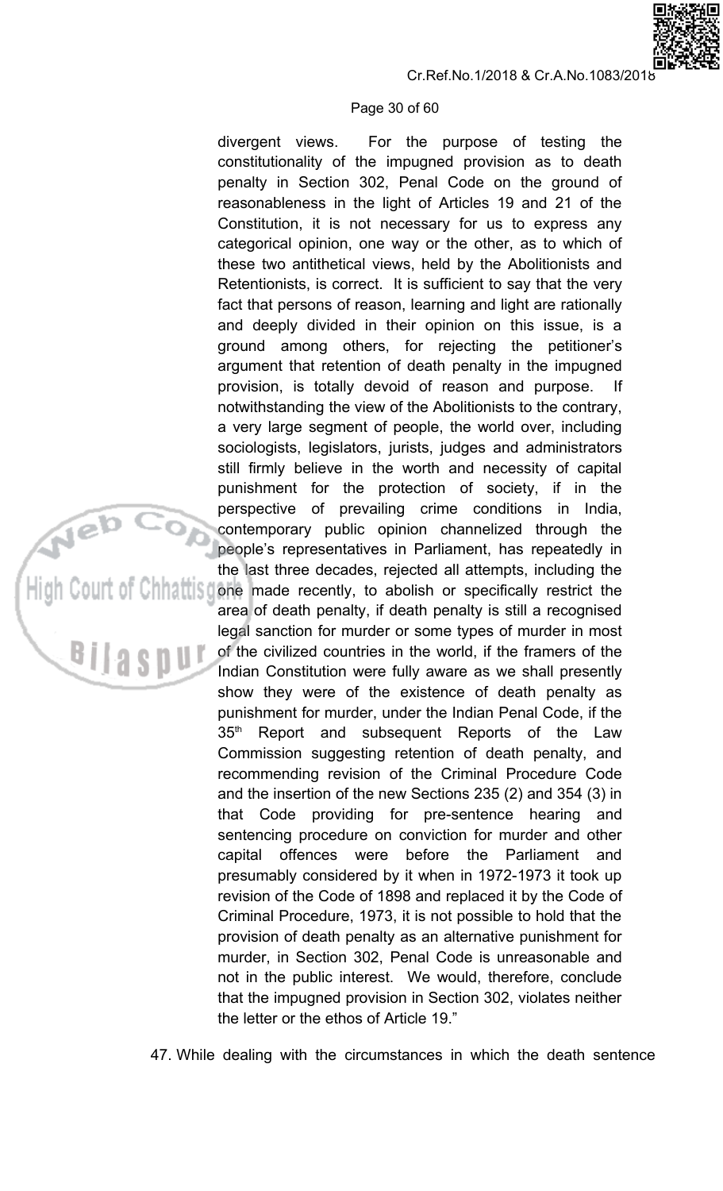divergent views. For the purpose of testing the constitutionality of the impugned provision as to death penalty in Section 302, Penal Code on the ground of reasonableness in the light of Articles 19 and 21 of the Constitution, it is not necessary for us to express any categorical opinion, one way or the other, as to which of these two antithetical views, held by the Abolitionists and Retentionists, is correct. It is sufficient to say that the very fact that persons of reason, learning and light are rationally and deeply divided in their opinion on this issue, is a ground among others, for rejecting the petitioner's argument that retention of death penalty in the impugned provision, is totally devoid of reason and purpose. If notwithstanding the view of the Abolitionists to the contrary, a very large segment of people, the world over, including sociologists, legislators, jurists, judges and administrators still firmly believe in the worth and necessity of capital punishment for the protection of society, if in the perspective of prevailing crime conditions in India, contemporary public opinion channelized through the people's representatives in Parliament, has repeatedly in the last three decades, rejected all attempts, including the one made recently, to abolish or specifically restrict the area of death penalty, if death penalty is still a recognised legal sanction for murder or some types of murder in most of the civilized countries in the world, if the framers of the Indian Constitution were fully aware as we shall presently show they were of the existence of death penalty as punishment for murder, under the Indian Penal Code, if the 35th Report and subsequent Reports of the Law Commission suggesting retention of death penalty, and recommending revision of the Criminal Procedure Code and the insertion of the new Sections 235 (2) and 354 (3) in that Code providing for pre-sentence hearing and sentencing procedure on conviction for murder and other capital offences were before the Parliament and presumably considered by it when in 1972-1973 it took up revision of the Code of 1898 and replaced it by the Code of Criminal Procedure, 1973, it is not possible to hold that the provision of death penalty as an alternative punishment for murder, in Section 302, Penal Code is unreasonable and not in the public interest. We would, therefore, conclude that the impugned provision in Section 302, violates neither the letter or the ethos of Article 19."

47. While dealing with the circumstances in which the death sentence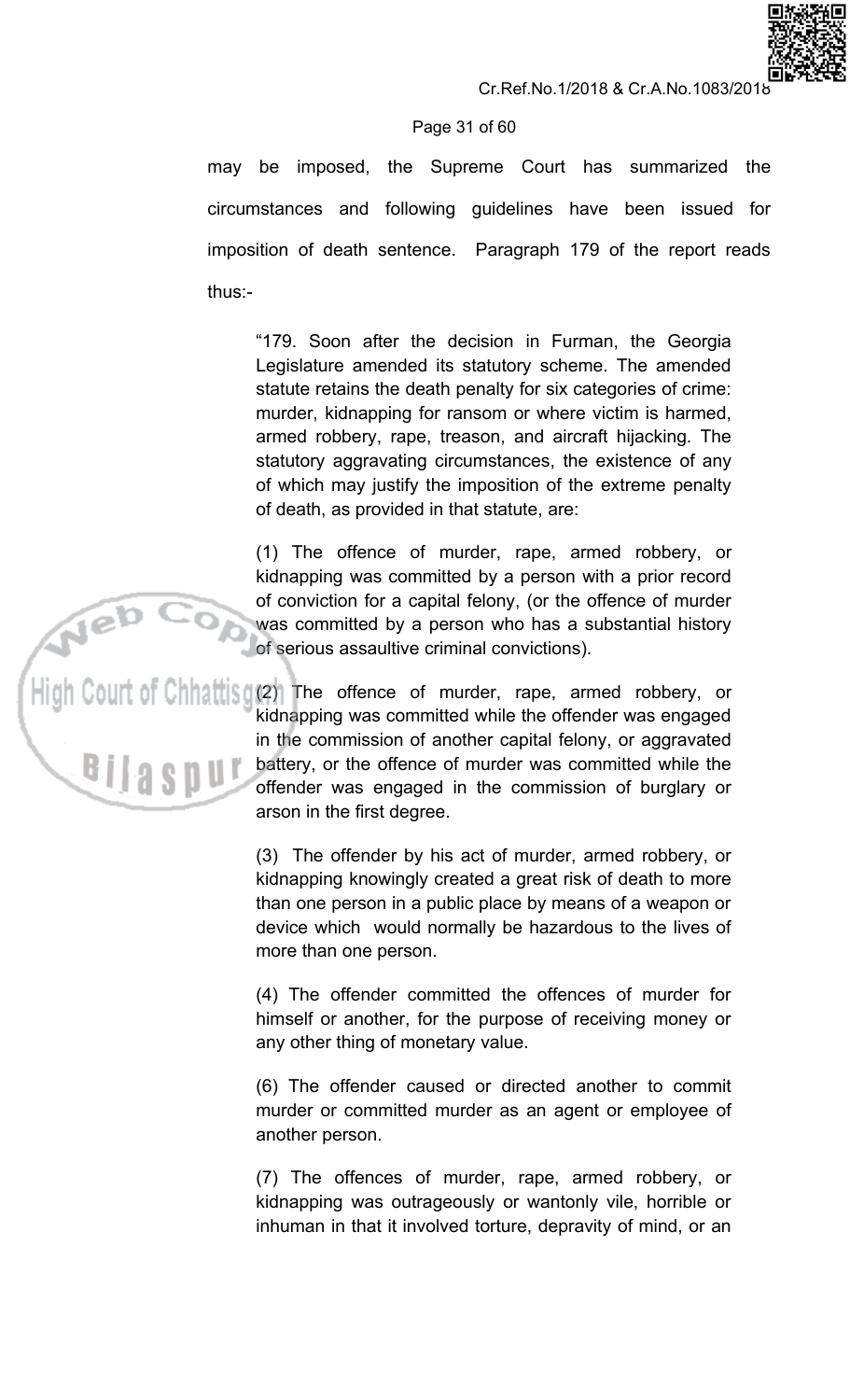may be imposed, the Supreme Court has summarized the circumstances and following guidelines have been issued for imposition of death sentence. Paragraph 179 of the report reads thus:-

> "179. Soon after the decision in Furman, the Georgia Legislature amended its statutory scheme. The amended statute retains the death penalty for six categories of crime: murder, kidnapping for ransom or where victim is harmed, armed robbery, rape, treason, and aircraft hijacking. The statutory aggravating circumstances, the existence of any of which may justify the imposition of the extreme penalty of death, as provided in that statute, are:
>
> (1) The offence of murder, rape, armed robbery, or kidnapping was committed by a person with a prior record of conviction for a capital felony, (or the offence of murder was committed by a person who has a substantial history of serious assaultive criminal convictions).
>
> (2) The offence of murder, rape, armed robbery, or kidnapping was committed while the offender was engaged in the commission of another capital felony, or aggravated battery, or the offence of murder was committed while the offender was engaged in the commission of burglary or arson in the first degree.
>
> (3) The offender by his act of murder, armed robbery, or kidnapping knowingly created a great risk of death to more than one person in a public place by means of a weapon or device which would normally be hazardous to the lives of more than one person.
>
> (4) The offender committed the offences of murder for himself or another, for the purpose of receiving money or any other thing of monetary value.
>
> (6) The offender caused or directed another to commit murder or committed murder as an agent or employee of another person.
>
> (7) The offences of murder, rape, armed robbery, or kidnapping was outrageously or wantonly vile, horrible or inhuman in that it involved torture, depravity of mind, or an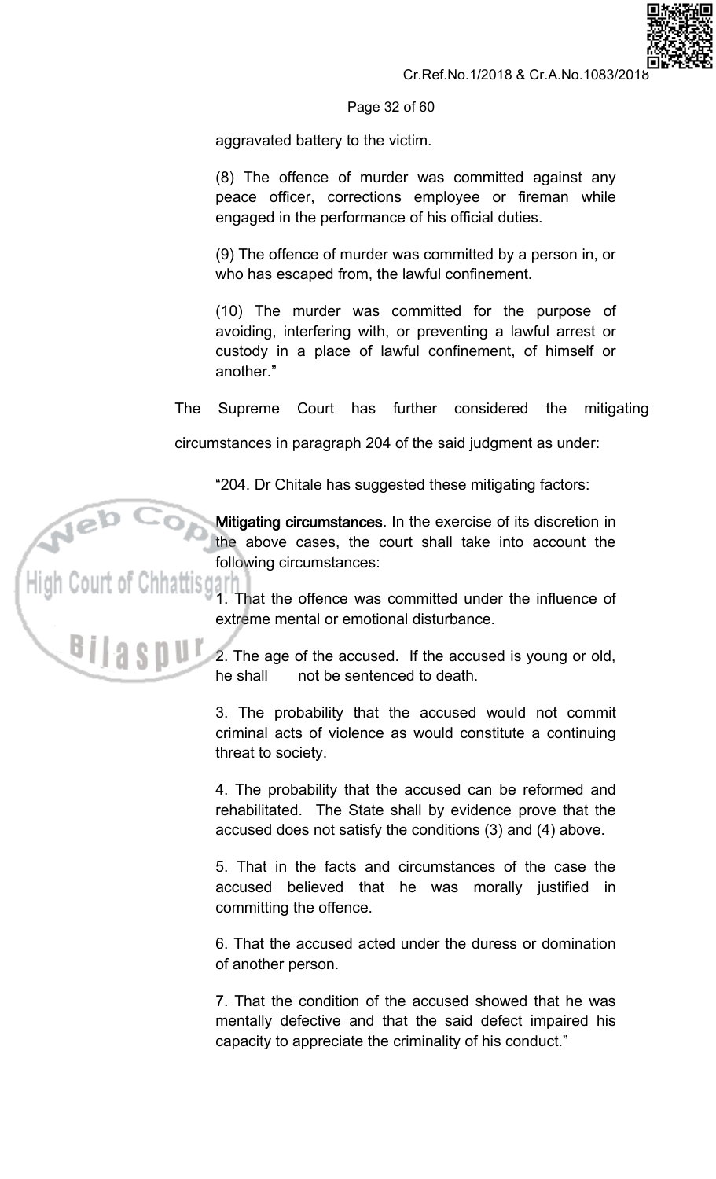aggravated battery to the victim.

(8) The offence of murder was committed against any peace officer, corrections employee or fireman while engaged in the performance of his official duties.

(9) The offence of murder was committed by a person in, or who has escaped from, the lawful confinement.

(10) The murder was committed for the purpose of avoiding, interfering with, or preventing a lawful arrest or custody in a place of lawful confinement, of himself or another."

The Supreme Court has further considered the mitigating circumstances in paragraph 204 of the said judgment as under:

"204. Dr Chitale has suggested these mitigating factors:

**Mitigating circumstances**. In the exercise of its discretion in the above cases, the court shall take into account the following circumstances:

1. That the offence was committed under the influence of extreme mental or emotional disturbance.

2. The age of the accused. If the accused is young or old, he shall not be sentenced to death.

3. The probability that the accused would not commit criminal acts of violence as would constitute a continuing threat to society.

4. The probability that the accused can be reformed and rehabilitated. The State shall by evidence prove that the accused does not satisfy the conditions (3) and (4) above.

5. That in the facts and circumstances of the case the accused believed that he was morally justified in committing the offence.

6. That the accused acted under the duress or domination of another person.

7. That the condition of the accused showed that he was mentally defective and that the said defect impaired his capacity to appreciate the criminality of his conduct."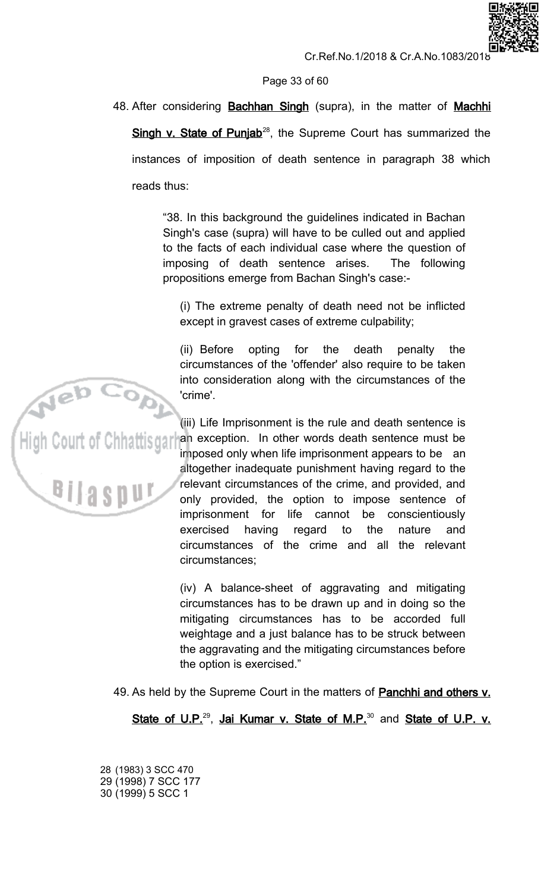48. After considering **Bachhan Singh** (supra), in the matter of **Machhi Singh v. State of Punjab**[28], the Supreme Court has summarized the instances of imposition of death sentence in paragraph 38 which reads thus:

> "38. In this background the guidelines indicated in Bachan Singh's case (supra) will have to be culled out and applied to the facts of each individual case where the question of imposing of death sentence arises. The following propositions emerge from Bachan Singh's case:-
>
> (i) The extreme penalty of death need not be inflicted except in gravest cases of extreme culpability;
>
> (ii) Before opting for the death penalty the circumstances of the 'offender' also require to be taken into consideration along with the circumstances of the 'crime'.
>
> (iii) Life Imprisonment is the rule and death sentence is an exception. In other words death sentence must be imposed only when life imprisonment appears to be an altogether inadequate punishment having regard to the relevant circumstances of the crime, and provided, and only provided, the option to impose sentence of imprisonment for life cannot be conscientiously exercised having regard to the nature and circumstances of the crime and all the relevant circumstances;
>
> (iv) A balance-sheet of aggravating and mitigating circumstances has to be drawn up and in doing so the mitigating circumstances has to be accorded full weightage and a just balance has to be struck between the aggravating and the mitigating circumstances before the option is exercised."

49. As held by the Supreme Court in the matters of **Panchhi and others v. State of U.P.**[29], **Jai Kumar v. State of M.P.**[30] and **State of U.P. v.**

---

28 (1983) 3 SCC 470
29 (1998) 7 SCC 177
30 (1999) 5 SCC 1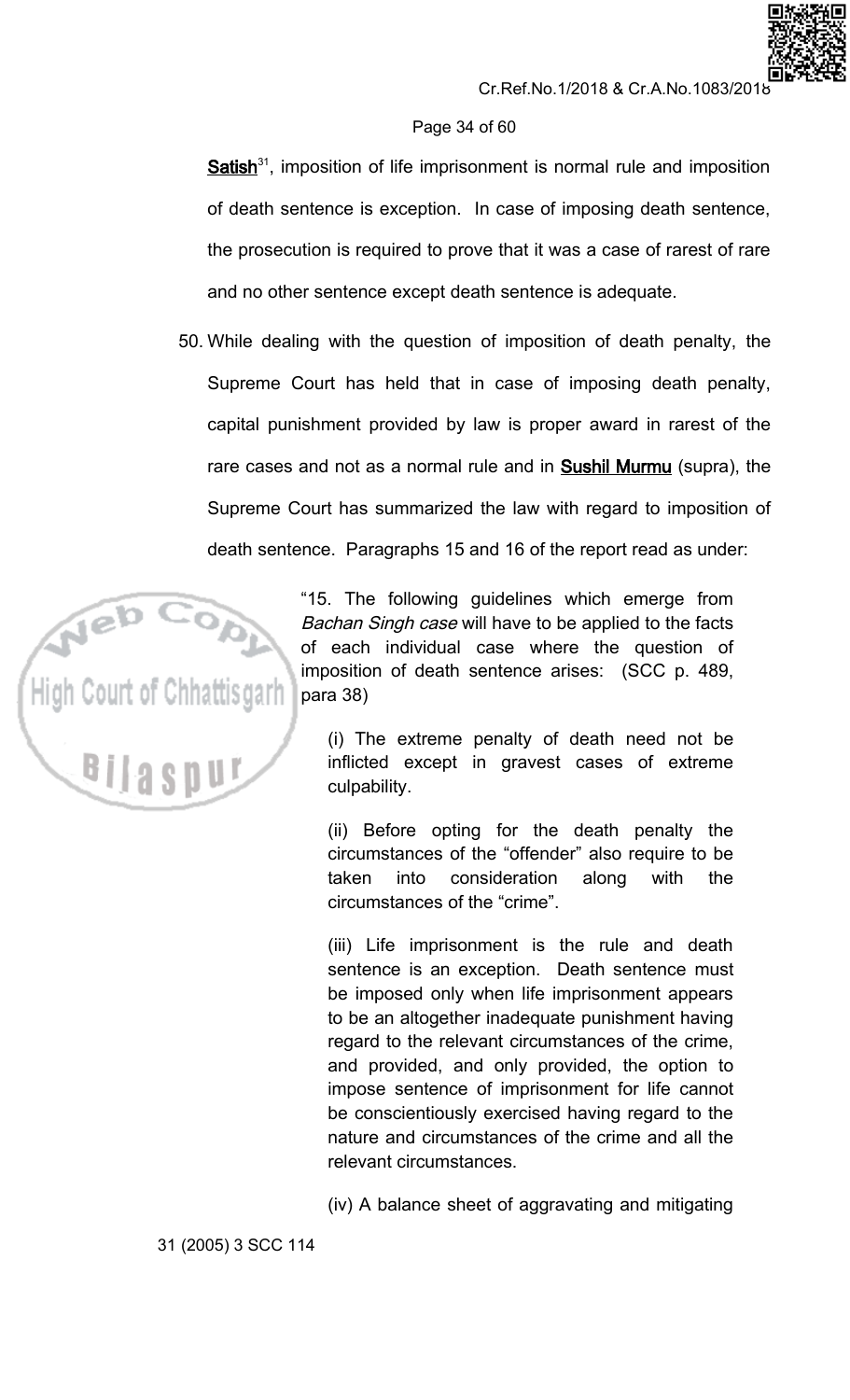**Satish**[31], imposition of life imprisonment is normal rule and imposition of death sentence is exception. In case of imposing death sentence, the prosecution is required to prove that it was a case of rarest of rare and no other sentence except death sentence is adequate.

50. While dealing with the question of imposition of death penalty, the Supreme Court has held that in case of imposing death penalty, capital punishment provided by law is proper award in rarest of the rare cases and not as a normal rule and in **Sushil Murmu** (supra), the Supreme Court has summarized the law with regard to imposition of death sentence. Paragraphs 15 and 16 of the report read as under:

> "15. The following guidelines which emerge from *Bachan Singh case* will have to be applied to the facts of each individual case where the question of imposition of death sentence arises: (SCC p. 489, para 38)
>
> (i) The extreme penalty of death need not be inflicted except in gravest cases of extreme culpability.
>
> (ii) Before opting for the death penalty the circumstances of the "offender" also require to be taken into consideration along with the circumstances of the "crime".
>
> (iii) Life imprisonment is the rule and death sentence is an exception. Death sentence must be imposed only when life imprisonment appears to be an altogether inadequate punishment having regard to the relevant circumstances of the crime, and provided, and only provided, the option to impose sentence of imprisonment for life cannot be conscientiously exercised having regard to the nature and circumstances of the crime and all the relevant circumstances.
>
> (iv) A balance sheet of aggravating and mitigating

31 (2005) 3 SCC 114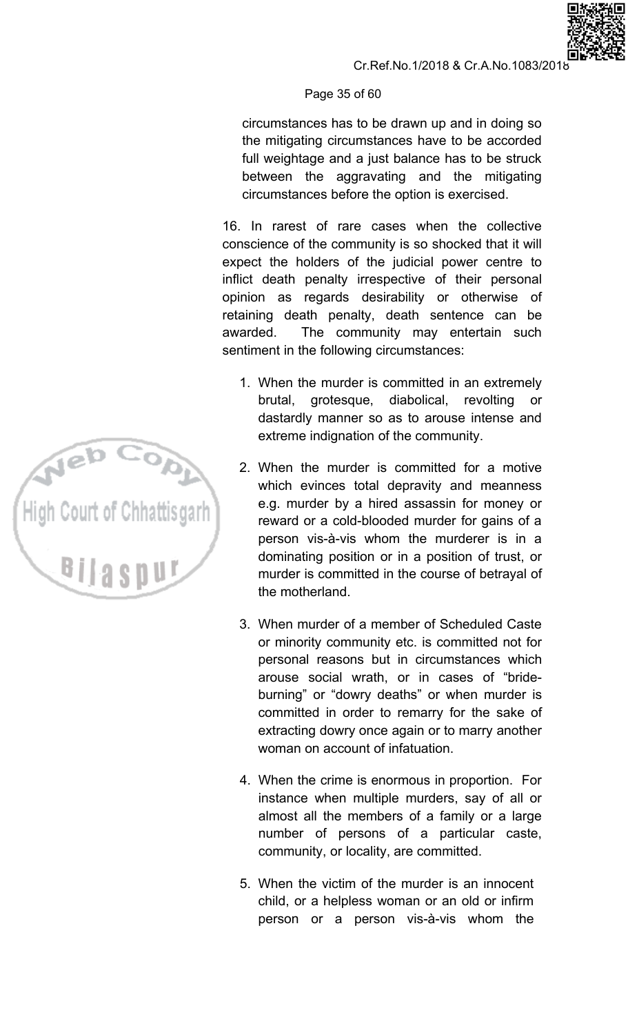circumstances has to be drawn up and in doing so the mitigating circumstances have to be accorded full weightage and a just balance has to be struck between the aggravating and the mitigating circumstances before the option is exercised.

16. In rarest of rare cases when the collective conscience of the community is so shocked that it will expect the holders of the judicial power centre to inflict death penalty irrespective of their personal opinion as regards desirability or otherwise of retaining death penalty, death sentence can be awarded. The community may entertain such sentiment in the following circumstances:

1. When the murder is committed in an extremely brutal, grotesque, diabolical, revolting or dastardly manner so as to arouse intense and extreme indignation of the community.

2. When the murder is committed for a motive which evinces total depravity and meanness e.g. murder by a hired assassin for money or reward or a cold-blooded murder for gains of a person vis-à-vis whom the murderer is in a dominating position or in a position of trust, or murder is committed in the course of betrayal of the motherland.

3. When murder of a member of Scheduled Caste or minority community etc. is committed not for personal reasons but in circumstances which arouse social wrath, or in cases of "bride-burning" or "dowry deaths" or when murder is committed in order to remarry for the sake of extracting dowry once again or to marry another woman on account of infatuation.

4. When the crime is enormous in proportion. For instance when multiple murders, say of all or almost all the members of a family or a large number of persons of a particular caste, community, or locality, are committed.

5. When the victim of the murder is an innocent child, or a helpless woman or an old or infirm person or a person vis-à-vis whom the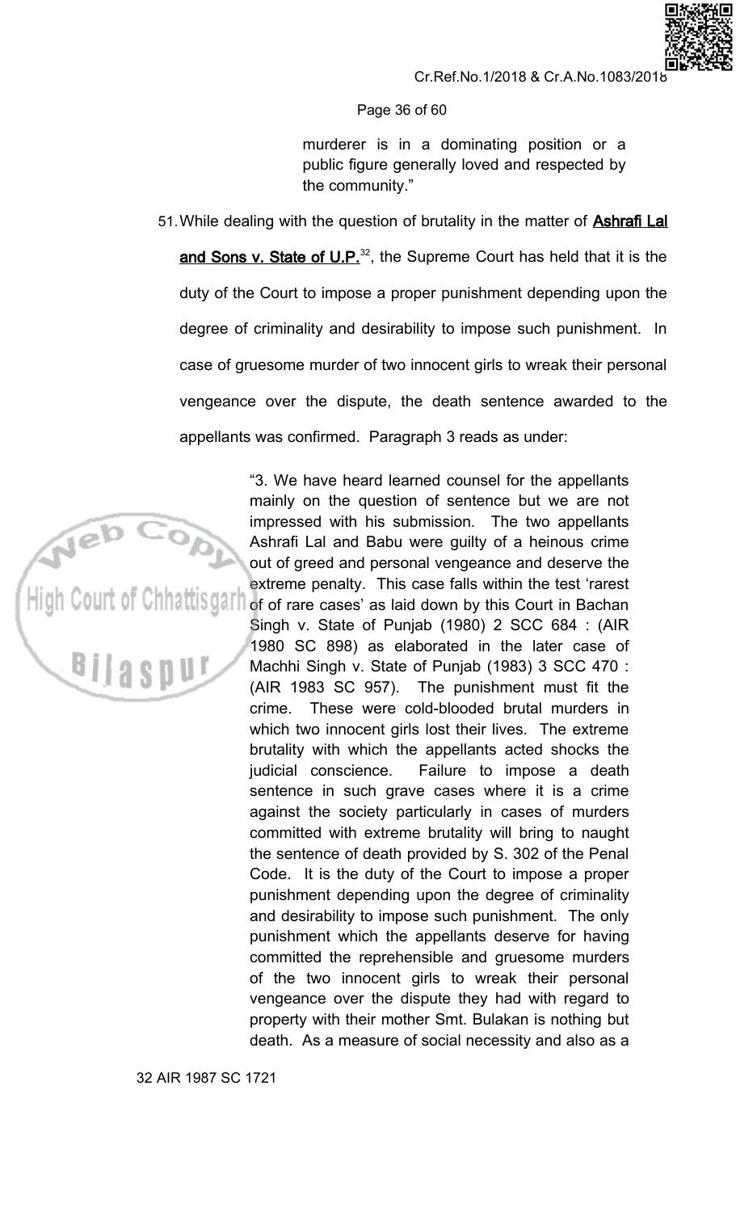murderer is in a dominating position or a public figure generally loved and respected by the community."

51. While dealing with the question of brutality in the matter of **Ashrafi Lal and Sons v. State of U.P.**[32], the Supreme Court has held that it is the duty of the Court to impose a proper punishment depending upon the degree of criminality and desirability to impose such punishment. In case of gruesome murder of two innocent girls to wreak their personal vengeance over the dispute, the death sentence awarded to the appellants was confirmed. Paragraph 3 reads as under:

> "3. We have heard learned counsel for the appellants mainly on the question of sentence but we are not impressed with his submission. The two appellants Ashrafi Lal and Babu were guilty of a heinous crime out of greed and personal vengeance and deserve the extreme penalty. This case falls within the test 'rarest of of rare cases' as laid down by this Court in Bachan Singh v. State of Punjab (1980) 2 SCC 684 : (AIR 1980 SC 898) as elaborated in the later case of Machhi Singh v. State of Punjab (1983) 3 SCC 470 : (AIR 1983 SC 957). The punishment must fit the crime. These were cold-blooded brutal murders in which two innocent girls lost their lives. The extreme brutality with which the appellants acted shocks the judicial conscience. Failure to impose a death sentence in such grave cases where it is a crime against the society particularly in cases of murders committed with extreme brutality will bring to naught the sentence of death provided by S. 302 of the Penal Code. It is the duty of the Court to impose a proper punishment depending upon the degree of criminality and desirability to impose such punishment. The only punishment which the appellants deserve for having committed the reprehensible and gruesome murders of the two innocent girls to wreak their personal vengeance over the dispute they had with regard to property with their mother Smt. Bulakan is nothing but death. As a measure of social necessity and also as a

32 AIR 1987 SC 1721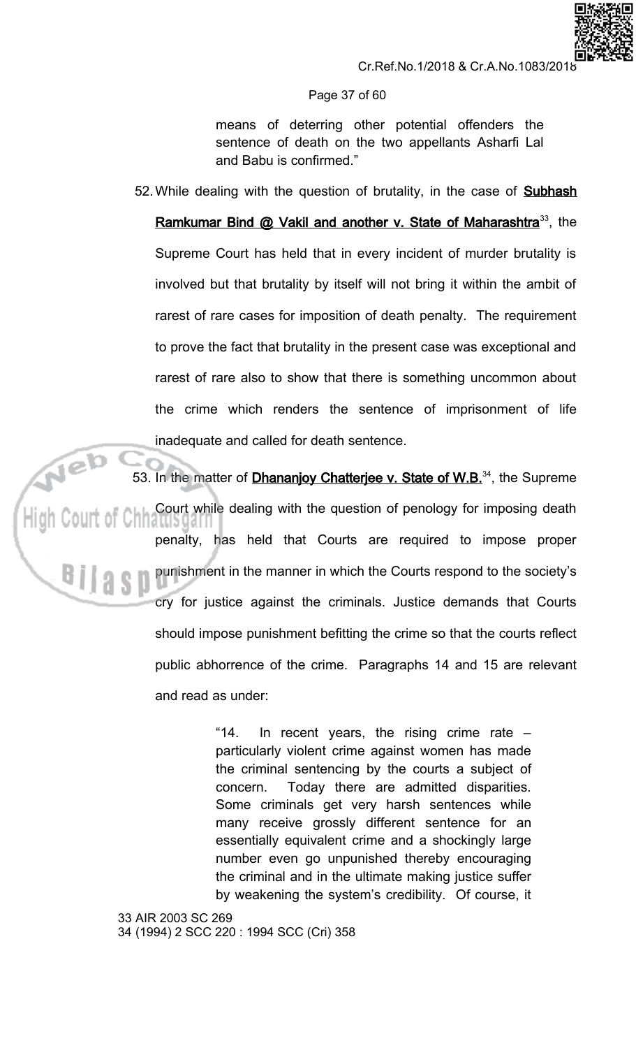> means of deterring other potential offenders the sentence of death on the two appellants Asharfi Lal and Babu is confirmed."

52. While dealing with the question of brutality, in the case of **Subhash Ramkumar Bind @ Vakil and another v. State of Maharashtra**[33], the Supreme Court has held that in every incident of murder brutality is involved but that brutality by itself will not bring it within the ambit of rarest of rare cases for imposition of death penalty. The requirement to prove the fact that brutality in the present case was exceptional and rarest of rare also to show that there is something uncommon about the crime which renders the sentence of imprisonment of life inadequate and called for death sentence.

53. In the matter of **Dhananjoy Chatterjee v. State of W.B.**[34], the Supreme Court while dealing with the question of penology for imposing death penalty, has held that Courts are required to impose proper punishment in the manner in which the Courts respond to the society's cry for justice against the criminals. Justice demands that Courts should impose punishment befitting the crime so that the courts reflect public abhorrence of the crime. Paragraphs 14 and 15 are relevant and read as under:

> "14. In recent years, the rising crime rate – particularly violent crime against women has made the criminal sentencing by the courts a subject of concern. Today there are admitted disparities. Some criminals get very harsh sentences while many receive grossly different sentence for an essentially equivalent crime and a shockingly large number even go unpunished thereby encouraging the criminal and in the ultimate making justice suffer by weakening the system's credibility. Of course, it

33 AIR 2003 SC 269
34 (1994) 2 SCC 220 : 1994 SCC (Cri) 358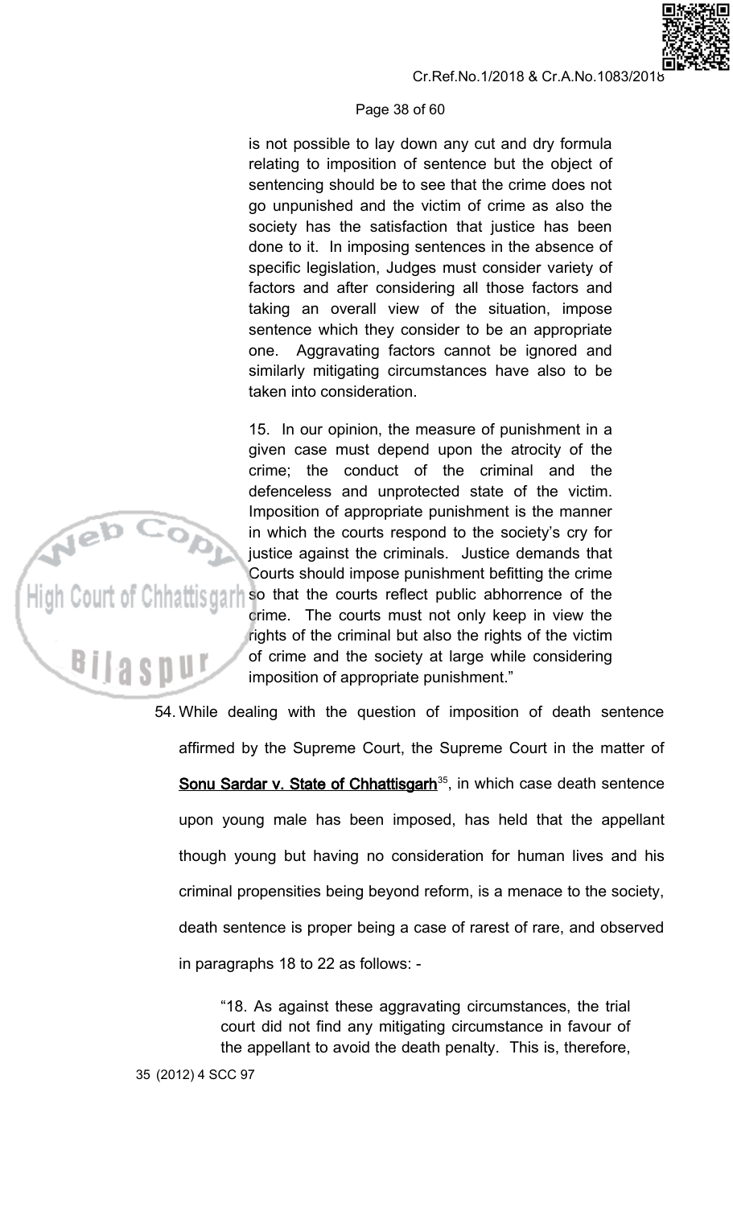is not possible to lay down any cut and dry formula relating to imposition of sentence but the object of sentencing should be to see that the crime does not go unpunished and the victim of crime as also the society has the satisfaction that justice has been done to it. In imposing sentences in the absence of specific legislation, Judges must consider variety of factors and after considering all those factors and taking an overall view of the situation, impose sentence which they consider to be an appropriate one. Aggravating factors cannot be ignored and similarly mitigating circumstances have also to be taken into consideration.

> 15. In our opinion, the measure of punishment in a given case must depend upon the atrocity of the crime; the conduct of the criminal and the defenceless and unprotected state of the victim. Imposition of appropriate punishment is the manner in which the courts respond to the society's cry for justice against the criminals. Justice demands that Courts should impose punishment befitting the crime so that the courts reflect public abhorrence of the crime. The courts must not only keep in view the rights of the criminal but also the rights of the victim of crime and the society at large while considering imposition of appropriate punishment."

54. While dealing with the question of imposition of death sentence affirmed by the Supreme Court, the Supreme Court in the matter of **Sonu Sardar v. State of Chhattisgarh**[35], in which case death sentence upon young male has been imposed, has held that the appellant though young but having no consideration for human lives and his criminal propensities being beyond reform, is a menace to the society, death sentence is proper being a case of rarest of rare, and observed in paragraphs 18 to 22 as follows: -

> "18. As against these aggravating circumstances, the trial court did not find any mitigating circumstance in favour of the appellant to avoid the death penalty. This is, therefore,

35 (2012) 4 SCC 97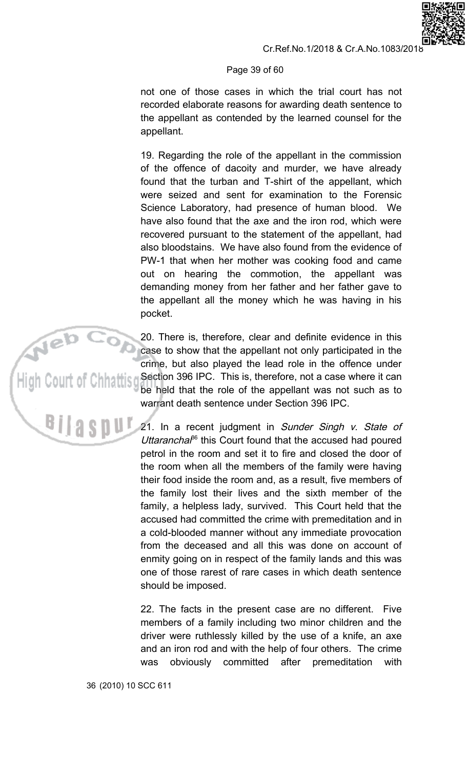not one of those cases in which the trial court has not recorded elaborate reasons for awarding death sentence to the appellant as contended by the learned counsel for the appellant.

19. Regarding the role of the appellant in the commission of the offence of dacoity and murder, we have already found that the turban and T-shirt of the appellant, which were seized and sent for examination to the Forensic Science Laboratory, had presence of human blood. We have also found that the axe and the iron rod, which were recovered pursuant to the statement of the appellant, had also bloodstains. We have also found from the evidence of PW-1 that when her mother was cooking food and came out on hearing the commotion, the appellant was demanding money from her father and her father gave to the appellant all the money which he was having in his pocket.

20. There is, therefore, clear and definite evidence in this case to show that the appellant not only participated in the crime, but also played the lead role in the offence under Section 396 IPC. This is, therefore, not a case where it can be held that the role of the appellant was not such as to warrant death sentence under Section 396 IPC.

21. In a recent judgment in *Sunder Singh v. State of Uttaranchal*[36] this Court found that the accused had poured petrol in the room and set it to fire and closed the door of the room when all the members of the family were having their food inside the room and, as a result, five members of the family lost their lives and the sixth member of the family, a helpless lady, survived. This Court held that the accused had committed the crime with premeditation and in a cold-blooded manner without any immediate provocation from the deceased and all this was done on account of enmity going on in respect of the family lands and this was one of those rarest of rare cases in which death sentence should be imposed.

22. The facts in the present case are no different. Five members of a family including two minor children and the driver were ruthlessly killed by the use of a knife, an axe and an iron rod and with the help of four others. The crime was obviously committed after premeditation with

36 (2010) 10 SCC 611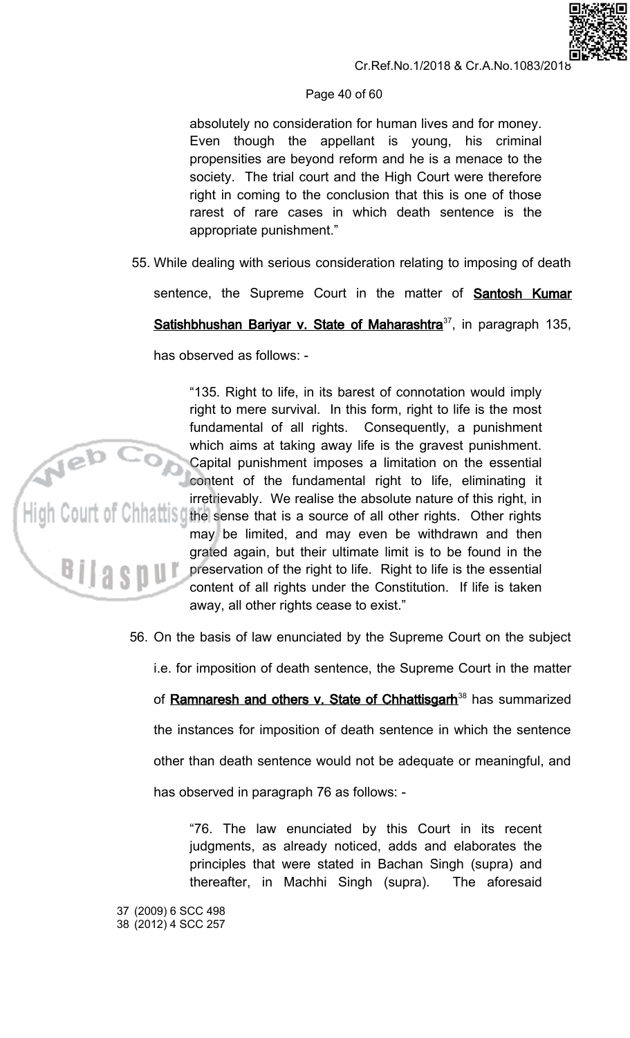absolutely no consideration for human lives and for money. Even though the appellant is young, his criminal propensities are beyond reform and he is a menace to the society. The trial court and the High Court were therefore right in coming to the conclusion that this is one of those rarest of rare cases in which death sentence is the appropriate punishment."

55. While dealing with serious consideration relating to imposing of death sentence, the Supreme Court in the matter of **Santosh Kumar Satishbhushan Bariyar v. State of Maharashtra**[37], in paragraph 135, has observed as follows: -

> "135. Right to life, in its barest of connotation would imply right to mere survival. In this form, right to life is the most fundamental of all rights. Consequently, a punishment which aims at taking away life is the gravest punishment. Capital punishment imposes a limitation on the essential content of the fundamental right to life, eliminating it irretrievably. We realise the absolute nature of this right, in the sense that is a source of all other rights. Other rights may be limited, and may even be withdrawn and then grated again, but their ultimate limit is to be found in the preservation of the right to life. Right to life is the essential content of all rights under the Constitution. If life is taken away, all other rights cease to exist."

56. On the basis of law enunciated by the Supreme Court on the subject i.e. for imposition of death sentence, the Supreme Court in the matter of **Ramnaresh and others v. State of Chhattisgarh**[38] has summarized the instances for imposition of death sentence in which the sentence other than death sentence would not be adequate or meaningful, and has observed in paragraph 76 as follows: -

> "76. The law enunciated by this Court in its recent judgments, as already noticed, adds and elaborates the principles that were stated in Bachan Singh (supra) and thereafter, in Machhi Singh (supra). The aforesaid

37 (2009) 6 SCC 498
38 (2012) 4 SCC 257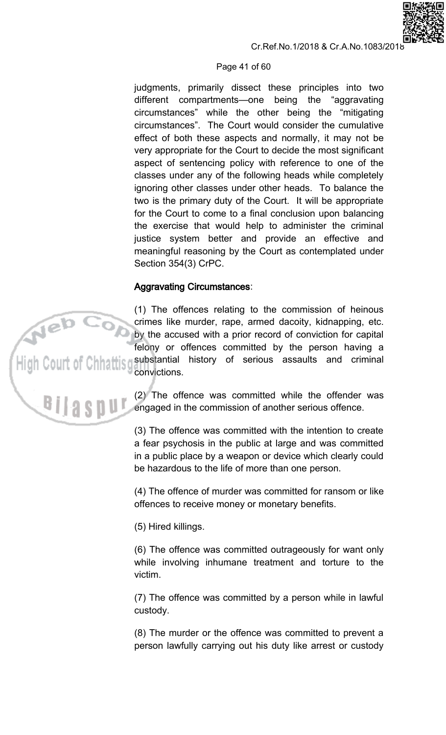judgments, primarily dissect these principles into two different compartments—one being the "aggravating circumstances" while the other being the "mitigating circumstances". The Court would consider the cumulative effect of both these aspects and normally, it may not be very appropriate for the Court to decide the most significant aspect of sentencing policy with reference to one of the classes under any of the following heads while completely ignoring other classes under other heads. To balance the two is the primary duty of the Court. It will be appropriate for the Court to come to a final conclusion upon balancing the exercise that would help to administer the criminal justice system better and provide an effective and meaningful reasoning by the Court as contemplated under Section 354(3) CrPC.

**Aggravating Circumstances**:

(1) The offences relating to the commission of heinous crimes like murder, rape, armed dacoity, kidnapping, etc. by the accused with a prior record of conviction for capital felony or offences committed by the person having a substantial history of serious assaults and criminal convictions.

(2) The offence was committed while the offender was engaged in the commission of another serious offence.

(3) The offence was committed with the intention to create a fear psychosis in the public at large and was committed in a public place by a weapon or device which clearly could be hazardous to the life of more than one person.

(4) The offence of murder was committed for ransom or like offences to receive money or monetary benefits.

(5) Hired killings.

(6) The offence was committed outrageously for want only while involving inhumane treatment and torture to the victim.

(7) The offence was committed by a person while in lawful custody.

(8) The murder or the offence was committed to prevent a person lawfully carrying out his duty like arrest or custody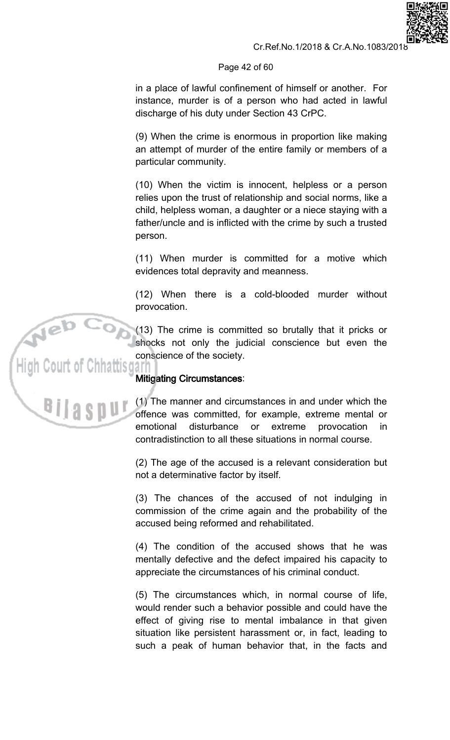in a place of lawful confinement of himself or another. For instance, murder is of a person who had acted in lawful discharge of his duty under Section 43 CrPC.

(9) When the crime is enormous in proportion like making an attempt of murder of the entire family or members of a particular community.

(10) When the victim is innocent, helpless or a person relies upon the trust of relationship and social norms, like a child, helpless woman, a daughter or a niece staying with a father/uncle and is inflicted with the crime by such a trusted person.

(11) When murder is committed for a motive which evidences total depravity and meanness.

(12) When there is a cold-blooded murder without provocation.

(13) The crime is committed so brutally that it pricks or shocks not only the judicial conscience but even the conscience of the society.

**Mitigating Circumstances**:

(1) The manner and circumstances in and under which the offence was committed, for example, extreme mental or emotional disturbance or extreme provocation in contradistinction to all these situations in normal course.

(2) The age of the accused is a relevant consideration but not a determinative factor by itself.

(3) The chances of the accused of not indulging in commission of the crime again and the probability of the accused being reformed and rehabilitated.

(4) The condition of the accused shows that he was mentally defective and the defect impaired his capacity to appreciate the circumstances of his criminal conduct.

(5) The circumstances which, in normal course of life, would render such a behavior possible and could have the effect of giving rise to mental imbalance in that given situation like persistent harassment or, in fact, leading to such a peak of human behavior that, in the facts and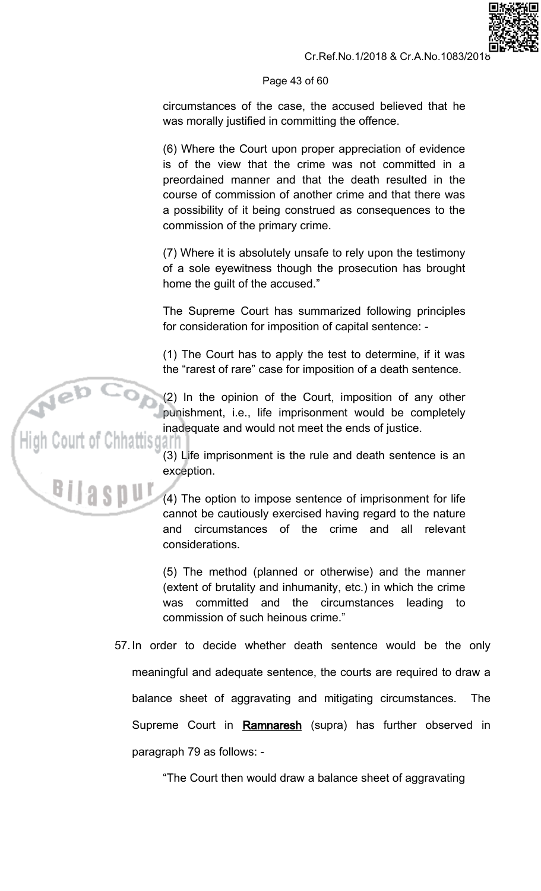circumstances of the case, the accused believed that he was morally justified in committing the offence.

(6) Where the Court upon proper appreciation of evidence is of the view that the crime was not committed in a preordained manner and that the death resulted in the course of commission of another crime and that there was a possibility of it being construed as consequences to the commission of the primary crime.

(7) Where it is absolutely unsafe to rely upon the testimony of a sole eyewitness though the prosecution has brought home the guilt of the accused."

The Supreme Court has summarized following principles for consideration for imposition of capital sentence: -

(1) The Court has to apply the test to determine, if it was the "rarest of rare" case for imposition of a death sentence.

(2) In the opinion of the Court, imposition of any other punishment, i.e., life imprisonment would be completely inadequate and would not meet the ends of justice.

(3) Life imprisonment is the rule and death sentence is an exception.

(4) The option to impose sentence of imprisonment for life cannot be cautiously exercised having regard to the nature and circumstances of the crime and all relevant considerations.

(5) The method (planned or otherwise) and the manner (extent of brutality and inhumanity, etc.) in which the crime was committed and the circumstances leading to commission of such heinous crime."

57. In order to decide whether death sentence would be the only meaningful and adequate sentence, the courts are required to draw a balance sheet of aggravating and mitigating circumstances. The Supreme Court in **Ramnaresh** (supra) has further observed in paragraph 79 as follows: -

"The Court then would draw a balance sheet of aggravating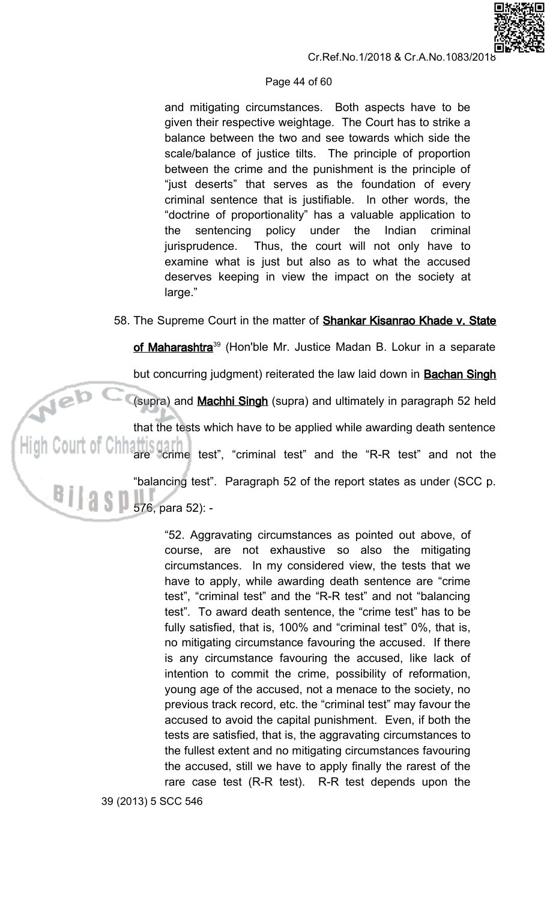and mitigating circumstances. Both aspects have to be given their respective weightage. The Court has to strike a balance between the two and see towards which side the scale/balance of justice tilts. The principle of proportion between the crime and the punishment is the principle of "just deserts" that serves as the foundation of every criminal sentence that is justifiable. In other words, the "doctrine of proportionality" has a valuable application to the sentencing policy under the Indian criminal jurisprudence. Thus, the court will not only have to examine what is just but also as to what the accused deserves keeping in view the impact on the society at large."

58. The Supreme Court in the matter of **Shankar Kisanrao Khade v. State of Maharashtra**[39] (Hon'ble Mr. Justice Madan B. Lokur in a separate but concurring judgment) reiterated the law laid down in **Bachan Singh** (supra) and **Machhi Singh** (supra) and ultimately in paragraph 52 held that the tests which have to be applied while awarding death sentence are "crime test", "criminal test" and the "R-R test" and not the "balancing test". Paragraph 52 of the report states as under (SCC p. 576, para 52): -

> "52. Aggravating circumstances as pointed out above, of course, are not exhaustive so also the mitigating circumstances. In my considered view, the tests that we have to apply, while awarding death sentence are "crime test", "criminal test" and the "R-R test" and not "balancing test". To award death sentence, the "crime test" has to be fully satisfied, that is, 100% and "criminal test" 0%, that is, no mitigating circumstance favouring the accused. If there is any circumstance favouring the accused, like lack of intention to commit the crime, possibility of reformation, young age of the accused, not a menace to the society, no previous track record, etc. the "criminal test" may favour the accused to avoid the capital punishment. Even, if both the tests are satisfied, that is, the aggravating circumstances to the fullest extent and no mitigating circumstances favouring the accused, still we have to apply finally the rarest of the rare case test (R-R test). R-R test depends upon the

39 (2013) 5 SCC 546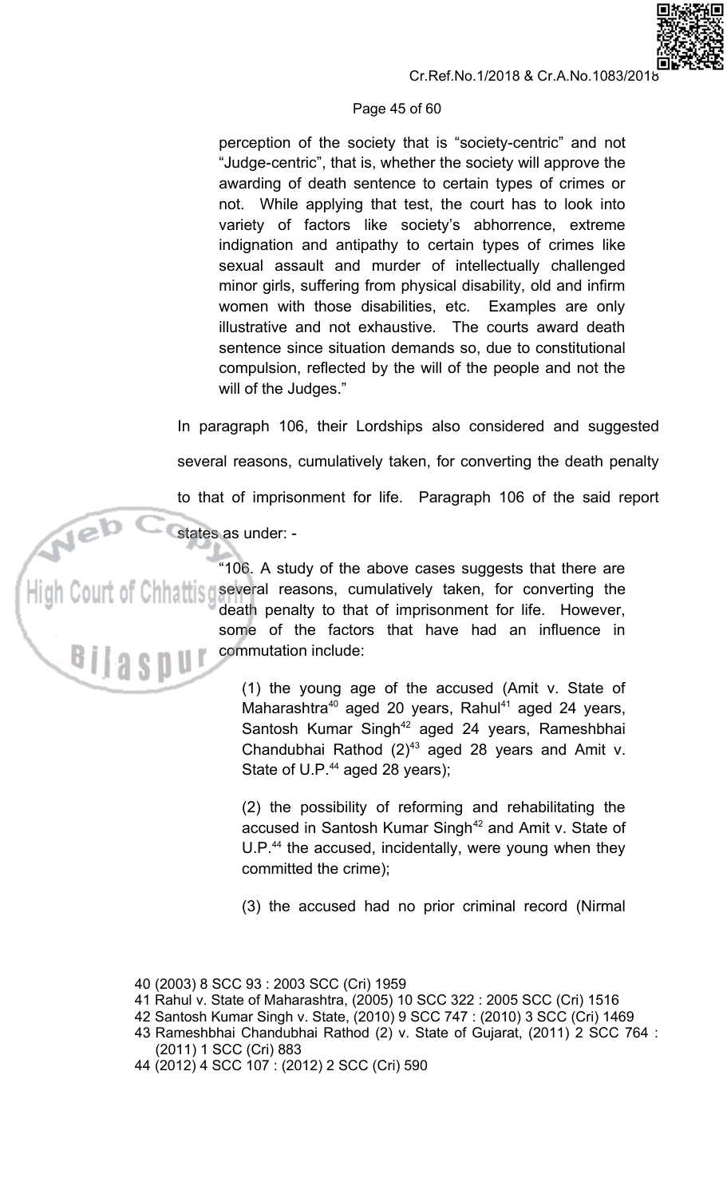perception of the society that is "society-centric" and not "Judge-centric", that is, whether the society will approve the awarding of death sentence to certain types of crimes or not. While applying that test, the court has to look into variety of factors like society's abhorrence, extreme indignation and antipathy to certain types of crimes like sexual assault and murder of intellectually challenged minor girls, suffering from physical disability, old and infirm women with those disabilities, etc. Examples are only illustrative and not exhaustive. The courts award death sentence since situation demands so, due to constitutional compulsion, reflected by the will of the people and not the will of the Judges."

In paragraph 106, their Lordships also considered and suggested several reasons, cumulatively taken, for converting the death penalty to that of imprisonment for life. Paragraph 106 of the said report states as under: -

> "106. A study of the above cases suggests that there are several reasons, cumulatively taken, for converting the death penalty to that of imprisonment for life. However, some of the factors that have had an influence in commutation include:
>
> (1) the young age of the accused (Amit v. State of Maharashtra[40] aged 20 years, Rahul[41] aged 24 years, Santosh Kumar Singh[42] aged 24 years, Rameshbhai Chandubhai Rathod (2)[43] aged 28 years and Amit v. State of U.P.[44] aged 28 years);
>
> (2) the possibility of reforming and rehabilitating the accused in Santosh Kumar Singh[42] and Amit v. State of U.P.[44] the accused, incidentally, were young when they committed the crime);
>
> (3) the accused had no prior criminal record (Nirmal

40 (2003) 8 SCC 93 : 2003 SCC (Cri) 1959
41 Rahul v. State of Maharashtra, (2005) 10 SCC 322 : 2005 SCC (Cri) 1516
42 Santosh Kumar Singh v. State, (2010) 9 SCC 747 : (2010) 3 SCC (Cri) 1469
43 Rameshbhai Chandubhai Rathod (2) v. State of Gujarat, (2011) 2 SCC 764 : (2011) 1 SCC (Cri) 883
44 (2012) 4 SCC 107 : (2012) 2 SCC (Cri) 590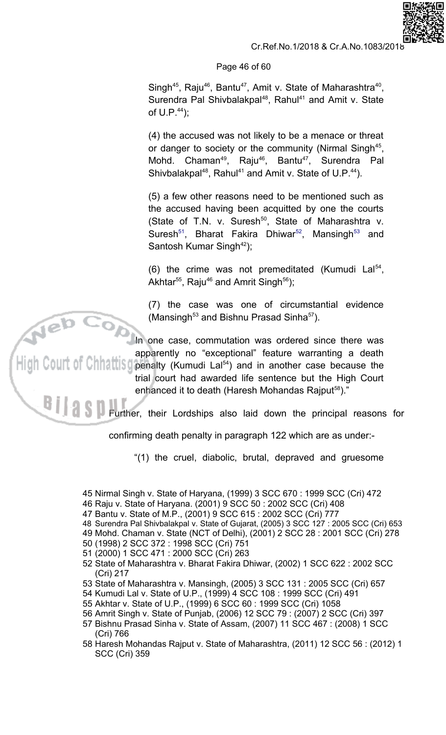Singh[45], Raju[46], Bantu[47], Amit v. State of Maharashtra[40], Surendra Pal Shivbalakpal[48], Rahul[41] and Amit v. State of U.P.[44]);

(4) the accused was not likely to be a menace or threat or danger to society or the community (Nirmal Singh[45], Mohd. Chaman[49], Raju[46], Bantu[47], Surendra Pal Shivbalakpal[48], Rahul[41] and Amit v. State of U.P.[44]).

(5) a few other reasons need to be mentioned such as the accused having been acquitted by one the courts (State of T.N. v. Suresh[50], State of Maharashtra v. Suresh[51], Bharat Fakira Dhiwar[52], Mansingh[53] and Santosh Kumar Singh[42]);

(6) the crime was not premeditated (Kumudi Lal[54], Akhtar[55], Raju[46] and Amrit Singh[56]);

(7) the case was one of circumstantial evidence (Mansingh[53] and Bishnu Prasad Sinha[57]).

In one case, commutation was ordered since there was apparently no "exceptional" feature warranting a death penalty (Kumudi Lal[54]) and in another case because the trial court had awarded life sentence but the High Court enhanced it to death (Haresh Mohandas Rajput[58])."

Further, their Lordships also laid down the principal reasons for confirming death penalty in paragraph 122 which are as under:-

"(1) the cruel, diabolic, brutal, depraved and gruesome

---

45 Nirmal Singh v. State of Haryana, (1999) 3 SCC 670 : 1999 SCC (Cri) 472
46 Raju v. State of Haryana. (2001) 9 SCC 50 : 2002 SCC (Cri) 408
47 Bantu v. State of M.P., (2001) 9 SCC 615 : 2002 SCC (Cri) 777
48 Surendra Pal Shivbalakpal v. State of Gujarat, (2005) 3 SCC 127 : 2005 SCC (Cri) 653
49 Mohd. Chaman v. State (NCT of Delhi), (2001) 2 SCC 28 : 2001 SCC (Cri) 278
50 (1998) 2 SCC 372 : 1998 SCC (Cri) 751
51 (2000) 1 SCC 471 : 2000 SCC (Cri) 263
52 State of Maharashtra v. Bharat Fakira Dhiwar, (2002) 1 SCC 622 : 2002 SCC (Cri) 217
53 State of Maharashtra v. Mansingh, (2005) 3 SCC 131 : 2005 SCC (Cri) 657
54 Kumudi Lal v. State of U.P., (1999) 4 SCC 108 : 1999 SCC (Cri) 491
55 Akhtar v. State of U.P., (1999) 6 SCC 60 : 1999 SCC (Cri) 1058
56 Amrit Singh v. State of Punjab, (2006) 12 SCC 79 : (2007) 2 SCC (Cri) 397
57 Bishnu Prasad Sinha v. State of Assam, (2007) 11 SCC 467 : (2008) 1 SCC (Cri) 766
58 Haresh Mohandas Rajput v. State of Maharashtra, (2011) 12 SCC 56 : (2012) 1 SCC (Cri) 359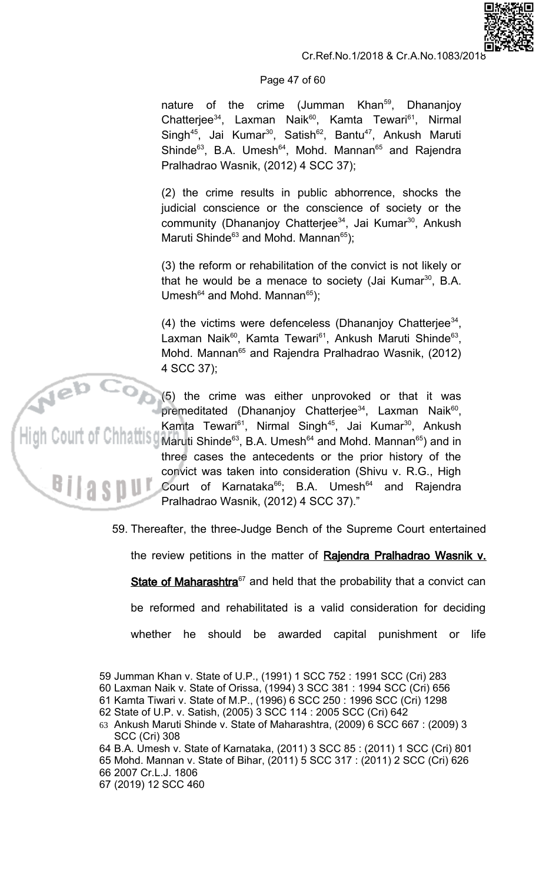nature of the crime (Jumman Khan[59], Dhananjoy Chatterjee[34], Laxman Naik[60], Kamta Tewari[61], Nirmal Singh[45], Jai Kumar[30], Satish[62], Bantu[47], Ankush Maruti Shinde[63], B.A. Umesh[64], Mohd. Mannan[65] and Rajendra Pralhadrao Wasnik, (2012) 4 SCC 37);

(2) the crime results in public abhorrence, shocks the judicial conscience or the conscience of society or the community (Dhananjoy Chatterjee[34], Jai Kumar[30], Ankush Maruti Shinde[63] and Mohd. Mannan[65]);

(3) the reform or rehabilitation of the convict is not likely or that he would be a menace to society (Jai Kumar[30], B.A. Umesh[64] and Mohd. Mannan[65]);

(4) the victims were defenceless (Dhananjoy Chatterjee[34], Laxman Naik[60], Kamta Tewari[61], Ankush Maruti Shinde[63], Mohd. Mannan[65] and Rajendra Pralhadrao Wasnik, (2012) 4 SCC 37);

(5) the crime was either unprovoked or that it was premeditated (Dhananjoy Chatterjee[34], Laxman Naik[60], Kamta Tewari[61], Nirmal Singh[45], Jai Kumar[30], Ankush Maruti Shinde[63], B.A. Umesh[64] and Mohd. Mannan[65]) and in three cases the antecedents or the prior history of the convict was taken into consideration (Shivu v. R.G., High Court of Karnataka[66]; B.A. Umesh[64] and Rajendra Pralhadrao Wasnik, (2012) 4 SCC 37)."

59. Thereafter, the three-Judge Bench of the Supreme Court entertained the review petitions in the matter of **Rajendra Pralhadrao Wasnik v. State of Maharashtra**[67] and held that the probability that a convict can be reformed and rehabilitated is a valid consideration for deciding whether he should be awarded capital punishment or life

---

59 Jumman Khan v. State of U.P., (1991) 1 SCC 752 : 1991 SCC (Cri) 283
60 Laxman Naik v. State of Orissa, (1994) 3 SCC 381 : 1994 SCC (Cri) 656
61 Kamta Tiwari v. State of M.P., (1996) 6 SCC 250 : 1996 SCC (Cri) 1298
62 State of U.P. v. Satish, (2005) 3 SCC 114 : 2005 SCC (Cri) 642
63 Ankush Maruti Shinde v. State of Maharashtra, (2009) 6 SCC 667 : (2009) 3 SCC (Cri) 308
64 B.A. Umesh v. State of Karnataka, (2011) 3 SCC 85 : (2011) 1 SCC (Cri) 801
65 Mohd. Mannan v. State of Bihar, (2011) 5 SCC 317 : (2011) 2 SCC (Cri) 626
66 2007 Cr.L.J. 1806
67 (2019) 12 SCC 460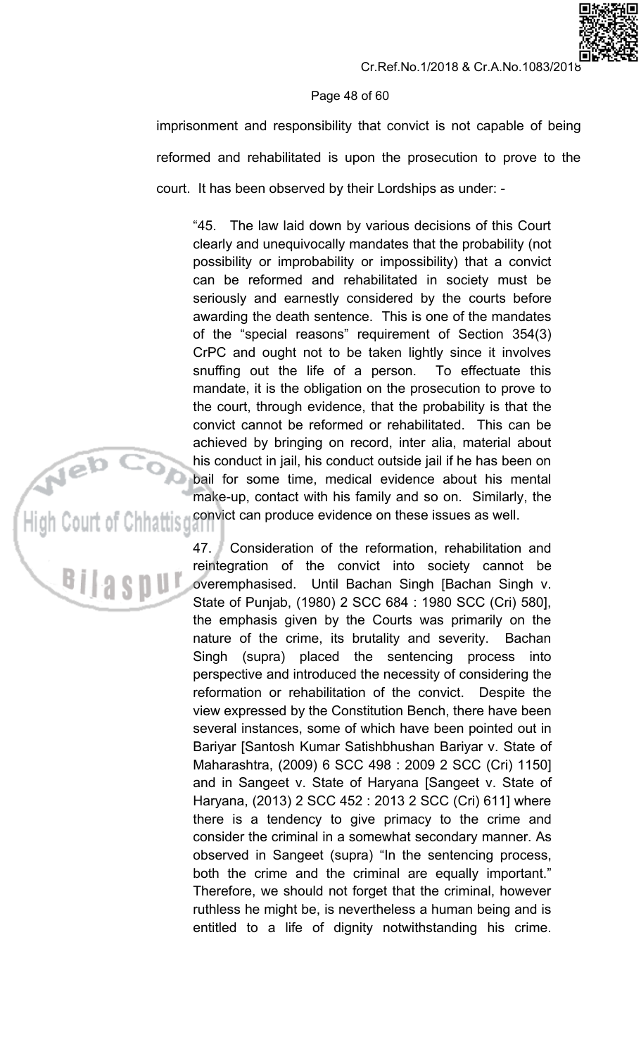imprisonment and responsibility that convict is not capable of being reformed and rehabilitated is upon the prosecution to prove to the court. It has been observed by their Lordships as under: -

> "45. The law laid down by various decisions of this Court clearly and unequivocally mandates that the probability (not possibility or improbability or impossibility) that a convict can be reformed and rehabilitated in society must be seriously and earnestly considered by the courts before awarding the death sentence. This is one of the mandates of the "special reasons" requirement of Section 354(3) CrPC and ought not to be taken lightly since it involves snuffing out the life of a person. To effectuate this mandate, it is the obligation on the prosecution to prove to the court, through evidence, that the probability is that the convict cannot be reformed or rehabilitated. This can be achieved by bringing on record, inter alia, material about his conduct in jail, his conduct outside jail if he has been on bail for some time, medical evidence about his mental make-up, contact with his family and so on. Similarly, the convict can produce evidence on these issues as well.
>
> 47. Consideration of the reformation, rehabilitation and reintegration of the convict into society cannot be overemphasised. Until Bachan Singh [Bachan Singh v. State of Punjab, (1980) 2 SCC 684 : 1980 SCC (Cri) 580], the emphasis given by the Courts was primarily on the nature of the crime, its brutality and severity. Bachan Singh (supra) placed the sentencing process into perspective and introduced the necessity of considering the reformation or rehabilitation of the convict. Despite the view expressed by the Constitution Bench, there have been several instances, some of which have been pointed out in Bariyar [Santosh Kumar Satishbhushan Bariyar v. State of Maharashtra, (2009) 6 SCC 498 : 2009 2 SCC (Cri) 1150] and in Sangeet v. State of Haryana [Sangeet v. State of Haryana, (2013) 2 SCC 452 : 2013 2 SCC (Cri) 611] where there is a tendency to give primacy to the crime and consider the criminal in a somewhat secondary manner. As observed in Sangeet (supra) "In the sentencing process, both the crime and the criminal are equally important." Therefore, we should not forget that the criminal, however ruthless he might be, is nevertheless a human being and is entitled to a life of dignity notwithstanding his crime.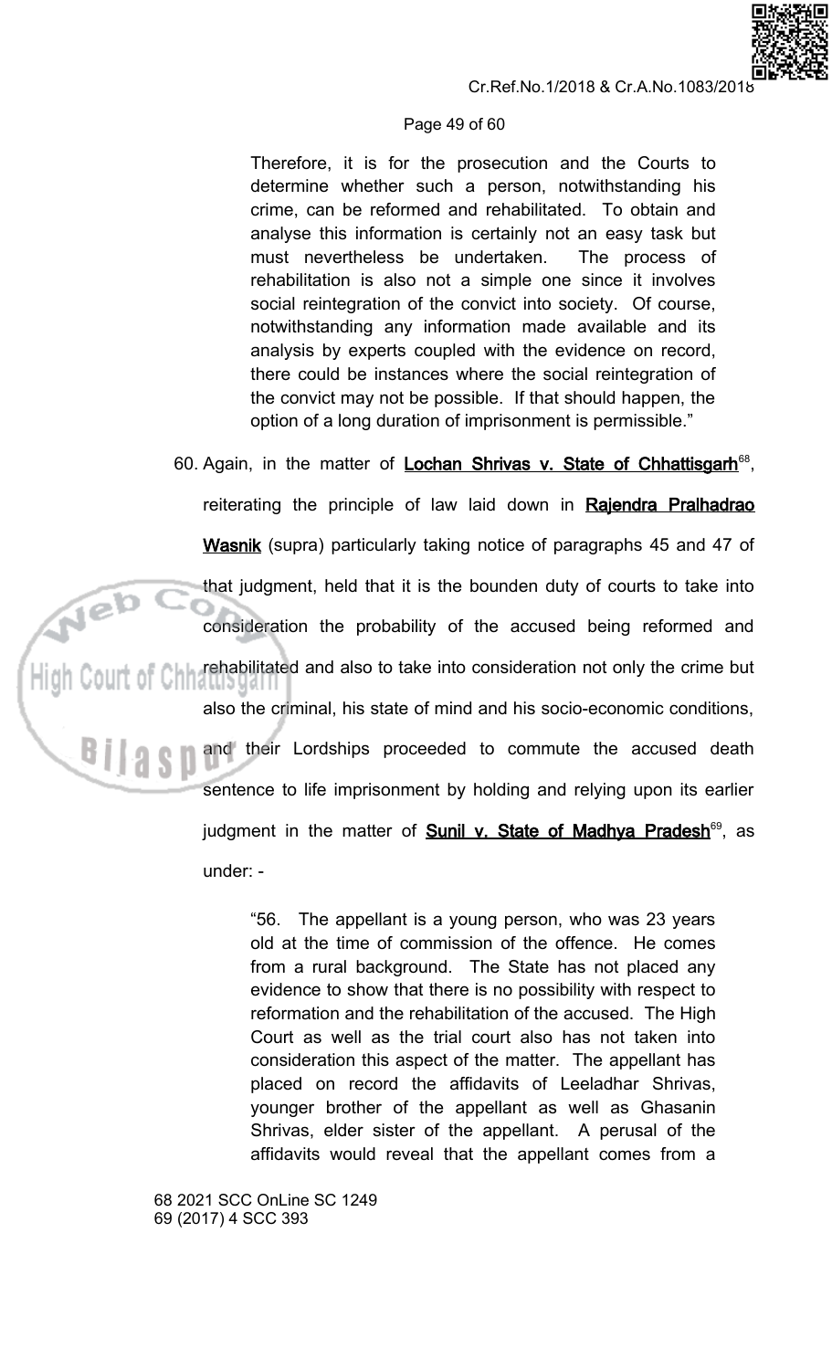Therefore, it is for the prosecution and the Courts to determine whether such a person, notwithstanding his crime, can be reformed and rehabilitated. To obtain and analyse this information is certainly not an easy task but must nevertheless be undertaken. The process of rehabilitation is also not a simple one since it involves social reintegration of the convict into society. Of course, notwithstanding any information made available and its analysis by experts coupled with the evidence on record, there could be instances where the social reintegration of the convict may not be possible. If that should happen, the option of a long duration of imprisonment is permissible."

60. Again, in the matter of **Lochan Shrivas v. State of Chhattisgarh**[68], reiterating the principle of law laid down in **Rajendra Pralhadrao Wasnik** (supra) particularly taking notice of paragraphs 45 and 47 of that judgment, held that it is the bounden duty of courts to take into consideration the probability of the accused being reformed and rehabilitated and also to take into consideration not only the crime but also the criminal, his state of mind and his socio-economic conditions, and their Lordships proceeded to commute the accused death sentence to life imprisonment by holding and relying upon its earlier judgment in the matter of **Sunil v. State of Madhya Pradesh**[69], as under: -

> "56. The appellant is a young person, who was 23 years old at the time of commission of the offence. He comes from a rural background. The State has not placed any evidence to show that there is no possibility with respect to reformation and the rehabilitation of the accused. The High Court as well as the trial court also has not taken into consideration this aspect of the matter. The appellant has placed on record the affidavits of Leeladhar Shrivas, younger brother of the appellant as well as Ghasanin Shrivas, elder sister of the appellant. A perusal of the affidavits would reveal that the appellant comes from a

68 2021 SCC OnLine SC 1249
69 (2017) 4 SCC 393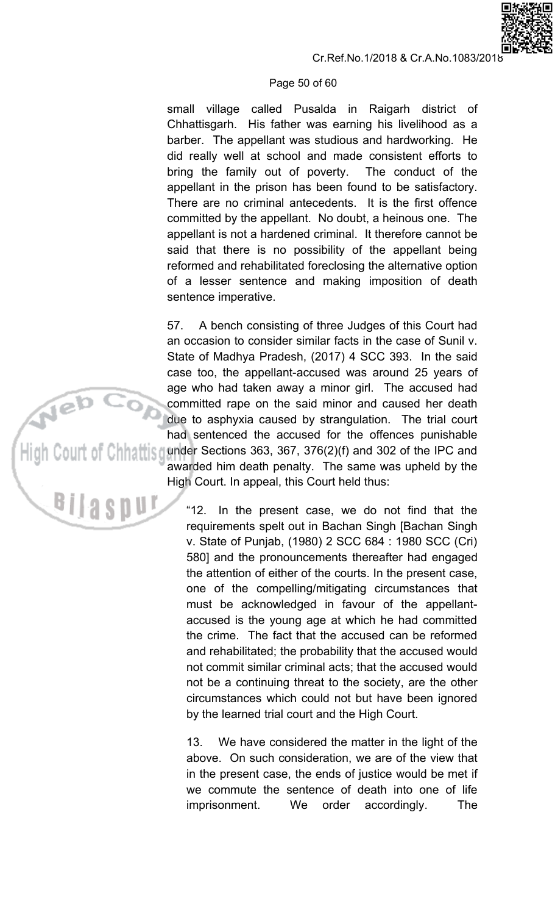small village called Pusalda in Raigarh district of Chhattisgarh. His father was earning his livelihood as a barber. The appellant was studious and hardworking. He did really well at school and made consistent efforts to bring the family out of poverty. The conduct of the appellant in the prison has been found to be satisfactory. There are no criminal antecedents. It is the first offence committed by the appellant. No doubt, a heinous one. The appellant is not a hardened criminal. It therefore cannot be said that there is no possibility of the appellant being reformed and rehabilitated foreclosing the alternative option of a lesser sentence and making imposition of death sentence imperative.

57. A bench consisting of three Judges of this Court had an occasion to consider similar facts in the case of Sunil v. State of Madhya Pradesh, (2017) 4 SCC 393. In the said case too, the appellant-accused was around 25 years of age who had taken away a minor girl. The accused had committed rape on the said minor and caused her death due to asphyxia caused by strangulation. The trial court had sentenced the accused for the offences punishable under Sections 363, 367, 376(2)(f) and 302 of the IPC and awarded him death penalty. The same was upheld by the High Court. In appeal, this Court held thus:

> "12. In the present case, we do not find that the requirements spelt out in Bachan Singh [Bachan Singh v. State of Punjab, (1980) 2 SCC 684 : 1980 SCC (Cri) 580] and the pronouncements thereafter had engaged the attention of either of the courts. In the present case, one of the compelling/mitigating circumstances that must be acknowledged in favour of the appellant-accused is the young age at which he had committed the crime. The fact that the accused can be reformed and rehabilitated; the probability that the accused would not commit similar criminal acts; that the accused would not be a continuing threat to the society, are the other circumstances which could not but have been ignored by the learned trial court and the High Court.
>
> 13. We have considered the matter in the light of the above. On such consideration, we are of the view that in the present case, the ends of justice would be met if we commute the sentence of death into one of life imprisonment. We order accordingly. The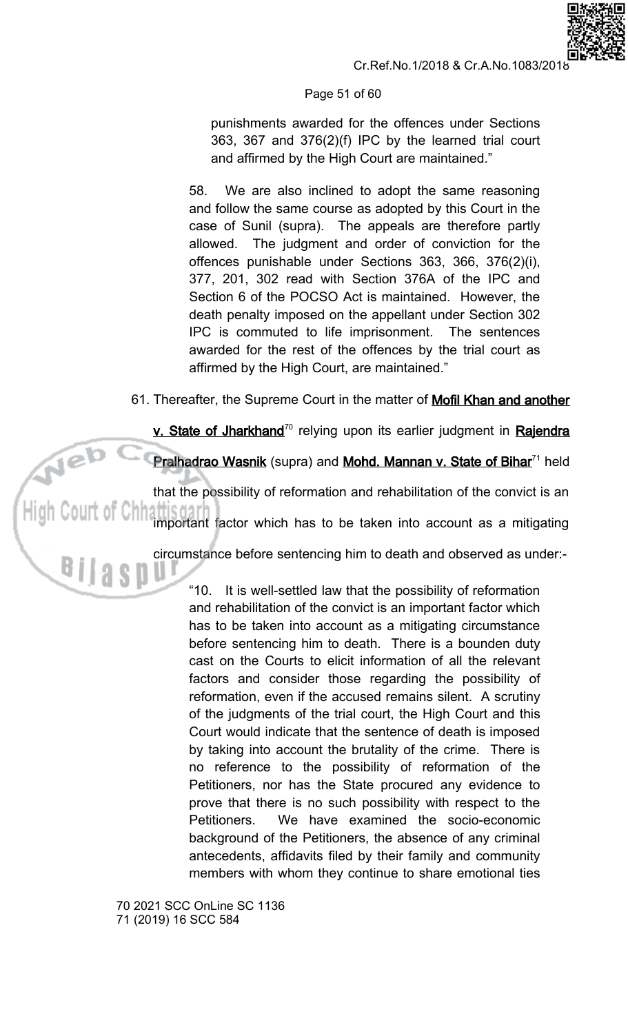> punishments awarded for the offences under Sections 363, 367 and 376(2)(f) IPC by the learned trial court and affirmed by the High Court are maintained."
>
> 58. We are also inclined to adopt the same reasoning and follow the same course as adopted by this Court in the case of Sunil (supra). The appeals are therefore partly allowed. The judgment and order of conviction for the offences punishable under Sections 363, 366, 376(2)(i), 377, 201, 302 read with Section 376A of the IPC and Section 6 of the POCSO Act is maintained. However, the death penalty imposed on the appellant under Section 302 IPC is commuted to life imprisonment. The sentences awarded for the rest of the offences by the trial court as affirmed by the High Court, are maintained."

61. Thereafter, the Supreme Court in the matter of **Mofil Khan and another v. State of Jharkhand**[70] relying upon its earlier judgment in **Rajendra Pralhadrao Wasnik** (supra) and **Mohd. Mannan v. State of Bihar**[71] held that the possibility of reformation and rehabilitation of the convict is an important factor which has to be taken into account as a mitigating circumstance before sentencing him to death and observed as under:-

> "10. It is well-settled law that the possibility of reformation and rehabilitation of the convict is an important factor which has to be taken into account as a mitigating circumstance before sentencing him to death. There is a bounden duty cast on the Courts to elicit information of all the relevant factors and consider those regarding the possibility of reformation, even if the accused remains silent. A scrutiny of the judgments of the trial court, the High Court and this Court would indicate that the sentence of death is imposed by taking into account the brutality of the crime. There is no reference to the possibility of reformation of the Petitioners, nor has the State procured any evidence to prove that there is no such possibility with respect to the Petitioners. We have examined the socio-economic background of the Petitioners, the absence of any criminal antecedents, affidavits filed by their family and community members with whom they continue to share emotional ties

70 2021 SCC OnLine SC 1136
71 (2019) 16 SCC 584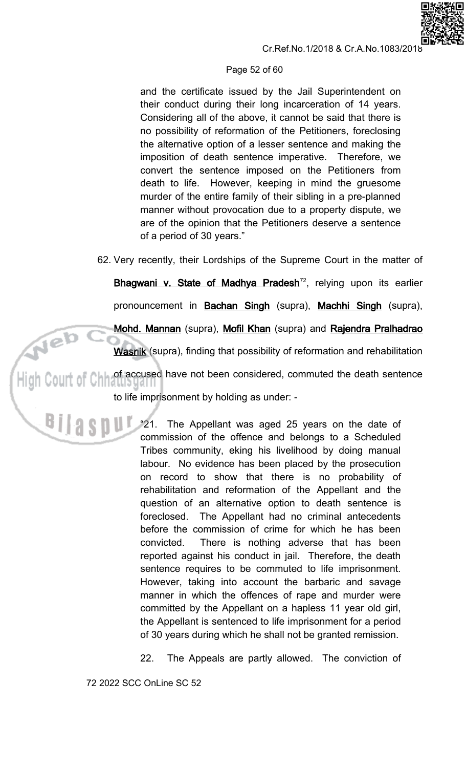> and the certificate issued by the Jail Superintendent on their conduct during their long incarceration of 14 years. Considering all of the above, it cannot be said that there is no possibility of reformation of the Petitioners, foreclosing the alternative option of a lesser sentence and making the imposition of death sentence imperative. Therefore, we convert the sentence imposed on the Petitioners from death to life. However, keeping in mind the gruesome murder of the entire family of their sibling in a pre-planned manner without provocation due to a property dispute, we are of the opinion that the Petitioners deserve a sentence of a period of 30 years."

62. Very recently, their Lordships of the Supreme Court in the matter of **Bhagwani v. State of Madhya Pradesh**[72], relying upon its earlier pronouncement in **Bachan Singh** (supra), **Machhi Singh** (supra), **Mohd. Mannan** (supra), **Mofil Khan** (supra) and **Rajendra Pralhadrao Wasnik** (supra), finding that possibility of reformation and rehabilitation of accused have not been considered, commuted the death sentence to life imprisonment by holding as under: -

> "21. The Appellant was aged 25 years on the date of commission of the offence and belongs to a Scheduled Tribes community, eking his livelihood by doing manual labour. No evidence has been placed by the prosecution on record to show that there is no probability of rehabilitation and reformation of the Appellant and the question of an alternative option to death sentence is foreclosed. The Appellant had no criminal antecedents before the commission of crime for which he has been convicted. There is nothing adverse that has been reported against his conduct in jail. Therefore, the death sentence requires to be commuted to life imprisonment. However, taking into account the barbaric and savage manner in which the offences of rape and murder were committed by the Appellant on a hapless 11 year old girl, the Appellant is sentenced to life imprisonment for a period of 30 years during which he shall not be granted remission.
>
> 22. The Appeals are partly allowed. The conviction of

72 2022 SCC OnLine SC 52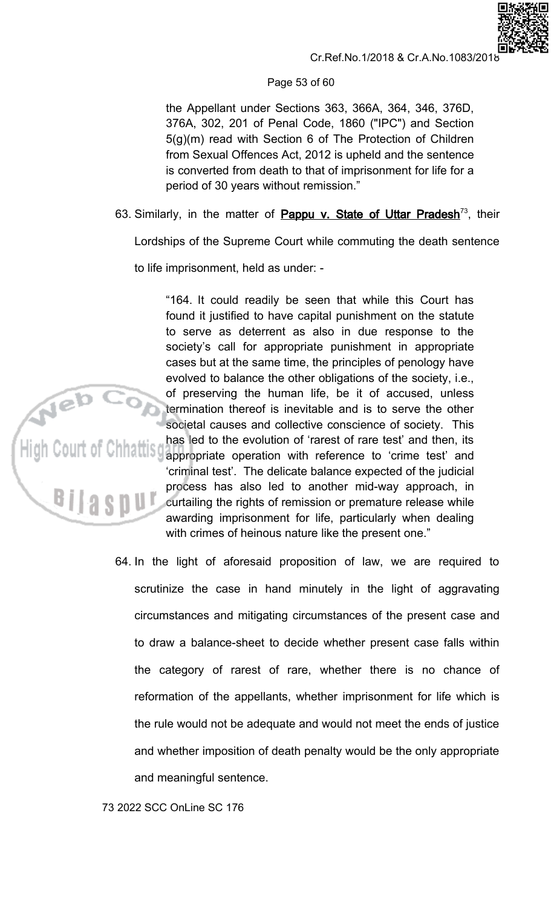the Appellant under Sections 363, 366A, 364, 346, 376D, 376A, 302, 201 of Penal Code, 1860 ("IPC") and Section 5(g)(m) read with Section 6 of The Protection of Children from Sexual Offences Act, 2012 is upheld and the sentence is converted from death to that of imprisonment for life for a period of 30 years without remission."

63. Similarly, in the matter of **Pappu v. State of Uttar Pradesh**[73], their Lordships of the Supreme Court while commuting the death sentence to life imprisonment, held as under: -

> "164. It could readily be seen that while this Court has found it justified to have capital punishment on the statute to serve as deterrent as also in due response to the society's call for appropriate punishment in appropriate cases but at the same time, the principles of penology have evolved to balance the other obligations of the society, i.e., of preserving the human life, be it of accused, unless termination thereof is inevitable and is to serve the other societal causes and collective conscience of society. This has led to the evolution of 'rarest of rare test' and then, its appropriate operation with reference to 'crime test' and 'criminal test'. The delicate balance expected of the judicial process has also led to another mid-way approach, in curtailing the rights of remission or premature release while awarding imprisonment for life, particularly when dealing with crimes of heinous nature like the present one."

64. In the light of aforesaid proposition of law, we are required to scrutinize the case in hand minutely in the light of aggravating circumstances and mitigating circumstances of the present case and to draw a balance-sheet to decide whether present case falls within the category of rarest of rare, whether there is no chance of reformation of the appellants, whether imprisonment for life which is the rule would not be adequate and would not meet the ends of justice and whether imposition of death penalty would be the only appropriate and meaningful sentence.

73 2022 SCC OnLine SC 176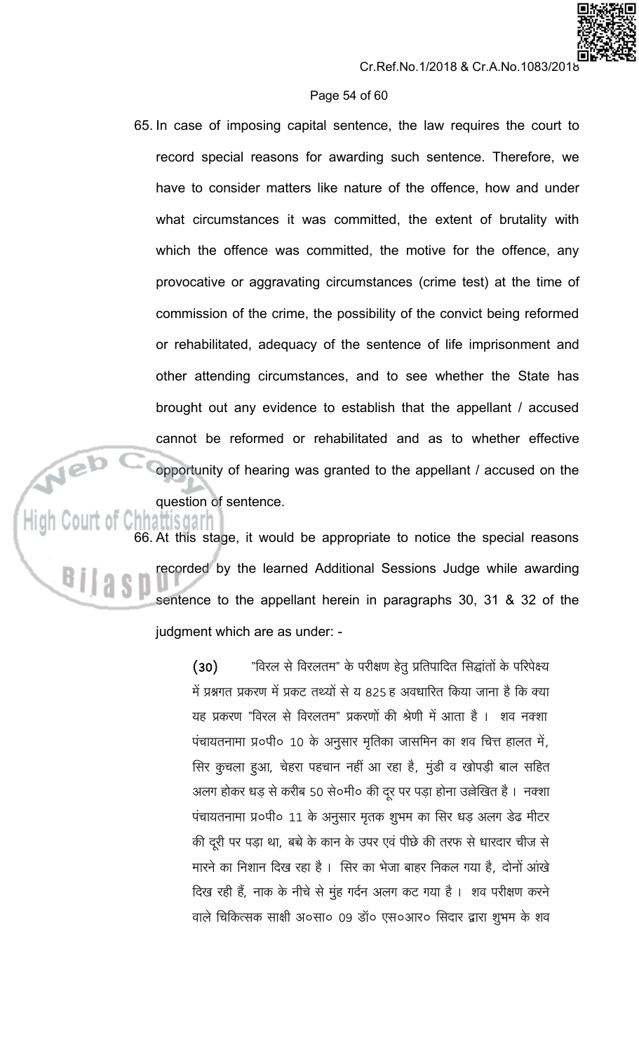65. In case of imposing capital sentence, the law requires the court to record special reasons for awarding such sentence. Therefore, we have to consider matters like nature of the offence, how and under what circumstances it was committed, the extent of brutality with which the offence was committed, the motive for the offence, any provocative or aggravating circumstances (crime test) at the time of commission of the crime, the possibility of the convict being reformed or rehabilitated, adequacy of the sentence of life imprisonment and other attending circumstances, and to see whether the State has brought out any evidence to establish that the appellant / accused cannot be reformed or rehabilitated and as to whether effective opportunity of hearing was granted to the appellant / accused on the question of sentence.

66. At this stage, it would be appropriate to notice the special reasons recorded by the learned Additional Sessions Judge while awarding sentence to the appellant herein in paragraphs 30, 31 & 32 of the judgment which are as under: -

> (30) "विरल से विरलतम" के परीक्षण हेतु प्रतिपादित सिद्धांतों के परिपेक्ष्य में प्रश्नगत प्रकरण में प्रकट तथ्यों से य 825 ह अवधारित किया जाना है कि क्या यह प्रकरण "विरल से विरलतम" प्रकरणों की श्रेणी में आता है । शव नक्शा पंचायतनामा प्र०पी० 10 के अनुसार मृतिका जासमिन का शव चित्त हालत में, सिर कुचला हुआ, चेहरा पहचान नहीं आ रहा है, मुंडी व खोपड़ी बाल सहित अलग होकर धड़ से करीब 50 से०मी० की दूर पर पड़ा होना उल्लेखित है । नक्शा पंचायतनामा प्र०पी० 11 के अनुसार मृतक शुभम का सिर धड़ अलग डेढ मीटर की दूरी पर पड़ा था, बच्चे के कान के उपर एवं पीछे की तरफ से धारदार चीज से मारने का निशान दिख रहा है । सिर का भेजा बाहर निकल गया है, दोनों आंखे दिख रही हैं, नाक के नीचे से मुंह गर्दन अलग कट गया है । शव परीक्षण करने वाले चिकित्सक साक्षी अ०सा० 09 डॉ० एस०आर० सिदार द्वारा शुभम के शव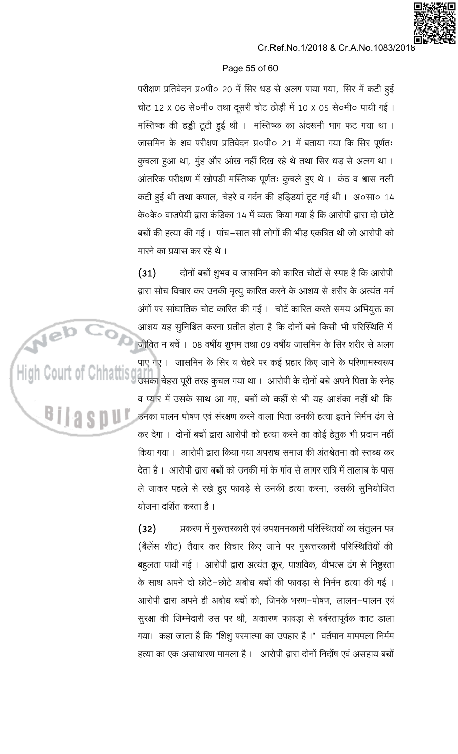परीक्षण प्रतिवेदन प्र०पी० 20 में सिर धड़ से अलग पाया गया, सिर में कटी हुई चोट 12 X 06 से०मी० तथा दूसरी चोट ठोड़ी में 10 X 05 से०मी० पायी गई। मस्तिष्क की हड्डी टूटी हुई थी। मस्तिष्क का अंदरूनी भाग फट गया था। जासमिन के शव परीक्षण प्रतिवेदन प्र०पी० 21 में बताया गया कि सिर पूर्णतः कुचला हुआ था, मुंह और आंख नहीं दिख रहे थे तथा सिर धड़ से अलग था। आंतरिक परीक्षण में खोपड़ी मस्तिष्क पूर्णतः कुचले हुए थे। कंठ व श्वास नली कटी हुई थी तथा कपाल, चेहरे व गर्दन की हड्डियां टूट गई थी। अ०सा० 14 के०के० वाजपेयी द्वारा कंडिका 14 में व्यक्त किया गया है कि आरोपी द्वारा दो छोटे बच्चों की हत्या की गई। पांच–सात सौ लोगों की भीड़ एकत्रित थी जो आरोपी को मारने का प्रयास कर रहे थे।

(31) दोनों बच्चों शुभव व जासमिन को कारित चोटों से स्पष्ट है कि आरोपी द्वारा सोच विचार कर उनकी मृत्यु कारित करने के आशय से शरीर के अत्यंत मर्म अंगों पर सांघातिक चोट कारित की गई। चोटें कारित करते समय अभियुक्त का आशय यह सुनिश्चित करना प्रतीत होता है कि दोनों बच्चे किसी भी परिस्थिति में जीवित न बचें। 08 वर्षीय शुभम तथा 09 वर्षीय जासमिन के सिर शरीर से अलग पाए गए। जासमिन के सिर व चेहरे पर कई प्रहार किए जाने के परिणामस्वरूप उसका चेहरा पूरी तरह कुचल गया था। आरोपी के दोनों बच्चे अपने पिता के स्नेह व प्यार में उसके साथ आ गए, बच्चों को कहीं से भी यह आशंका नहीं थी कि उनका पालन पोषण एवं संरक्षण करने वाला पिता उनकी हत्या इतने निर्मम ढंग से कर देगा। दोनों बच्चों द्वारा आरोपी को हत्या करने का कोई हेतुक भी प्रदान नहीं किया गया। आरोपी द्वारा किया गया अपराध समाज की अंतश्चेतना को स्तब्ध कर देता है। आरोपी द्वारा बच्चों को उनकी मां के गांव से लागर रात्रि में तालाब के पास ले जाकर पहले से रखे हुए फावड़े से उनकी हत्या करना, उसकी सुनियोजित योजना दर्शित करता है।

(32) प्रकरण में गुरूत्तरकारी एवं उपशमनकारी परिस्थितियों का संतुलन पत्र (बैलेंस शीट) तैयार कर विचार किए जाने पर गुरूत्तरकारी परिस्थितियों की बहुलता पायी गई। आरोपी द्वारा अत्यंत क्रूर, पाशविक, वीभत्स ढंग से निष्ठुरता के साथ अपने दो छोटे–छोटे अबोध बच्चों की फावड़ा से निर्मम हत्या की गई। आरोपी द्वारा अपने ही अबोध बच्चों को, जिनके भरण–पोषण, लालन–पालन एवं सुरक्षा की जिम्मेदारी उस पर थी, अकारण फावड़ा से बर्बरतापूर्वक काट डाला गया। कहा जाता है कि "शिशु परमात्मा का उपहार है।" वर्तमान माममला निर्मम हत्या का एक असाधारण मामला है। आरोपी द्वारा दोनों निर्दोष एवं असहाय बच्चों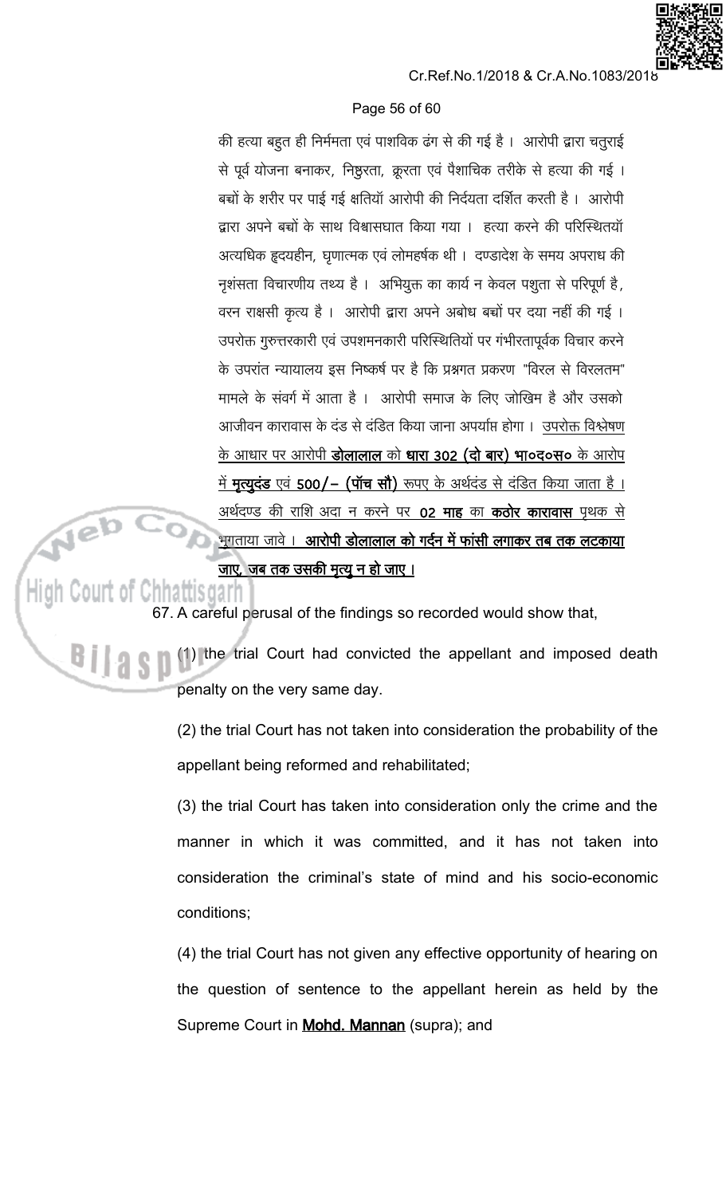की हत्या बहुत ही निर्ममता एवं पाशविक ढंग से की गई है । आरोपी द्वारा चतुराई से पूर्व योजना बनाकर, निष्ठुरता, क्रूरता एवं पैशाचिक तरीके से हत्या की गई । बच्चों के शरीर पर पाई गई क्षतियॉं आरोपी की निर्दयता दर्शित करती है । आरोपी द्वारा अपने बच्चों के साथ विश्वासघात किया गया । हत्या करने की परिस्थितियॉं अत्यधिक हृदयहीन, घृणात्मक एवं लोमहर्षक थी । दण्डादेश के समय अपराध की नृशंसता विचारणीय तथ्य है । अभियुक्त का कार्य न केवल पशुता से परिपूर्ण है, वरन राक्षसी कृत्य है । आरोपी द्वारा अपने अबोध बच्चों पर दया नहीं की गई । उपरोक्त गुरुत्तरकारी एवं उपशमनकारी परिस्थितियों पर गंभीरतापूर्वक विचार करने के उपरांत न्यायालय इस निष्कर्ष पर है कि प्रश्नगत प्रकरण "विरल से विरलतम" मामले के संवर्ग में आता है । आरोपी समाज के लिए जोखिम है और उसको आजीवन कारावास के दंड से दंडित किया जाना अपर्याप्त होगा । <u>उपरोक्त विश्लेषण के आधार पर आरोपी **डोलालाल** को **धारा 302 (दो बार) भा०द०स०** के आरोप में **मृत्युदंड** एवं **500/– (पॉच सौ)** रूपए के अर्थदंड से दंडित किया जाता है । अर्थदण्ड की राशि अदा न करने पर **02 माह** का **कठोर कारावास** पृथक से भुगताया जावे ।</u> <u>**आरोपी डोलालाल को गर्दन में फांसी लगाकर तब तक लटकाया जाए, जब तक उसकी मृत्यु न हो जाए ।**</u>

67. A careful perusal of the findings so recorded would show that,

(1) the trial Court had convicted the appellant and imposed death penalty on the very same day.

(2) the trial Court has not taken into consideration the probability of the appellant being reformed and rehabilitated;

(3) the trial Court has taken into consideration only the crime and the manner in which it was committed, and it has not taken into consideration the criminal's state of mind and his socio-economic conditions;

(4) the trial Court has not given any effective opportunity of hearing on the question of sentence to the appellant herein as held by the Supreme Court in **<u>Mohd. Mannan</u>** (supra); and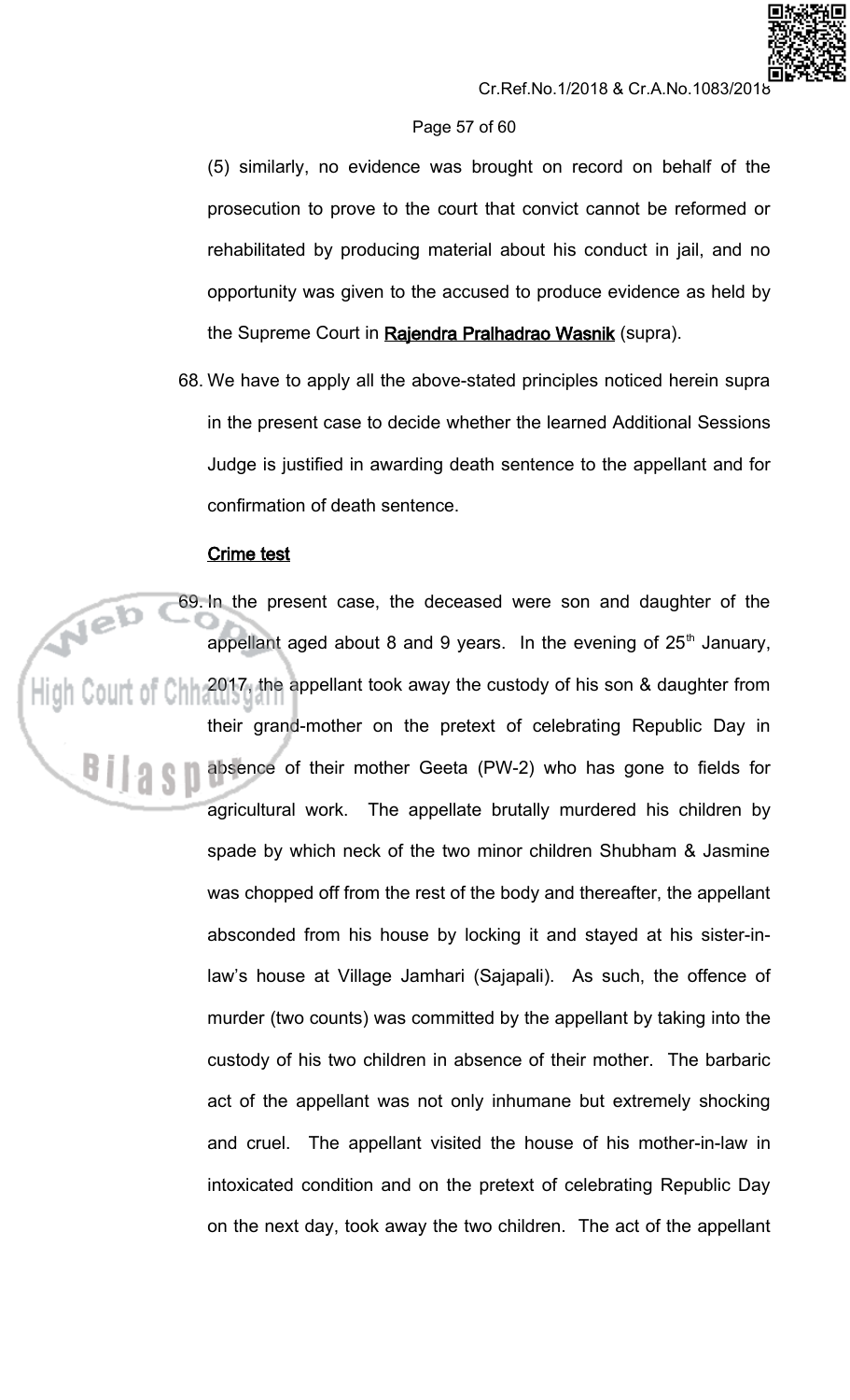(5) similarly, no evidence was brought on record on behalf of the prosecution to prove to the court that convict cannot be reformed or rehabilitated by producing material about his conduct in jail, and no opportunity was given to the accused to produce evidence as held by the Supreme Court in **Rajendra Pralhadrao Wasnik** (supra).

68. We have to apply all the above-stated principles noticed herein supra in the present case to decide whether the learned Additional Sessions Judge is justified in awarding death sentence to the appellant and for confirmation of death sentence.

**Crime test**

69. In the present case, the deceased were son and daughter of the appellant aged about 8 and 9 years. In the evening of 25th January, 2017, the appellant took away the custody of his son & daughter from their grand-mother on the pretext of celebrating Republic Day in absence of their mother Geeta (PW-2) who has gone to fields for agricultural work. The appellate brutally murdered his children by spade by which neck of the two minor children Shubham & Jasmine was chopped off from the rest of the body and thereafter, the appellant absconded from his house by locking it and stayed at his sister-in-law's house at Village Jamhari (Sajapali). As such, the offence of murder (two counts) was committed by the appellant by taking into the custody of his two children in absence of their mother. The barbaric act of the appellant was not only inhumane but extremely shocking and cruel. The appellant visited the house of his mother-in-law in intoxicated condition and on the pretext of celebrating Republic Day on the next day, took away the two children. The act of the appellant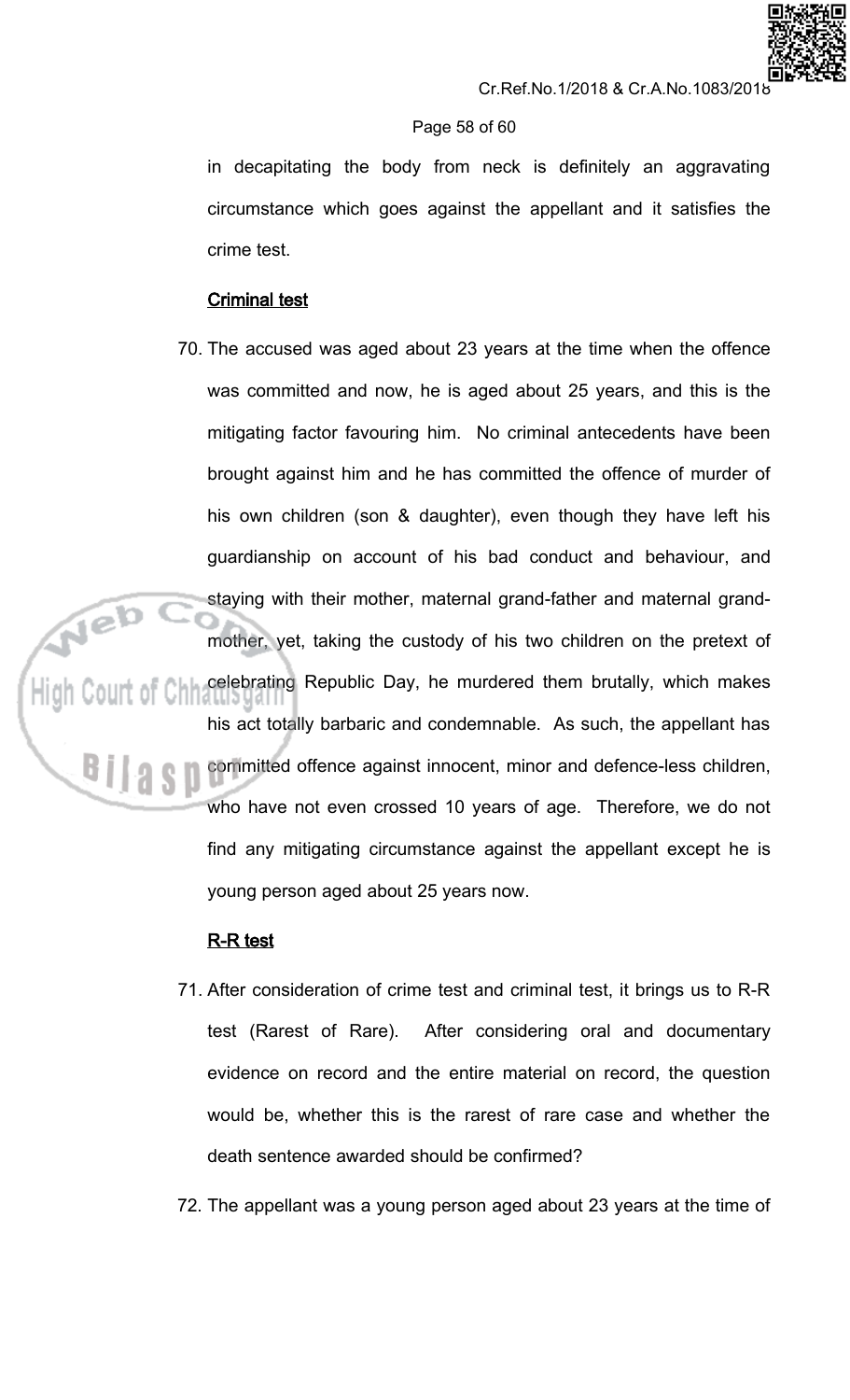in decapitating the body from neck is definitely an aggravating circumstance which goes against the appellant and it satisfies the crime test.

**Criminal test**

70. The accused was aged about 23 years at the time when the offence was committed and now, he is aged about 25 years, and this is the mitigating factor favouring him. No criminal antecedents have been brought against him and he has committed the offence of murder of his own children (son & daughter), even though they have left his guardianship on account of his bad conduct and behaviour, and staying with their mother, maternal grand-father and maternal grand-mother, yet, taking the custody of his two children on the pretext of celebrating Republic Day, he murdered them brutally, which makes his act totally barbaric and condemnable. As such, the appellant has committed offence against innocent, minor and defence-less children, who have not even crossed 10 years of age. Therefore, we do not find any mitigating circumstance against the appellant except he is young person aged about 25 years now.

**R-R test**

71. After consideration of crime test and criminal test, it brings us to R-R test (Rarest of Rare). After considering oral and documentary evidence on record and the entire material on record, the question would be, whether this is the rarest of rare case and whether the death sentence awarded should be confirmed?

72. The appellant was a young person aged about 23 years at the time of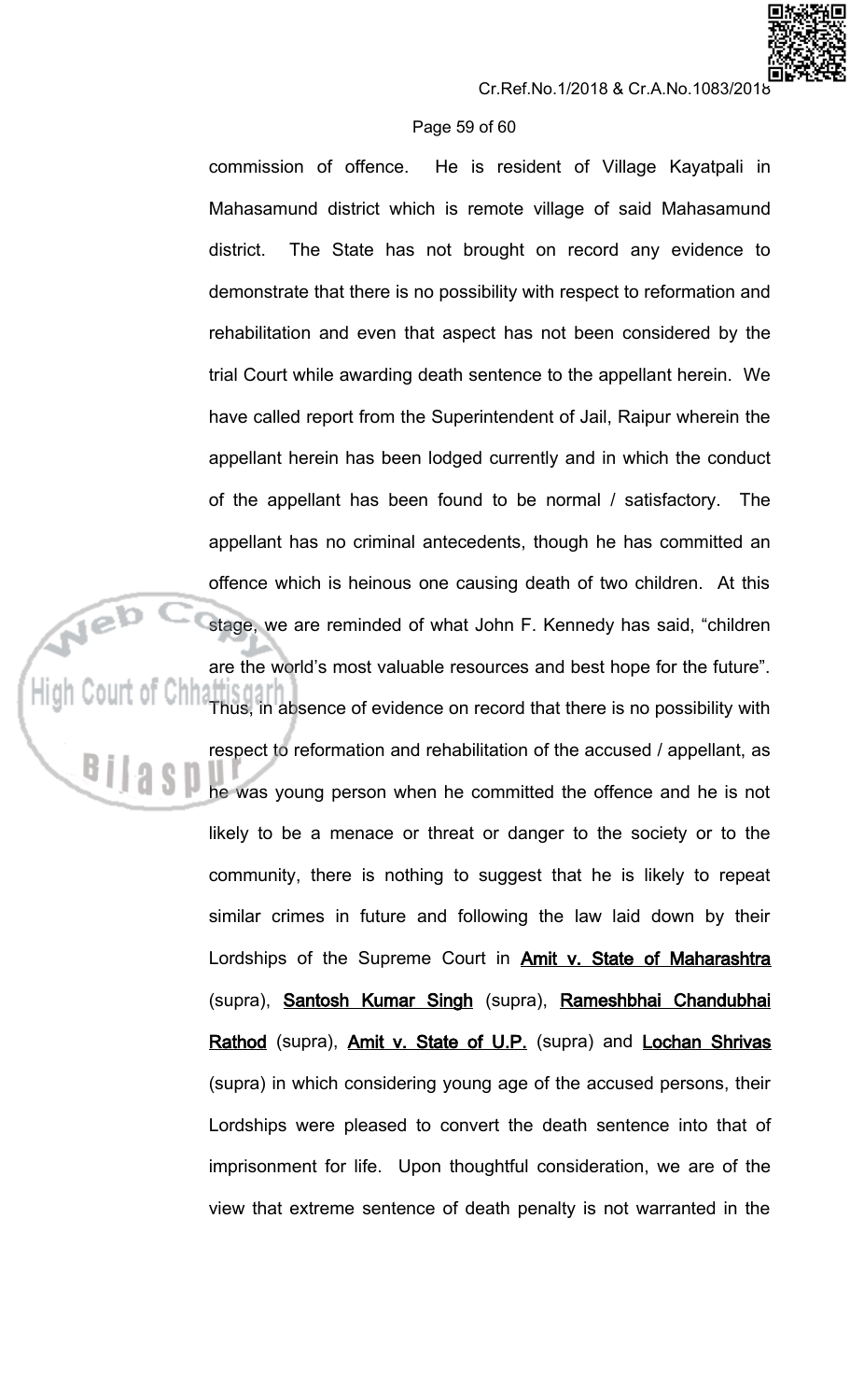commission of offence. He is resident of Village Kayatpali in Mahasamund district which is remote village of said Mahasamund district. The State has not brought on record any evidence to demonstrate that there is no possibility with respect to reformation and rehabilitation and even that aspect has not been considered by the trial Court while awarding death sentence to the appellant herein. We have called report from the Superintendent of Jail, Raipur wherein the appellant herein has been lodged currently and in which the conduct of the appellant has been found to be normal / satisfactory. The appellant has no criminal antecedents, though he has committed an offence which is heinous one causing death of two children. At this stage, we are reminded of what John F. Kennedy has said, "children are the world's most valuable resources and best hope for the future". Thus, in absence of evidence on record that there is no possibility with respect to reformation and rehabilitation of the accused / appellant, as he was young person when he committed the offence and he is not likely to be a menace or threat or danger to the society or to the community, there is nothing to suggest that he is likely to repeat similar crimes in future and following the law laid down by their Lordships of the Supreme Court in **Amit v. State of Maharashtra** (supra), **Santosh Kumar Singh** (supra), **Rameshbhai Chandubhai Rathod** (supra), **Amit v. State of U.P.** (supra) and **Lochan Shrivas** (supra) in which considering young age of the accused persons, their Lordships were pleased to convert the death sentence into that of imprisonment for life. Upon thoughtful consideration, we are of the view that extreme sentence of death penalty is not warranted in the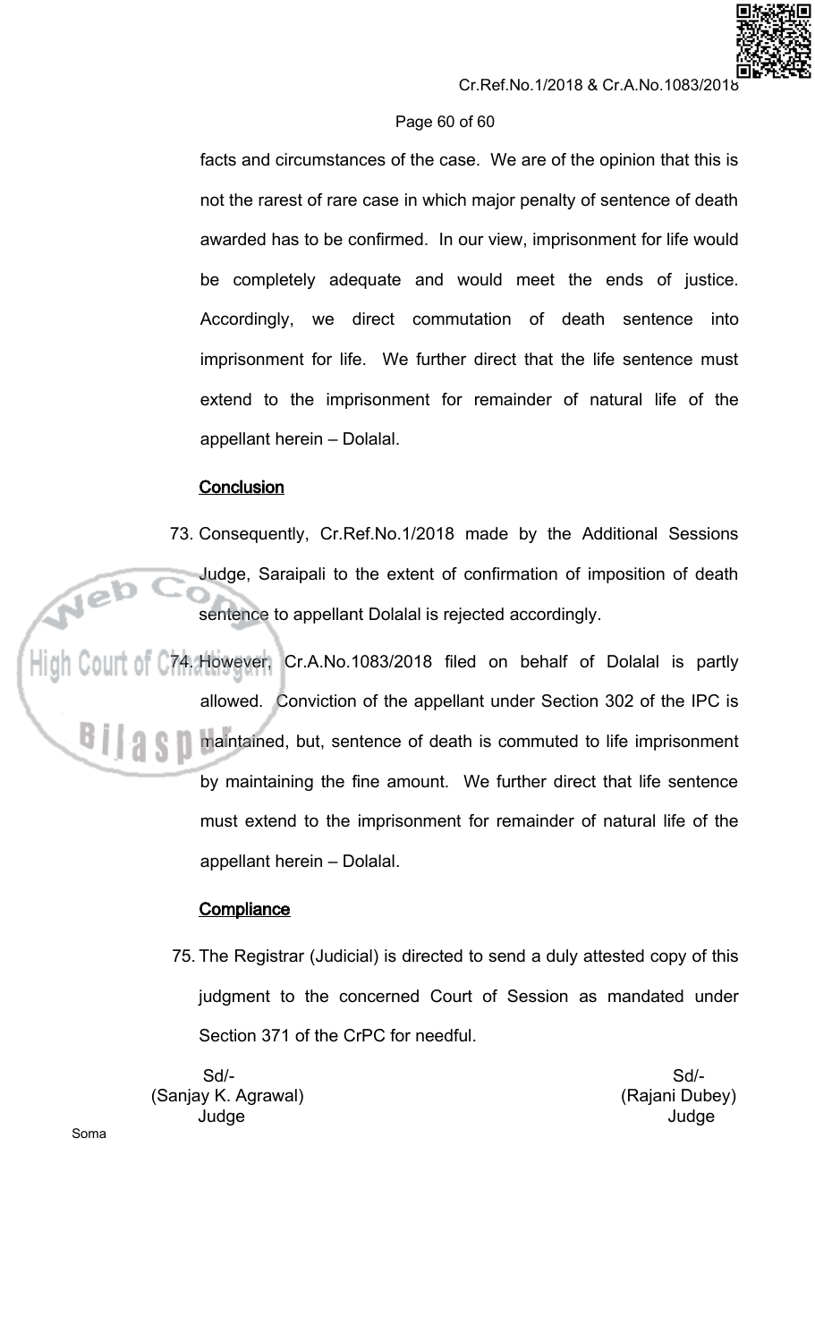facts and circumstances of the case. We are of the opinion that this is not the rarest of rare case in which major penalty of sentence of death awarded has to be confirmed. In our view, imprisonment for life would be completely adequate and would meet the ends of justice. Accordingly, we direct commutation of death sentence into imprisonment for life. We further direct that the life sentence must extend to the imprisonment for remainder of natural life of the appellant herein – Dolalal.

**Conclusion**

73. Consequently, Cr.Ref.No.1/2018 made by the Additional Sessions Judge, Saraipali to the extent of confirmation of imposition of death sentence to appellant Dolalal is rejected accordingly.

74. However, Cr.A.No.1083/2018 filed on behalf of Dolalal is partly allowed. Conviction of the appellant under Section 302 of the IPC is maintained, but, sentence of death is commuted to life imprisonment by maintaining the fine amount. We further direct that life sentence must extend to the imprisonment for remainder of natural life of the appellant herein – Dolalal.

**Compliance**

75. The Registrar (Judicial) is directed to send a duly attested copy of this judgment to the concerned Court of Session as mandated under Section 371 of the CrPC for needful.

Sd/-
(Sanjay K. Agrawal)
Judge

Sd/-
(Rajani Dubey)
Judge

Soma